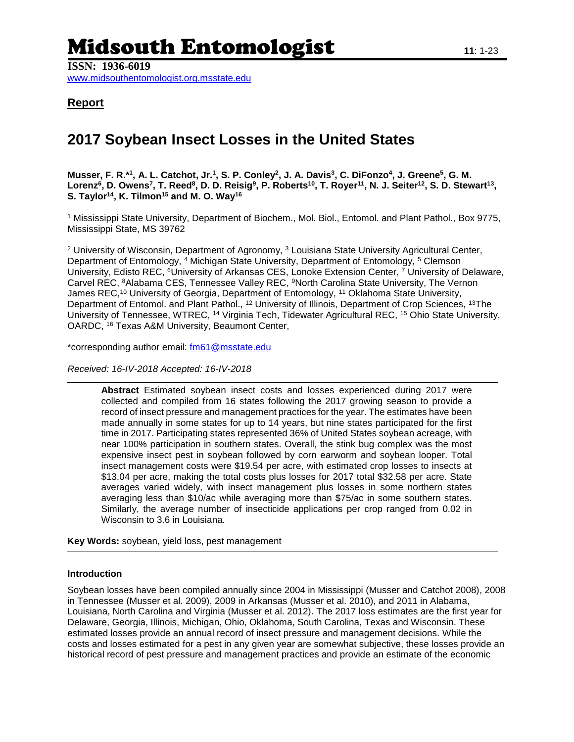# Midsouth Entomologist

**ISSN: 1936-6019**
www.midsouthentomologist.org.msstate.edu

**Report**

## 2017 Soybean Insect Losses in the United States

**Musser, F. R.*[1], A. L. Catchot, Jr.[1], S. P. Conley[2], J. A. Davis[3], C. DiFonzo[4], J. Greene[5], G. M. Lorenz[6], D. Owens[7], T. Reed[8], D. D. Reisig[9], P. Roberts[10], T. Royer[11], N. J. Seiter[12], S. D. Stewart[13], S. Taylor[14], K. Tilmon[15] and M. O. Way[16]**

[1] Mississippi State University, Department of Biochem., Mol. Biol., Entomol. and Plant Pathol., Box 9775, Mississippi State, MS 39762

[2] University of Wisconsin, Department of Agronomy, [3] Louisiana State University Agricultural Center, Department of Entomology, [4] Michigan State University, Department of Entomology, [5] Clemson University, Edisto REC, [6]University of Arkansas CES, Lonoke Extension Center, [7] University of Delaware, Carvel REC, [8]Alabama CES, Tennessee Valley REC, [9]North Carolina State University, The Vernon James REC,[10] University of Georgia, Department of Entomology, [11] Oklahoma State University, Department of Entomol. and Plant Pathol., [12] University of Illinois, Department of Crop Sciences, [13]The University of Tennessee, WTREC, [14] Virginia Tech, Tidewater Agricultural REC, [15] Ohio State University, OARDC, [16] Texas A&M University, Beaumont Center,

*corresponding author email: fm61@msstate.edu

*Received: 16-IV-2018 Accepted: 16-IV-2018*

**Abstract** Estimated soybean insect costs and losses experienced during 2017 were collected and compiled from 16 states following the 2017 growing season to provide a record of insect pressure and management practices for the year. The estimates have been made annually in some states for up to 14 years, but nine states participated for the first time in 2017. Participating states represented 36% of United States soybean acreage, with near 100% participation in southern states. Overall, the stink bug complex was the most expensive insect pest in soybean followed by corn earworm and soybean looper. Total insect management costs were $19.54 per acre, with estimated crop losses to insects at $13.04 per acre, making the total costs plus losses for 2017 total $32.58 per acre. State averages varied widely, with insect management plus losses in some northern states averaging less than $10/ac while averaging more than $75/ac in some southern states. Similarly, the average number of insecticide applications per crop ranged from 0.02 in Wisconsin to 3.6 in Louisiana.

**Key Words:** soybean, yield loss, pest management

### Introduction

Soybean losses have been compiled annually since 2004 in Mississippi (Musser and Catchot 2008), 2008 in Tennessee (Musser et al. 2009), 2009 in Arkansas (Musser et al. 2010), and 2011 in Alabama, Louisiana, North Carolina and Virginia (Musser et al. 2012). The 2017 loss estimates are the first year for Delaware, Georgia, Illinois, Michigan, Ohio, Oklahoma, South Carolina, Texas and Wisconsin. These estimated losses provide an annual record of insect pressure and management decisions. While the costs and losses estimated for a pest in any given year are somewhat subjective, these losses provide an historical record of pest pressure and management practices and provide an estimate of the economic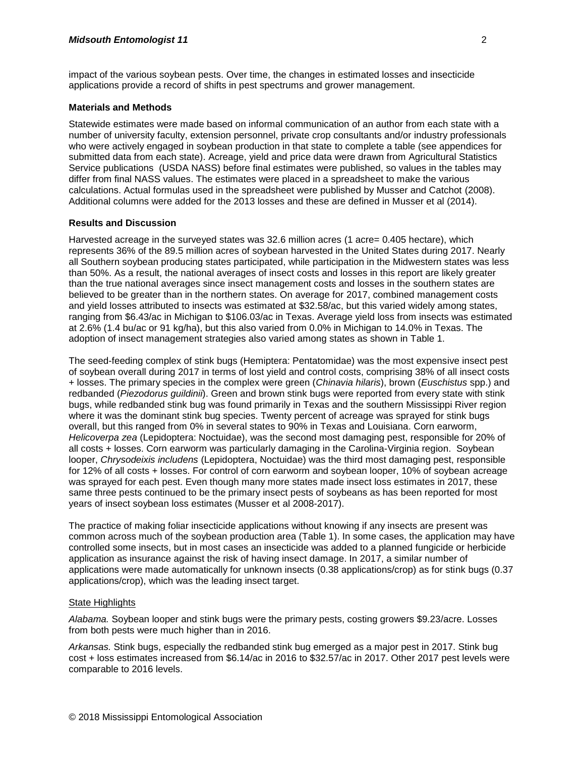impact of the various soybean pests. Over time, the changes in estimated losses and insecticide applications provide a record of shifts in pest spectrums and grower management.

**Materials and Methods**

Statewide estimates were made based on informal communication of an author from each state with a number of university faculty, extension personnel, private crop consultants and/or industry professionals who were actively engaged in soybean production in that state to complete a table (see appendices for submitted data from each state). Acreage, yield and price data were drawn from Agricultural Statistics Service publications (USDA NASS) before final estimates were published, so values in the tables may differ from final NASS values. The estimates were placed in a spreadsheet to make the various calculations. Actual formulas used in the spreadsheet were published by Musser and Catchot (2008). Additional columns were added for the 2013 losses and these are defined in Musser et al (2014).

**Results and Discussion**

Harvested acreage in the surveyed states was 32.6 million acres (1 acre= 0.405 hectare), which represents 36% of the 89.5 million acres of soybean harvested in the United States during 2017. Nearly all Southern soybean producing states participated, while participation in the Midwestern states was less than 50%. As a result, the national averages of insect costs and losses in this report are likely greater than the true national averages since insect management costs and losses in the southern states are believed to be greater than in the northern states. On average for 2017, combined management costs and yield losses attributed to insects was estimated at $32.58/ac, but this varied widely among states, ranging from $6.43/ac in Michigan to $106.03/ac in Texas. Average yield loss from insects was estimated at 2.6% (1.4 bu/ac or 91 kg/ha), but this also varied from 0.0% in Michigan to 14.0% in Texas. The adoption of insect management strategies also varied among states as shown in Table 1.

The seed-feeding complex of stink bugs (Hemiptera: Pentatomidae) was the most expensive insect pest of soybean overall during 2017 in terms of lost yield and control costs, comprising 38% of all insect costs + losses. The primary species in the complex were green (*Chinavia hilaris*), brown (*Euschistus* spp.) and redbanded (*Piezodorus guildinii*). Green and brown stink bugs were reported from every state with stink bugs, while redbanded stink bug was found primarily in Texas and the southern Mississippi River region where it was the dominant stink bug species. Twenty percent of acreage was sprayed for stink bugs overall, but this ranged from 0% in several states to 90% in Texas and Louisiana. Corn earworm, *Helicoverpa zea* (Lepidoptera: Noctuidae), was the second most damaging pest, responsible for 20% of all costs + losses. Corn earworm was particularly damaging in the Carolina-Virginia region. Soybean looper, *Chrysodeixis includens* (Lepidoptera, Noctuidae) was the third most damaging pest, responsible for 12% of all costs + losses. For control of corn earworm and soybean looper, 10% of soybean acreage was sprayed for each pest. Even though many more states made insect loss estimates in 2017, these same three pests continued to be the primary insect pests of soybeans as has been reported for most years of insect soybean loss estimates (Musser et al 2008-2017).

The practice of making foliar insecticide applications without knowing if any insects are present was common across much of the soybean production area (Table 1). In some cases, the application may have controlled some insects, but in most cases an insecticide was added to a planned fungicide or herbicide application as insurance against the risk of having insect damage. In 2017, a similar number of applications were made automatically for unknown insects (0.38 applications/crop) as for stink bugs (0.37 applications/crop), which was the leading insect target.

State Highlights

*Alabama.* Soybean looper and stink bugs were the primary pests, costing growers $9.23/acre. Losses from both pests were much higher than in 2016.

*Arkansas.* Stink bugs, especially the redbanded stink bug emerged as a major pest in 2017. Stink bug cost + loss estimates increased from $6.14/ac in 2016 to $32.57/ac in 2017. Other 2017 pest levels were comparable to 2016 levels.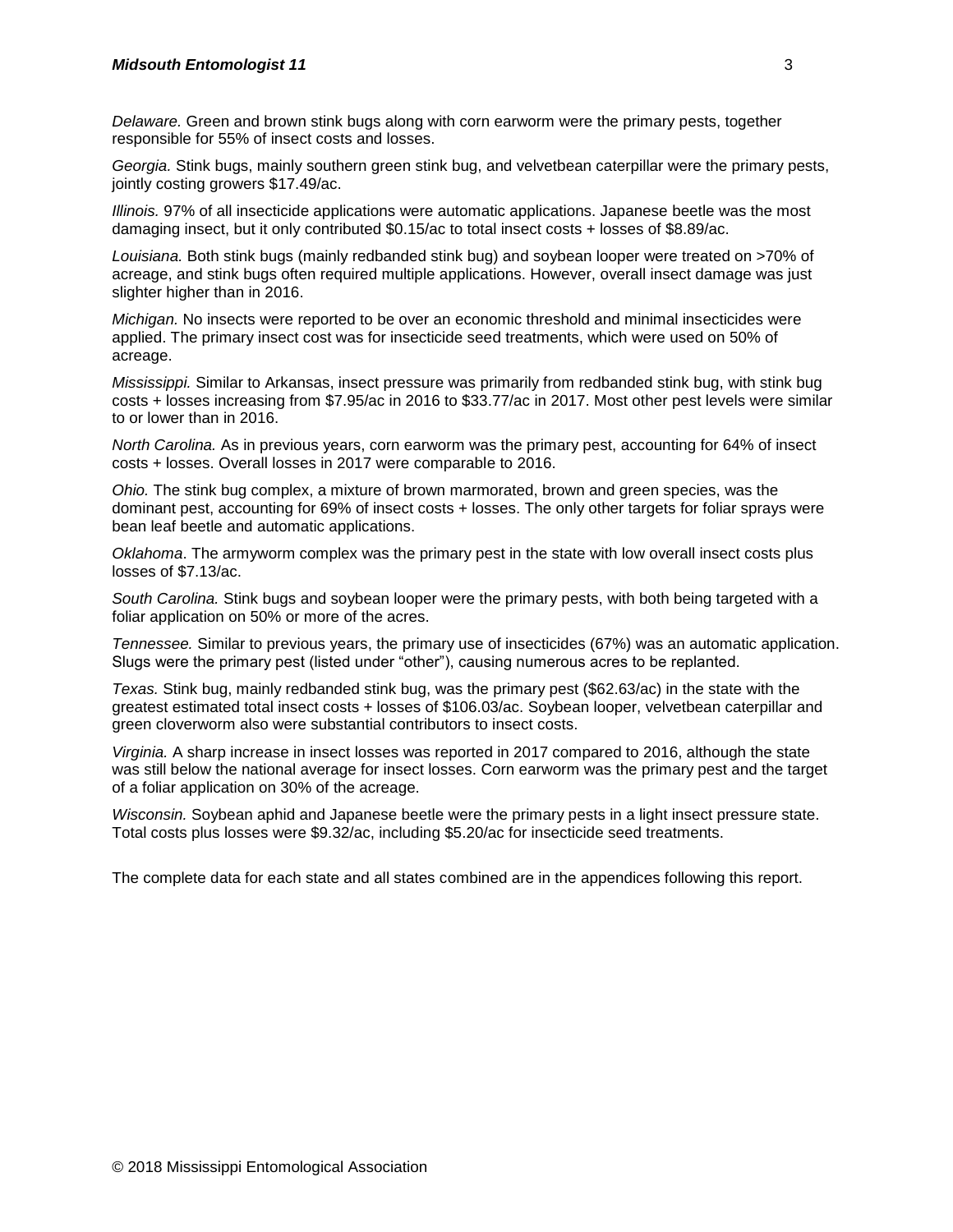*Delaware.* Green and brown stink bugs along with corn earworm were the primary pests, together responsible for 55% of insect costs and losses.

*Georgia.* Stink bugs, mainly southern green stink bug, and velvetbean caterpillar were the primary pests, jointly costing growers $17.49/ac.

*Illinois.* 97% of all insecticide applications were automatic applications. Japanese beetle was the most damaging insect, but it only contributed $0.15/ac to total insect costs + losses of $8.89/ac.

*Louisiana.* Both stink bugs (mainly redbanded stink bug) and soybean looper were treated on >70% of acreage, and stink bugs often required multiple applications. However, overall insect damage was just slighter higher than in 2016.

*Michigan.* No insects were reported to be over an economic threshold and minimal insecticides were applied. The primary insect cost was for insecticide seed treatments, which were used on 50% of acreage.

*Mississippi.* Similar to Arkansas, insect pressure was primarily from redbanded stink bug, with stink bug costs + losses increasing from $7.95/ac in 2016 to $33.77/ac in 2017. Most other pest levels were similar to or lower than in 2016.

*North Carolina.* As in previous years, corn earworm was the primary pest, accounting for 64% of insect costs + losses. Overall losses in 2017 were comparable to 2016.

*Ohio.* The stink bug complex, a mixture of brown marmorated, brown and green species, was the dominant pest, accounting for 69% of insect costs + losses. The only other targets for foliar sprays were bean leaf beetle and automatic applications.

*Oklahoma*. The armyworm complex was the primary pest in the state with low overall insect costs plus losses of $7.13/ac.

*South Carolina.* Stink bugs and soybean looper were the primary pests, with both being targeted with a foliar application on 50% or more of the acres.

*Tennessee.* Similar to previous years, the primary use of insecticides (67%) was an automatic application. Slugs were the primary pest (listed under "other"), causing numerous acres to be replanted.

*Texas.* Stink bug, mainly redbanded stink bug, was the primary pest ($62.63/ac) in the state with the greatest estimated total insect costs + losses of $106.03/ac. Soybean looper, velvetbean caterpillar and green cloverworm also were substantial contributors to insect costs.

*Virginia.* A sharp increase in insect losses was reported in 2017 compared to 2016, although the state was still below the national average for insect losses. Corn earworm was the primary pest and the target of a foliar application on 30% of the acreage.

*Wisconsin.* Soybean aphid and Japanese beetle were the primary pests in a light insect pressure state. Total costs plus losses were $9.32/ac, including $5.20/ac for insecticide seed treatments.

The complete data for each state and all states combined are in the appendices following this report.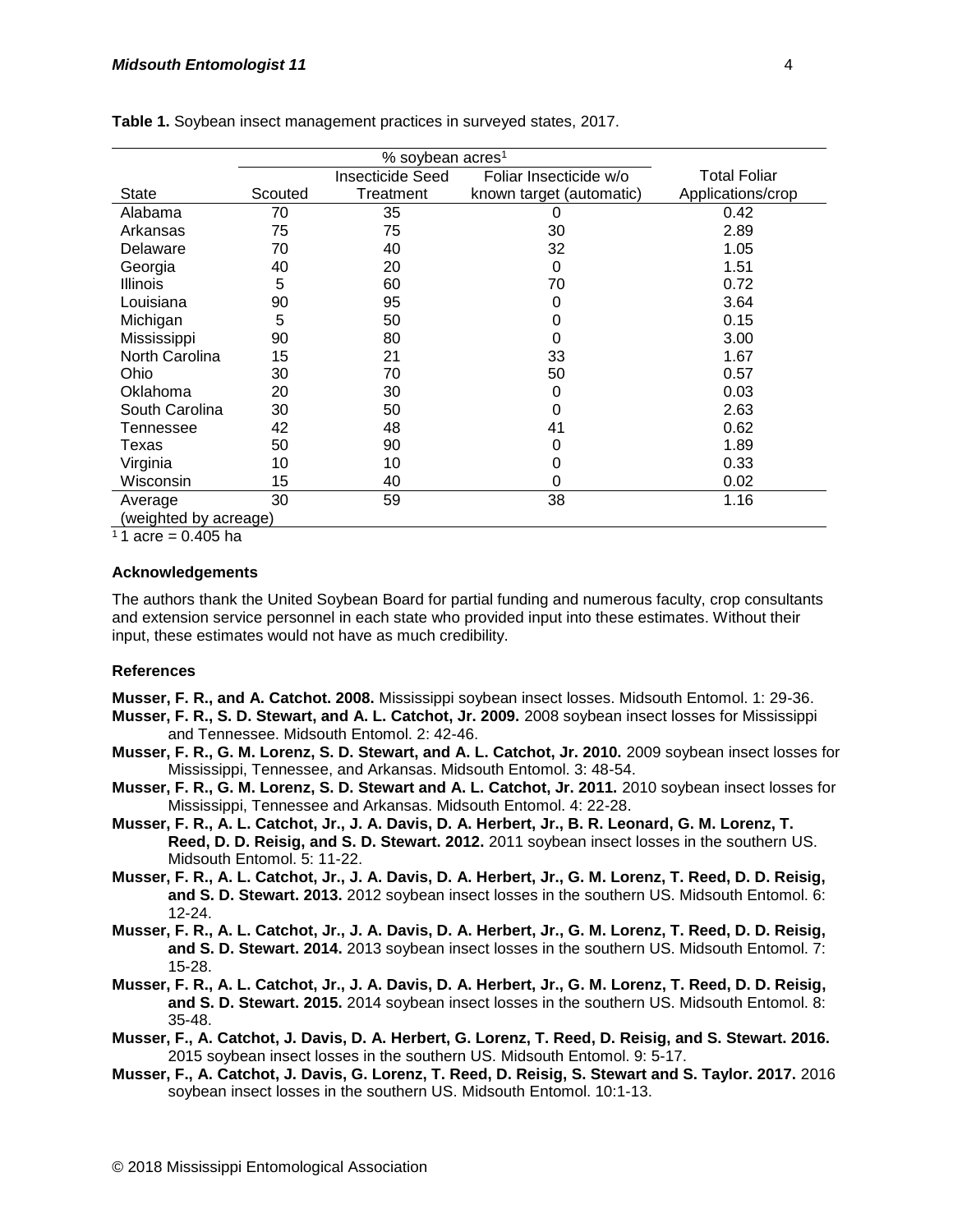**Table 1.** Soybean insect management practices in surveyed states, 2017.

| | % soybean acres[1] | | | |
|---|---|---|---|---|
| State | Scouted | Insecticide Seed Treatment | Foliar Insecticide w/o known target (automatic) | Total Foliar Applications/crop |
| Alabama | 70 | 35 | 0 | 0.42 |
| Arkansas | 75 | 75 | 30 | 2.89 |
| Delaware | 70 | 40 | 32 | 1.05 |
| Georgia | 40 | 20 | 0 | 1.51 |
| Illinois | 5 | 60 | 70 | 0.72 |
| Louisiana | 90 | 95 | 0 | 3.64 |
| Michigan | 5 | 50 | 0 | 0.15 |
| Mississippi | 90 | 80 | 0 | 3.00 |
| North Carolina | 15 | 21 | 33 | 1.67 |
| Ohio | 30 | 70 | 50 | 0.57 |
| Oklahoma | 20 | 30 | 0 | 0.03 |
| South Carolina | 30 | 50 | 0 | 2.63 |
| Tennessee | 42 | 48 | 41 | 0.62 |
| Texas | 50 | 90 | 0 | 1.89 |
| Virginia | 10 | 10 | 0 | 0.33 |
| Wisconsin | 15 | 40 | 0 | 0.02 |
| Average (weighted by acreage) | 30 | 59 | 38 | 1.16 |

[1] 1 acre = 0.405 ha

### Acknowledgements

The authors thank the United Soybean Board for partial funding and numerous faculty, crop consultants and extension service personnel in each state who provided input into these estimates. Without their input, these estimates would not have as much credibility.

### References

**Musser, F. R., and A. Catchot. 2008.** Mississippi soybean insect losses. Midsouth Entomol. 1: 29-36.

**Musser, F. R., S. D. Stewart, and A. L. Catchot, Jr. 2009.** 2008 soybean insect losses for Mississippi and Tennessee. Midsouth Entomol. 2: 42-46.

**Musser, F. R., G. M. Lorenz, S. D. Stewart, and A. L. Catchot, Jr. 2010.** 2009 soybean insect losses for Mississippi, Tennessee, and Arkansas. Midsouth Entomol. 3: 48-54.

**Musser, F. R., G. M. Lorenz, S. D. Stewart and A. L. Catchot, Jr. 2011.** 2010 soybean insect losses for Mississippi, Tennessee and Arkansas. Midsouth Entomol. 4: 22-28.

**Musser, F. R., A. L. Catchot, Jr., J. A. Davis, D. A. Herbert, Jr., B. R. Leonard, G. M. Lorenz, T. Reed, D. D. Reisig, and S. D. Stewart. 2012.** 2011 soybean insect losses in the southern US. Midsouth Entomol. 5: 11-22.

**Musser, F. R., A. L. Catchot, Jr., J. A. Davis, D. A. Herbert, Jr., G. M. Lorenz, T. Reed, D. D. Reisig, and S. D. Stewart. 2013.** 2012 soybean insect losses in the southern US. Midsouth Entomol. 6: 12-24.

**Musser, F. R., A. L. Catchot, Jr., J. A. Davis, D. A. Herbert, Jr., G. M. Lorenz, T. Reed, D. D. Reisig, and S. D. Stewart. 2014.** 2013 soybean insect losses in the southern US. Midsouth Entomol. 7: 15-28.

**Musser, F. R., A. L. Catchot, Jr., J. A. Davis, D. A. Herbert, Jr., G. M. Lorenz, T. Reed, D. D. Reisig, and S. D. Stewart. 2015.** 2014 soybean insect losses in the southern US. Midsouth Entomol. 8: 35-48.

**Musser, F., A. Catchot, J. Davis, D. A. Herbert, G. Lorenz, T. Reed, D. Reisig, and S. Stewart. 2016.** 2015 soybean insect losses in the southern US. Midsouth Entomol. 9: 5-17.

**Musser, F., A. Catchot, J. Davis, G. Lorenz, T. Reed, D. Reisig, S. Stewart and S. Taylor. 2017.** 2016 soybean insect losses in the southern US. Midsouth Entomol. 10:1-13.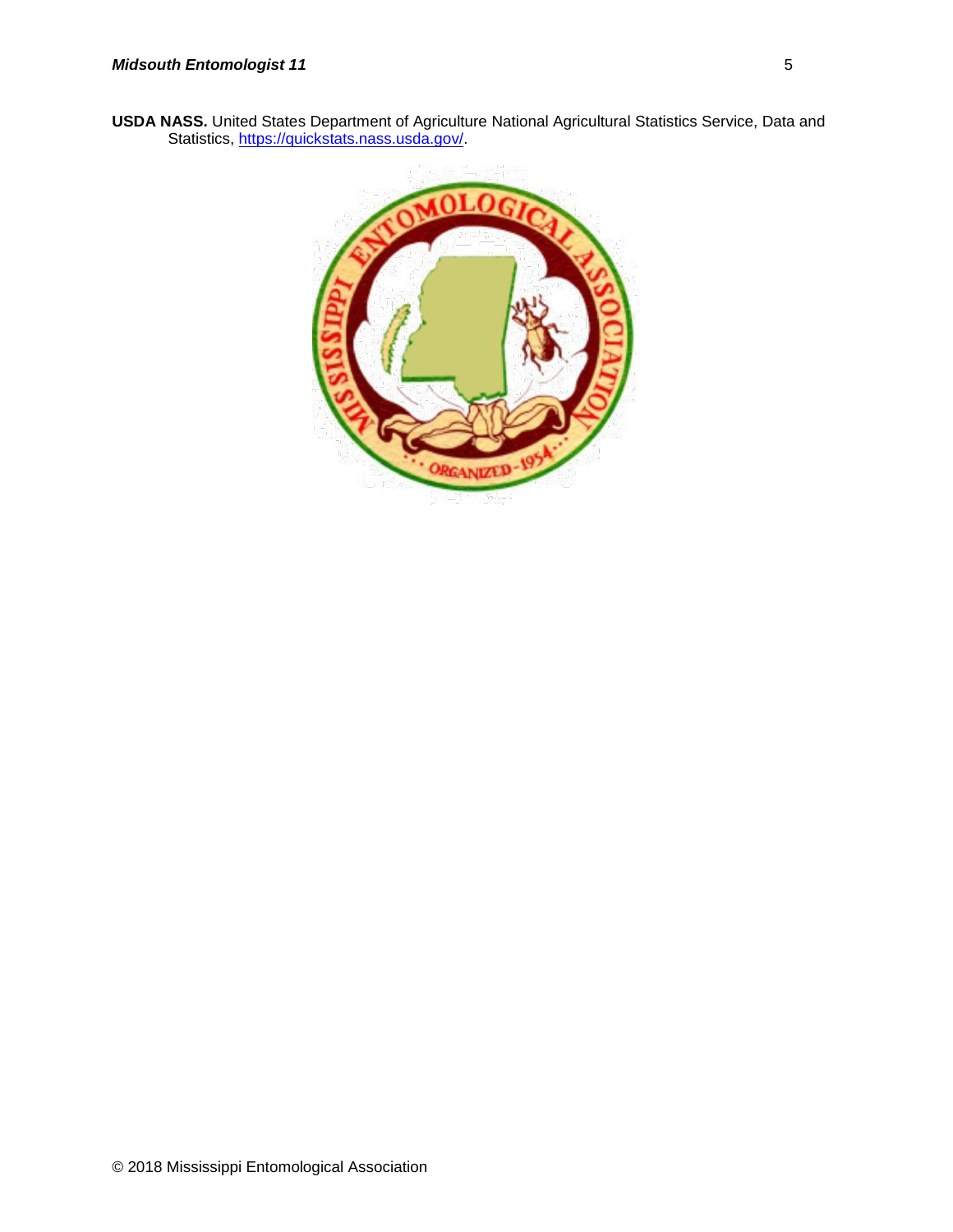**USDA NASS.** United States Department of Agriculture National Agricultural Statistics Service, Data and Statistics, https://quickstats.nass.usda.gov/.

© 2018 Mississippi Entomological Association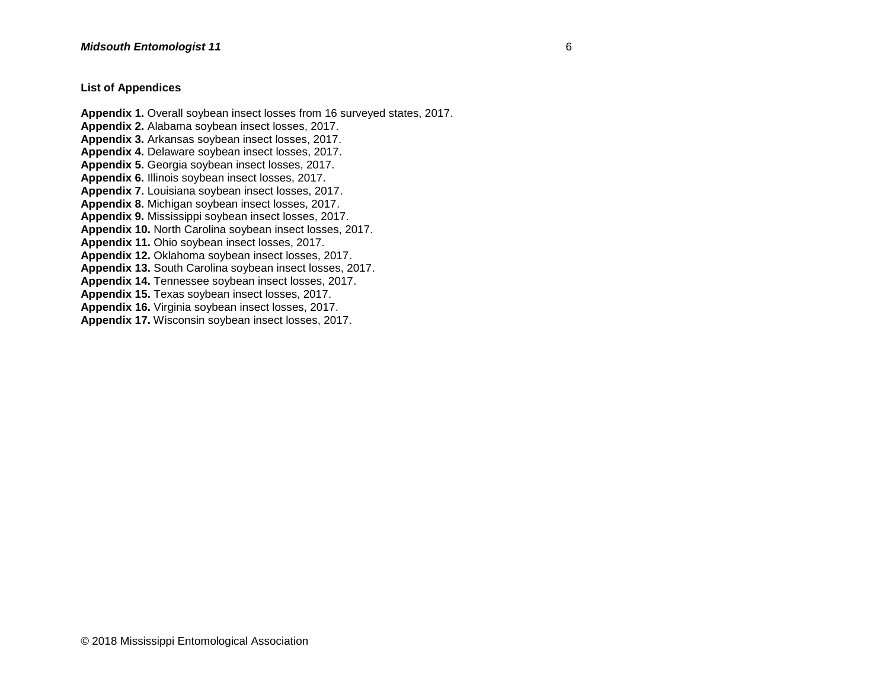**List of Appendices**

**Appendix 1.** Overall soybean insect losses from 16 surveyed states, 2017.
**Appendix 2.** Alabama soybean insect losses, 2017.
**Appendix 3.** Arkansas soybean insect losses, 2017.
**Appendix 4.** Delaware soybean insect losses, 2017.
**Appendix 5.** Georgia soybean insect losses, 2017.
**Appendix 6.** Illinois soybean insect losses, 2017.
**Appendix 7.** Louisiana soybean insect losses, 2017.
**Appendix 8.** Michigan soybean insect losses, 2017.
**Appendix 9.** Mississippi soybean insect losses, 2017.
**Appendix 10.** North Carolina soybean insect losses, 2017.
**Appendix 11.** Ohio soybean insect losses, 2017.
**Appendix 12.** Oklahoma soybean insect losses, 2017.
**Appendix 13.** South Carolina soybean insect losses, 2017.
**Appendix 14.** Tennessee soybean insect losses, 2017.
**Appendix 15.** Texas soybean insect losses, 2017.
**Appendix 16.** Virginia soybean insect losses, 2017.
**Appendix 17.** Wisconsin soybean insect losses, 2017.

© 2018 Mississippi Entomological Association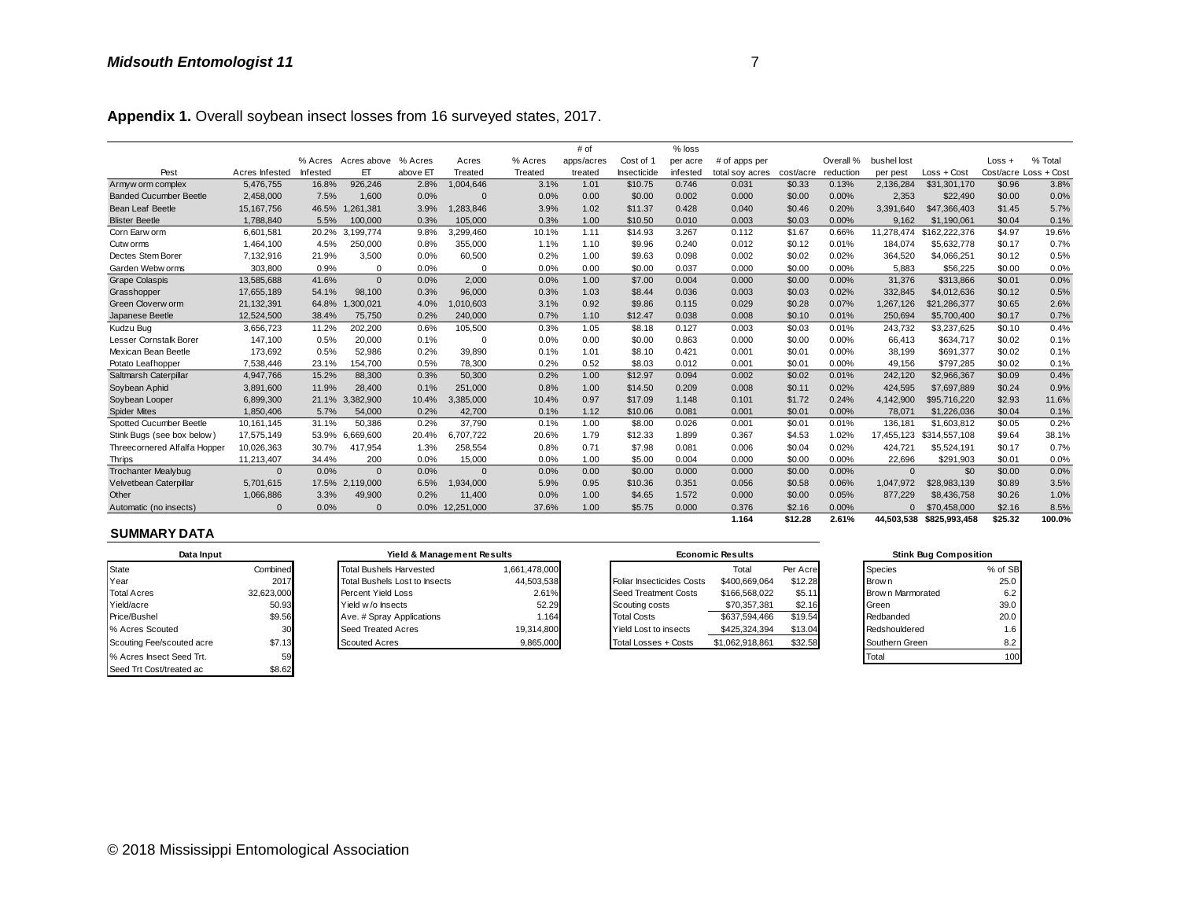**Appendix 1.** Overall soybean insect losses from 16 surveyed states, 2017.

| Pest | Acres Infested | % Acres Infested | Acres above ET | % Acres above ET | Acres Treated | % Acres Treated | # of apps/acres treated | Cost of 1 Insecticide | % loss per acre infested | # of apps per total soy acres | cost/acre | Overall % reduction | bushel lost per pest | Loss + Cost | Loss + Cost/acre | % Total Loss + Cost |
|---|---|---|---|---|---|---|---|---|---|---|---|---|---|---|---|---|
| Armyworm complex | 5,476,755 | 16.8% | 926,246 | 2.8% | 1,004,646 | 3.1% | 1.01 | $10.75 | 0.746 | 0.031 | $0.33 | 0.13% | 2,136,284 | $31,301,170 | $0.96 | 3.8% |
| Banded Cucumber Beetle | 2,458,000 | 7.5% | 1,600 | 0.0% | 0 | 0.0% | 0.00 | $0.00 | 0.002 | 0.000 | $0.00 | 0.00% | 2,353 | $22,490 | $0.00 | 0.0% |
| Bean Leaf Beetle | 15,167,756 | 46.5% | 1,261,381 | 3.9% | 1,283,846 | 3.9% | 1.02 | $11.37 | 0.428 | 0.040 | $0.46 | 0.20% | 3,391,640 | $47,366,403 | $1.45 | 5.7% |
| Blister Beetle | 1,788,840 | 5.5% | 100,000 | 0.3% | 105,000 | 0.3% | 1.00 | $10.50 | 0.010 | 0.003 | $0.03 | 0.00% | 9,162 | $1,190,061 | $0.04 | 0.1% |
| Corn Earworm | 6,601,581 | 20.2% | 3,199,774 | 9.8% | 3,299,460 | 10.1% | 1.11 | $14.93 | 3.267 | 0.112 | $1.67 | 0.66% | 11,278,474 | $162,222,376 | $4.97 | 19.6% |
| Cutworms | 1,464,100 | 4.5% | 250,000 | 0.8% | 355,000 | 1.1% | 1.10 | $9.96 | 0.240 | 0.012 | $0.12 | 0.01% | 184,074 | $5,632,778 | $0.17 | 0.7% |
| Dectes Stem Borer | 7,132,916 | 21.9% | 3,500 | 0.0% | 60,500 | 0.2% | 1.00 | $9.63 | 0.098 | 0.002 | $0.02 | 0.02% | 364,520 | $4,066,251 | $0.12 | 0.5% |
| Garden Webworms | 303,800 | 0.9% | 0 | 0.0% | 0 | 0.0% | 0.00 | $0.00 | 0.037 | 0.000 | $0.00 | 0.00% | 5,883 | $56,225 | $0.00 | 0.0% |
| Grape Colaspis | 13,585,688 | 41.6% | 0 | 0.0% | 2,000 | 0.0% | 1.00 | $7.00 | 0.004 | 0.000 | $0.00 | 0.00% | 31,376 | $313,866 | $0.01 | 0.0% |
| Grasshopper | 17,655,189 | 54.1% | 98,100 | 0.3% | 96,000 | 0.3% | 1.03 | $8.44 | 0.036 | 0.003 | $0.03 | 0.02% | 332,845 | $4,012,636 | $0.12 | 0.5% |
| Green Cloverworm | 21,132,391 | 64.8% | 1,300,021 | 4.0% | 1,010,603 | 3.1% | 0.92 | $9.86 | 0.115 | 0.029 | $0.28 | 0.07% | 1,267,126 | $21,286,377 | $0.65 | 2.6% |
| Japanese Beetle | 12,524,500 | 38.4% | 75,750 | 0.2% | 240,000 | 0.7% | 1.10 | $12.47 | 0.038 | 0.008 | $0.10 | 0.01% | 250,694 | $5,700,400 | $0.17 | 0.7% |
| Kudzu Bug | 3,656,723 | 11.2% | 202,200 | 0.6% | 105,500 | 0.3% | 1.05 | $8.18 | 0.127 | 0.003 | $0.03 | 0.01% | 243,732 | $3,237,625 | $0.10 | 0.4% |
| Lesser Cornstalk Borer | 147,100 | 0.5% | 20,000 | 0.1% | 0 | 0.0% | 0.00 | $0.00 | 0.863 | 0.000 | $0.00 | 0.00% | 66,413 | $634,717 | $0.02 | 0.1% |
| Mexican Bean Beetle | 173,692 | 0.5% | 52,986 | 0.2% | 39,890 | 0.1% | 1.01 | $8.10 | 0.421 | 0.001 | $0.01 | 0.00% | 38,199 | $691,377 | $0.02 | 0.1% |
| Potato Leafhopper | 7,538,446 | 23.1% | 154,700 | 0.5% | 78,300 | 0.2% | 0.52 | $8.03 | 0.012 | 0.001 | $0.01 | 0.00% | 49,156 | $797,285 | $0.02 | 0.1% |
| Saltmarsh Caterpillar | 4,947,766 | 15.2% | 88,300 | 0.3% | 50,300 | 0.2% | 1.00 | $12.97 | 0.094 | 0.002 | $0.02 | 0.01% | 242,120 | $2,966,367 | $0.09 | 0.4% |
| Soybean Aphid | 3,891,600 | 11.9% | 28,400 | 0.1% | 251,000 | 0.8% | 1.00 | $14.50 | 0.209 | 0.008 | $0.11 | 0.02% | 424,595 | $7,697,889 | $0.24 | 0.9% |
| Soybean Looper | 6,899,300 | 21.1% | 3,382,900 | 10.4% | 3,385,000 | 10.4% | 0.97 | $17.09 | 1.148 | 0.101 | $1.72 | 0.24% | 4,142,900 | $95,716,220 | $2.93 | 11.6% |
| Spider Mites | 1,850,406 | 5.7% | 54,000 | 0.2% | 42,700 | 0.1% | 1.12 | $10.06 | 0.081 | 0.001 | $0.01 | 0.00% | 78,071 | $1,226,036 | $0.04 | 0.1% |
| Spotted Cucumber Beetle | 10,161,145 | 31.1% | 50,386 | 0.2% | 37,790 | 0.1% | 1.00 | $8.00 | 0.026 | 0.001 | $0.01 | 0.01% | 136,181 | $1,603,812 | $0.05 | 0.2% |
| Stink Bugs (see box below) | 17,575,149 | 53.9% | 6,669,600 | 20.4% | 6,707,722 | 20.6% | 1.79 | $12.33 | 1.899 | 0.367 | $4.53 | 1.02% | 17,455,123 | $314,557,108 | $9.64 | 38.1% |
| Threecornered Alfalfa Hopper | 10,026,363 | 30.7% | 417,954 | 1.3% | 258,554 | 0.8% | 0.71 | $7.98 | 0.081 | 0.006 | $0.04 | 0.02% | 424,721 | $5,524,191 | $0.17 | 0.7% |
| Thrips | 11,213,407 | 34.4% | 200 | 0.0% | 15,000 | 0.0% | 1.00 | $5.00 | 0.004 | 0.000 | $0.00 | 0.00% | 22,696 | $291,903 | $0.01 | 0.0% |
| Trochanter Mealybug | 0 | 0.0% | 0 | 0.0% | 0 | 0.0% | 0.00 | $0.00 | 0.000 | 0.000 | $0.00 | 0.00% | 0 | $0 | $0.00 | 0.0% |
| Velvetbean Caterpillar | 5,701,615 | 17.5% | 2,119,000 | 6.5% | 1,934,000 | 5.9% | 0.95 | $10.36 | 0.351 | 0.056 | $0.58 | 0.06% | 1,047,972 | $28,983,139 | $0.89 | 3.5% |
| Other | 1,066,886 | 3.3% | 49,900 | 0.2% | 11,400 | 0.0% | 1.00 | $4.65 | 1.572 | 0.000 | $0.00 | 0.05% | 877,229 | $8,436,758 | $0.26 | 1.0% |
| Automatic (no insects) | 0 | 0.0% | 0 | 0.0% | 12,251,000 | 37.6% | 1.00 | $5.75 | 0.000 | 0.376 | $2.16 | 0.00% | 0 | $70,458,000 | $2.16 | 8.5% |
| | | | | | | | | | | **1.164** | **$12.28** | **2.61%** | **44,503,538** | **$825,993,458** | **$25.32** | **100.0%** |

**SUMMARY DATA**

| Data Input | |
|---|---|
| State | Combined |
| Year | 2017 |
| Total Acres | 32,623,000 |
| Yield/acre | 50.93 |
| Price/Bushel | $9.56 |
| % Acres Scouted | 30 |
| Scouting Fee/scouted acre | $7.13 |
| % Acres Insect Seed Trt. | 59 |
| Seed Trt Cost/treated ac | $8.62 |

| Yield & Management Results | |
|---|---|
| Total Bushels Harvested | 1,661,478,000 |
| Total Bushels Lost to Insects | 44,503,538 |
| Percent Yield Loss | 2.61% |
| Yield w/o Insects | 52.29 |
| Ave. # Spray Applications | 1.164 |
| Seed Treated Acres | 19,314,800 |
| Scouted Acres | 9,865,000 |

| Economic Results | Total | Per Acre |
|---|---|---|
| Foliar Insecticides Costs | $400,669,064 | $12.28 |
| Seed Treatment Costs | $166,568,022 | $5.11 |
| Scouting costs | $70,357,381 | $2.16 |
| Total Costs | $637,594,466 | $19.54 |
| Yield Lost to insects | $425,324,394 | $13.04 |
| Total Losses + Costs | $1,062,918,861 | $32.58 |

| Stink Bug Composition | |
|---|---|
| Species | % of SB |
| Brown | 25.0 |
| Brown Marmorated | 6.2 |
| Green | 39.0 |
| Redbanded | 20.0 |
| Redshouldered | 1.6 |
| Southern Green | 8.2 |
| Total | 100 |

© 2018 Mississippi Entomological Association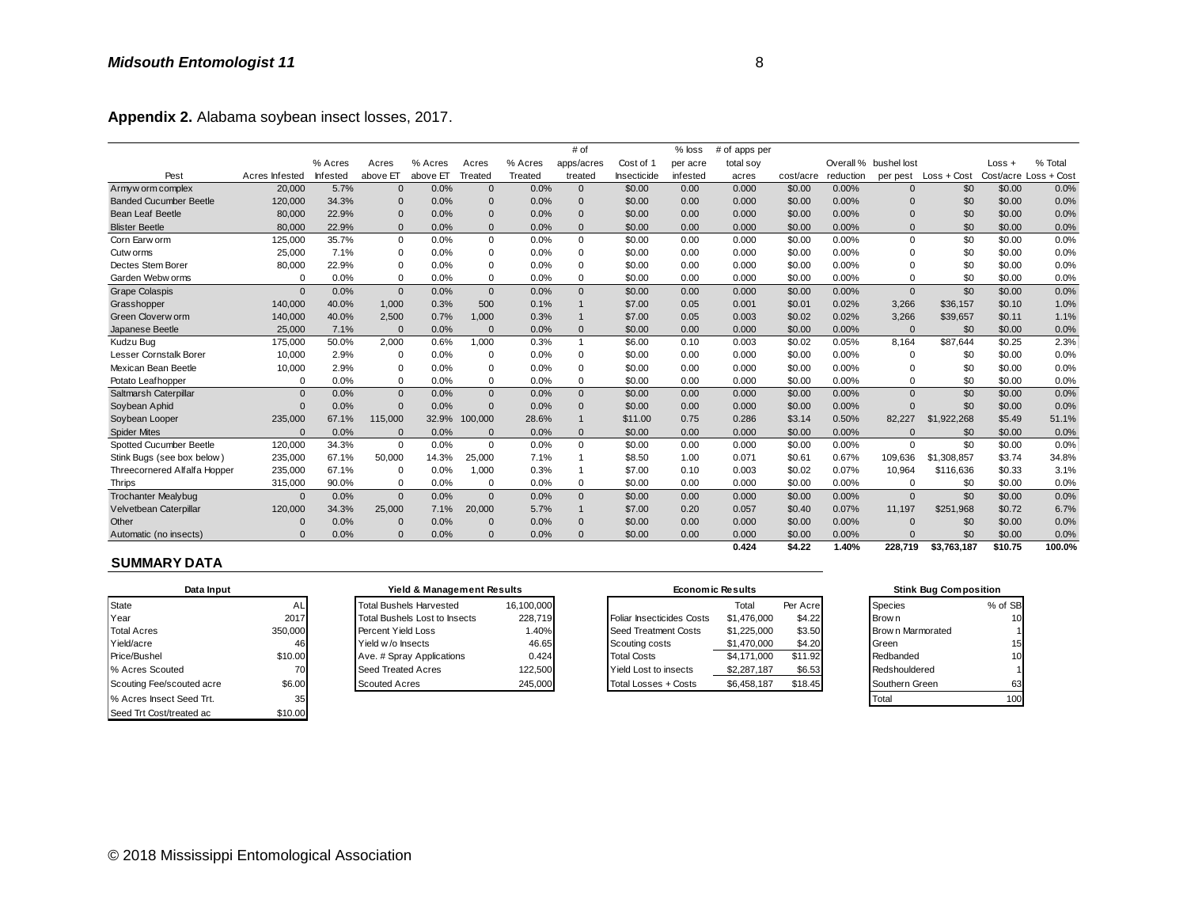**Appendix 2.** Alabama soybean insect losses, 2017.

| Pest | Acres Infested | % Acres Infested | Acres above ET | % Acres above ET | Acres Treated | % Acres Treated | # of apps/acres treated | Cost of 1 Insecticide | % loss per acre infested | # of apps per total soy acres | cost/acre | Overall % reduction | bushel lost per pest | Loss + Cost | Loss + Cost/acre | % Total Loss + Cost |
|---|---|---|---|---|---|---|---|---|---|---|---|---|---|---|---|---|
| Armyworm complex | 20,000 | 5.7% | 0 | 0.0% | 0 | 0.0% | 0 | $0.00 | 0.00 | 0.000 | $0.00 | 0.00% | 0 | $0 | $0.00 | 0.0% |
| Banded Cucumber Beetle | 120,000 | 34.3% | 0 | 0.0% | 0 | 0.0% | 0 | $0.00 | 0.00 | 0.000 | $0.00 | 0.00% | 0 | $0 | $0.00 | 0.0% |
| Bean Leaf Beetle | 80,000 | 22.9% | 0 | 0.0% | 0 | 0.0% | 0 | $0.00 | 0.00 | 0.000 | $0.00 | 0.00% | 0 | $0 | $0.00 | 0.0% |
| Blister Beetle | 80,000 | 22.9% | 0 | 0.0% | 0 | 0.0% | 0 | $0.00 | 0.00 | 0.000 | $0.00 | 0.00% | 0 | $0 | $0.00 | 0.0% |
| Corn Earworm | 125,000 | 35.7% | 0 | 0.0% | 0 | 0.0% | 0 | $0.00 | 0.00 | 0.000 | $0.00 | 0.00% | 0 | $0 | $0.00 | 0.0% |
| Cutworms | 25,000 | 7.1% | 0 | 0.0% | 0 | 0.0% | 0 | $0.00 | 0.00 | 0.000 | $0.00 | 0.00% | 0 | $0 | $0.00 | 0.0% |
| Dectes Stem Borer | 80,000 | 22.9% | 0 | 0.0% | 0 | 0.0% | 0 | $0.00 | 0.00 | 0.000 | $0.00 | 0.00% | 0 | $0 | $0.00 | 0.0% |
| Garden Webworms | 0 | 0.0% | 0 | 0.0% | 0 | 0.0% | 0 | $0.00 | 0.00 | 0.000 | $0.00 | 0.00% | 0 | $0 | $0.00 | 0.0% |
| Grape Colaspis | 0 | 0.0% | 0 | 0.0% | 0 | 0.0% | 0 | $0.00 | 0.00 | 0.000 | $0.00 | 0.00% | 0 | $0 | $0.00 | 0.0% |
| Grasshopper | 140,000 | 40.0% | 1,000 | 0.3% | 500 | 0.1% | 1 | $7.00 | 0.05 | 0.001 | $0.01 | 0.02% | 3,266 | $36,157 | $0.10 | 1.0% |
| Green Cloverworm | 140,000 | 40.0% | 2,500 | 0.7% | 1,000 | 0.3% | 1 | $7.00 | 0.05 | 0.003 | $0.02 | 0.02% | 3,266 | $39,657 | $0.11 | 1.1% |
| Japanese Beetle | 25,000 | 7.1% | 0 | 0.0% | 0 | 0.0% | 0 | $0.00 | 0.00 | 0.000 | $0.00 | 0.00% | 0 | $0 | $0.00 | 0.0% |
| Kudzu Bug | 175,000 | 50.0% | 2,000 | 0.6% | 1,000 | 0.3% | 1 | $6.00 | 0.10 | 0.003 | $0.02 | 0.05% | 8,164 | $87,644 | $0.25 | 2.3% |
| Lesser Cornstalk Borer | 10,000 | 2.9% | 0 | 0.0% | 0 | 0.0% | 0 | $0.00 | 0.00 | 0.000 | $0.00 | 0.00% | 0 | $0 | $0.00 | 0.0% |
| Mexican Bean Beetle | 10,000 | 2.9% | 0 | 0.0% | 0 | 0.0% | 0 | $0.00 | 0.00 | 0.000 | $0.00 | 0.00% | 0 | $0 | $0.00 | 0.0% |
| Potato Leafhopper | 0 | 0.0% | 0 | 0.0% | 0 | 0.0% | 0 | $0.00 | 0.00 | 0.000 | $0.00 | 0.00% | 0 | $0 | $0.00 | 0.0% |
| Saltmarsh Caterpillar | 0 | 0.0% | 0 | 0.0% | 0 | 0.0% | 0 | $0.00 | 0.00 | 0.000 | $0.00 | 0.00% | 0 | $0 | $0.00 | 0.0% |
| Soybean Aphid | 0 | 0.0% | 0 | 0.0% | 0 | 0.0% | 0 | $0.00 | 0.00 | 0.000 | $0.00 | 0.00% | 0 | $0 | $0.00 | 0.0% |
| Soybean Looper | 235,000 | 67.1% | 115,000 | 32.9% | 100,000 | 28.6% | 1 | $11.00 | 0.75 | 0.286 | $3.14 | 0.50% | 82,227 | $1,922,268 | $5.49 | 51.1% |
| Spider Mites | 0 | 0.0% | 0 | 0.0% | 0 | 0.0% | 0 | $0.00 | 0.00 | 0.000 | $0.00 | 0.00% | 0 | $0 | $0.00 | 0.0% |
| Spotted Cucumber Beetle | 120,000 | 34.3% | 0 | 0.0% | 0 | 0.0% | 0 | $0.00 | 0.00 | 0.000 | $0.00 | 0.00% | 0 | $0 | $0.00 | 0.0% |
| Stink Bugs (see box below) | 235,000 | 67.1% | 50,000 | 14.3% | 25,000 | 7.1% | 1 | $8.50 | 1.00 | 0.071 | $0.61 | 0.67% | 109,636 | $1,308,857 | $3.74 | 34.8% |
| Threecornered Alfalfa Hopper | 235,000 | 67.1% | 0 | 0.0% | 1,000 | 0.3% | 1 | $7.00 | 0.10 | 0.003 | $0.02 | 0.07% | 10,964 | $116,636 | $0.33 | 3.1% |
| Thrips | 315,000 | 90.0% | 0 | 0.0% | 0 | 0.0% | 0 | $0.00 | 0.00 | 0.000 | $0.00 | 0.00% | 0 | $0 | $0.00 | 0.0% |
| Trochanter Mealybug | 0 | 0.0% | 0 | 0.0% | 0 | 0.0% | 0 | $0.00 | 0.00 | 0.000 | $0.00 | 0.00% | 0 | $0 | $0.00 | 0.0% |
| Velvetbean Caterpillar | 120,000 | 34.3% | 25,000 | 7.1% | 20,000 | 5.7% | 1 | $7.00 | 0.20 | 0.057 | $0.40 | 0.07% | 11,197 | $251,968 | $0.72 | 6.7% |
| Other | 0 | 0.0% | 0 | 0.0% | 0 | 0.0% | 0 | $0.00 | 0.00 | 0.000 | $0.00 | 0.00% | 0 | $0 | $0.00 | 0.0% |
| Automatic (no insects) | 0 | 0.0% | 0 | 0.0% | 0 | 0.0% | 0 | $0.00 | 0.00 | 0.000 | $0.00 | 0.00% | 0 | $0 | $0.00 | 0.0% |
| | | | | | | | | | | **0.424** | **$4.22** | **1.40%** | **228,719** | **$3,763,187** | **$10.75** | **100.0%** |

**SUMMARY DATA**

| Data Input | |
|---|---|
| State | AL |
| Year | 2017 |
| Total Acres | 350,000 |
| Yield/acre | 46 |
| Price/Bushel | $10.00 |
| % Acres Scouted | 70 |
| Scouting Fee/scouted acre | $6.00 |
| % Acres Insect Seed Trt. | 35 |
| Seed Trt Cost/treated ac | $10.00 |

| Yield & Management Results | |
|---|---|
| Total Bushels Harvested | 16,100,000 |
| Total Bushels Lost to Insects | 228,719 |
| Percent Yield Loss | 1.40% |
| Yield w/o Insects | 46.65 |
| Ave. # Spray Applications | 0.424 |
| Seed Treated Acres | 122,500 |
| Scouted Acres | 245,000 |

| Economic Results | Total | Per Acre |
|---|---|---|
| Foliar Insecticides Costs | $1,476,000 | $4.22 |
| Seed Treatment Costs | $1,225,000 | $3.50 |
| Scouting costs | $1,470,000 | $4.20 |
| Total Costs | $4,171,000 | $11.92 |
| Yield Lost to insects | $2,287,187 | $6.53 |
| Total Losses + Costs | $6,458,187 | $18.45 |

| Stink Bug Composition | |
|---|---|
| Species | % of SB |
| Brown | 10 |
| Brown Marmorated | 1 |
| Green | 15 |
| Redbanded | 10 |
| Redshouldered | 1 |
| Southern Green | 63 |
| Total | 100 |

© 2018 Mississippi Entomological Association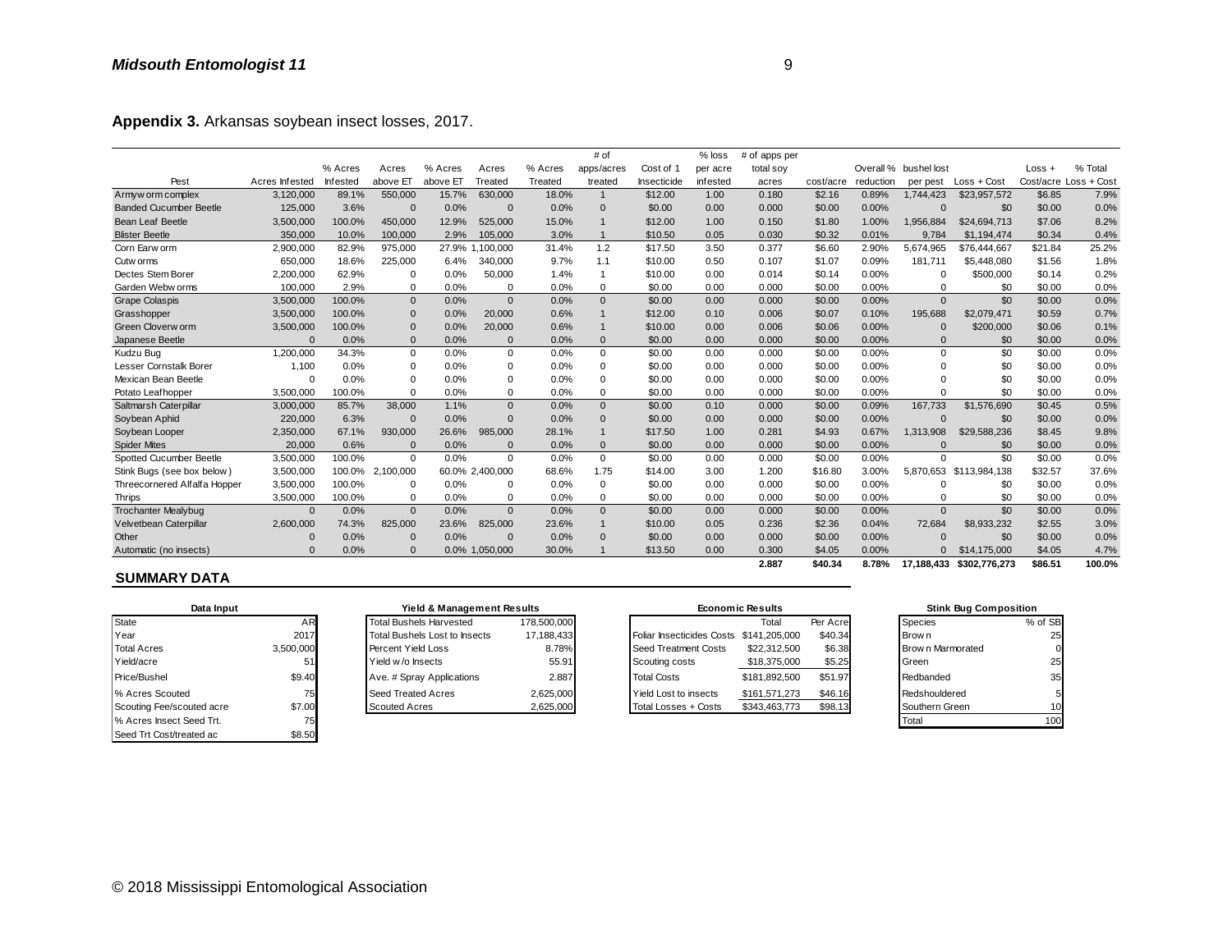**Appendix 3.** Arkansas soybean insect losses, 2017.

| Pest | Acres Infested | % Acres Infested | Acres above ET | % Acres above ET | Acres Treated | % Acres Treated | # of apps/acres treated | Cost of 1 Insecticide | % loss per acre infested | # of apps per total soy acres | cost/acre | Overall % reduction | bushel lost per pest | Loss + Cost | Loss + Cost/acre | % Total Loss + Cost |
|---|---|---|---|---|---|---|---|---|---|---|---|---|---|---|---|---|
| Armyworm complex | 3,120,000 | 89.1% | 550,000 | 15.7% | 630,000 | 18.0% | 1 | $12.00 | 1.00 | 0.180 | $2.16 | 0.89% | 1,744,423 | $23,957,572 | $6.85 | 7.9% |
| Banded Cucumber Beetle | 125,000 | 3.6% | 0 | 0.0% | 0 | 0.0% | 0 | $0.00 | 0.00 | 0.000 | $0.00 | 0.00% | 0 | $0 | $0.00 | 0.0% |
| Bean Leaf Beetle | 3,500,000 | 100.0% | 450,000 | 12.9% | 525,000 | 15.0% | 1 | $12.00 | 1.00 | 0.150 | $1.80 | 1.00% | 1,956,884 | $24,694,713 | $7.06 | 8.2% |
| Blister Beetle | 350,000 | 10.0% | 100,000 | 2.9% | 105,000 | 3.0% | 1 | $10.50 | 0.05 | 0.030 | $0.32 | 0.01% | 9,784 | $1,194,474 | $0.34 | 0.4% |
| Corn Earworm | 2,900,000 | 82.9% | 975,000 | 27.9% | 1,100,000 | 31.4% | 1.2 | $17.50 | 3.50 | 0.377 | $6.60 | 2.90% | 5,674,965 | $76,444,667 | $21.84 | 25.2% |
| Cutworms | 650,000 | 18.6% | 225,000 | 6.4% | 340,000 | 9.7% | 1.1 | $10.00 | 0.50 | 0.107 | $1.07 | 0.09% | 181,711 | $5,448,080 | $1.56 | 1.8% |
| Dectes Stem Borer | 2,200,000 | 62.9% | 0 | 0.0% | 50,000 | 1.4% | 1 | $10.00 | 0.00 | 0.014 | $0.14 | 0.00% | 0 | $500,000 | $0.14 | 0.2% |
| Garden Webworms | 100,000 | 2.9% | 0 | 0.0% | 0 | 0.0% | 0 | $0.00 | 0.00 | 0.000 | $0.00 | 0.00% | 0 | $0 | $0.00 | 0.0% |
| Grape Colaspis | 3,500,000 | 100.0% | 0 | 0.0% | 0 | 0.0% | 0 | $0.00 | 0.00 | 0.000 | $0.00 | 0.00% | 0 | $0 | $0.00 | 0.0% |
| Grasshopper | 3,500,000 | 100.0% | 0 | 0.0% | 20,000 | 0.6% | 1 | $12.00 | 0.10 | 0.006 | $0.07 | 0.10% | 195,688 | $2,079,471 | $0.59 | 0.7% |
| Green Cloverworm | 3,500,000 | 100.0% | 0 | 0.0% | 20,000 | 0.6% | 1 | $10.00 | 0.00 | 0.006 | $0.06 | 0.00% | 0 | $200,000 | $0.06 | 0.1% |
| Japanese Beetle | 0 | 0.0% | 0 | 0.0% | 0 | 0.0% | 0 | $0.00 | 0.00 | 0.000 | $0.00 | 0.00% | 0 | $0 | $0.00 | 0.0% |
| Kudzu Bug | 1,200,000 | 34.3% | 0 | 0.0% | 0 | 0.0% | 0 | $0.00 | 0.00 | 0.000 | $0.00 | 0.00% | 0 | $0 | $0.00 | 0.0% |
| Lesser Cornstalk Borer | 1,100 | 0.0% | 0 | 0.0% | 0 | 0.0% | 0 | $0.00 | 0.00 | 0.000 | $0.00 | 0.00% | 0 | $0 | $0.00 | 0.0% |
| Mexican Bean Beetle | 0 | 0.0% | 0 | 0.0% | 0 | 0.0% | 0 | $0.00 | 0.00 | 0.000 | $0.00 | 0.00% | 0 | $0 | $0.00 | 0.0% |
| Potato Leafhopper | 3,500,000 | 100.0% | 0 | 0.0% | 0 | 0.0% | 0 | $0.00 | 0.00 | 0.000 | $0.00 | 0.00% | 0 | $0 | $0.00 | 0.0% |
| Saltmarsh Caterpillar | 3,000,000 | 85.7% | 38,000 | 1.1% | 0 | 0.0% | 0 | $0.00 | 0.10 | 0.000 | $0.00 | 0.09% | 167,733 | $1,576,690 | $0.45 | 0.5% |
| Soybean Aphid | 220,000 | 6.3% | 0 | 0.0% | 0 | 0.0% | 0 | $0.00 | 0.00 | 0.000 | $0.00 | 0.00% | 0 | $0 | $0.00 | 0.0% |
| Soybean Looper | 2,350,000 | 67.1% | 930,000 | 26.6% | 985,000 | 28.1% | 1 | $17.50 | 1.00 | 0.281 | $4.93 | 0.67% | 1,313,908 | $29,588,236 | $8.45 | 9.8% |
| Spider Mites | 20,000 | 0.6% | 0 | 0.0% | 0 | 0.0% | 0 | $0.00 | 0.00 | 0.000 | $0.00 | 0.00% | 0 | $0 | $0.00 | 0.0% |
| Spotted Cucumber Beetle | 3,500,000 | 100.0% | 0 | 0.0% | 0 | 0.0% | 0 | $0.00 | 0.00 | 0.000 | $0.00 | 0.00% | 0 | $0 | $0.00 | 0.0% |
| Stink Bugs (see box below) | 3,500,000 | 100.0% | 2,100,000 | 60.0% | 2,400,000 | 68.6% | 1.75 | $14.00 | 3.00 | 1.200 | $16.80 | 3.00% | 5,870,653 | $113,984,138 | $32.57 | 37.6% |
| Threecornered Alfalfa Hopper | 3,500,000 | 100.0% | 0 | 0.0% | 0 | 0.0% | 0 | $0.00 | 0.00 | 0.000 | $0.00 | 0.00% | 0 | $0 | $0.00 | 0.0% |
| Thrips | 3,500,000 | 100.0% | 0 | 0.0% | 0 | 0.0% | 0 | $0.00 | 0.00 | 0.000 | $0.00 | 0.00% | 0 | $0 | $0.00 | 0.0% |
| Trochanter Mealybug | 0 | 0.0% | 0 | 0.0% | 0 | 0.0% | 0 | $0.00 | 0.00 | 0.000 | $0.00 | 0.00% | 0 | $0 | $0.00 | 0.0% |
| Velvetbean Caterpillar | 2,600,000 | 74.3% | 825,000 | 23.6% | 825,000 | 23.6% | 1 | $10.00 | 0.05 | 0.236 | $2.36 | 0.04% | 72,684 | $8,933,232 | $2.55 | 3.0% |
| Other | 0 | 0.0% | 0 | 0.0% | 0 | 0.0% | 0 | $0.00 | 0.00 | 0.000 | $0.00 | 0.00% | 0 | $0 | $0.00 | 0.0% |
| Automatic (no insects) | 0 | 0.0% | 0 | 0.0% | 1,050,000 | 30.0% | 1 | $13.50 | 0.00 | 0.300 | $4.05 | 0.00% | 0 | $14,175,000 | $4.05 | 4.7% |
| | | | | | | | | | | **2.887** | **$40.34** | **8.78%** | **17,188,433** | **$302,776,273** | **$86.51** | **100.0%** |

## SUMMARY DATA

| Data Input | |
|---|---|
| State | AR |
| Year | 2017 |
| Total Acres | 3,500,000 |
| Yield/acre | 51 |
| Price/Bushel | $9.40 |
| % Acres Scouted | 75 |
| Scouting Fee/scouted acre | $7.00 |
| % Acres Insect Seed Trt. | 75 |
| Seed Trt Cost/treated ac | $8.50 |

| Yield & Management Results | |
|---|---|
| Total Bushels Harvested | 178,500,000 |
| Total Bushels Lost to Insects | 17,188,433 |
| Percent Yield Loss | 8.78% |
| Yield w/o Insects | 55.91 |
| Ave. # Spray Applications | 2.887 |
| Seed Treated Acres | 2,625,000 |
| Scouted Acres | 2,625,000 |

| Economic Results | Total | Per Acre |
|---|---|---|
| Foliar Insecticides Costs | $141,205,000 | $40.34 |
| Seed Treatment Costs | $22,312,500 | $6.38 |
| Scouting costs | $18,375,000 | $5.25 |
| Total Costs | $181,892,500 | $51.97 |
| Yield Lost to insects | $161,571,273 | $46.16 |
| Total Losses + Costs | $343,463,773 | $98.13 |

| Stink Bug Composition | |
|---|---|
| Species | % of SB |
| Brown | 25 |
| Brown Marmorated | 0 |
| Green | 25 |
| Redbanded | 35 |
| Redshouldered | 5 |
| Southern Green | 10 |
| Total | 100 |

© 2018 Mississippi Entomological Association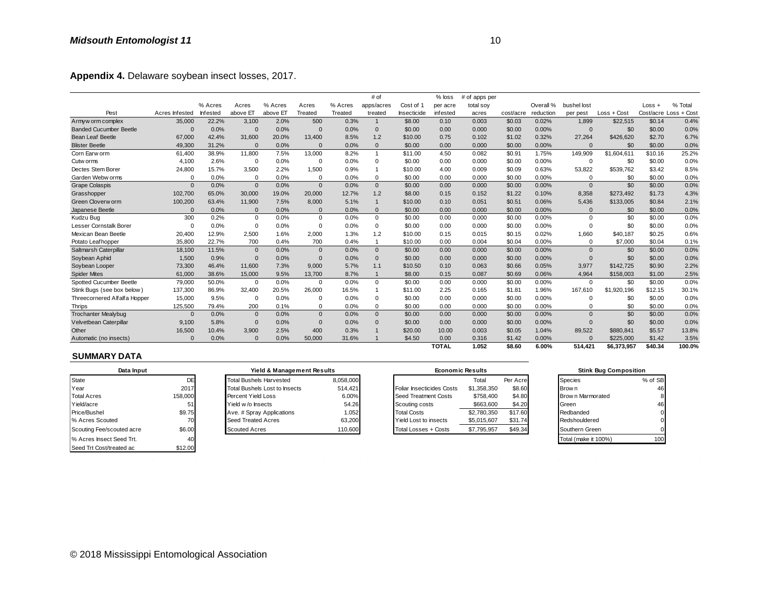**Appendix 4.** Delaware soybean insect losses, 2017.

| Pest | Acres Infested | % Acres Infested | Acres above ET | % Acres above ET | Acres Treated | % Acres Treated | # of apps/acres treated | Cost of 1 Insecticide | % loss per acre infested | # of apps per total soy acres | cost/acre | Overall % reduction | bushel lost per pest | Loss + Cost | Loss + Cost/acre | % Total Loss + Cost |
|---|---|---|---|---|---|---|---|---|---|---|---|---|---|---|---|---|
| Armyworm complex | 35,000 | 22.2% | 3,100 | 2.0% | 500 | 0.3% | 1 | $8.00 | 0.10 | 0.003 | $0.03 | 0.02% | 1,899 | $22,515 | $0.14 | 0.4% |
| Banded Cucumber Beetle | 0 | 0.0% | 0 | 0.0% | 0 | 0.0% | 0 | $0.00 | 0.00 | 0.000 | $0.00 | 0.00% | 0 | $0 | $0.00 | 0.0% |
| Bean Leaf Beetle | 67,000 | 42.4% | 31,600 | 20.0% | 13,400 | 8.5% | 1.2 | $10.00 | 0.75 | 0.102 | $1.02 | 0.32% | 27,264 | $426,620 | $2.70 | 6.7% |
| Blister Beetle | 49,300 | 31.2% | 0 | 0.0% | 0 | 0.0% | 0 | $0.00 | 0.00 | 0.000 | $0.00 | 0.00% | 0 | $0 | $0.00 | 0.0% |
| Corn Earworm | 61,400 | 38.9% | 11,800 | 7.5% | 13,000 | 8.2% | 1 | $11.00 | 4.50 | 0.082 | $0.91 | 1.75% | 149,909 | $1,604,611 | $10.16 | 25.2% |
| Cutworms | 4,100 | 2.6% | 0 | 0.0% | 0 | 0.0% | 0 | $0.00 | 0.00 | 0.000 | $0.00 | 0.00% | 0 | $0 | $0.00 | 0.0% |
| Dectes Stem Borer | 24,800 | 15.7% | 3,500 | 2.2% | 1,500 | 0.9% | 1 | $10.00 | 4.00 | 0.009 | $0.09 | 0.63% | 53,822 | $539,762 | $3.42 | 8.5% |
| Garden Webworms | 0 | 0.0% | 0 | 0.0% | 0 | 0.0% | 0 | $0.00 | 0.00 | 0.000 | $0.00 | 0.00% | 0 | $0 | $0.00 | 0.0% |
| Grape Colaspis | 0 | 0.0% | 0 | 0.0% | 0 | 0.0% | 0 | $0.00 | 0.00 | 0.000 | $0.00 | 0.00% | 0 | $0 | $0.00 | 0.0% |
| Grasshopper | 102,700 | 65.0% | 30,000 | 19.0% | 20,000 | 12.7% | 1.2 | $8.00 | 0.15 | 0.152 | $1.22 | 0.10% | 8,358 | $273,492 | $1.73 | 4.3% |
| Green Cloverworm | 100,200 | 63.4% | 11,900 | 7.5% | 8,000 | 5.1% | 1 | $10.00 | 0.10 | 0.051 | $0.51 | 0.06% | 5,436 | $133,005 | $0.84 | 2.1% |
| Japanese Beetle | 0 | 0.0% | 0 | 0.0% | 0 | 0.0% | 0 | $0.00 | 0.00 | 0.000 | $0.00 | 0.00% | 0 | $0 | $0.00 | 0.0% |
| Kudzu Bug | 300 | 0.2% | 0 | 0.0% | 0 | 0.0% | 0 | $0.00 | 0.00 | 0.000 | $0.00 | 0.00% | 0 | $0 | $0.00 | 0.0% |
| Lesser Cornstalk Borer | 0 | 0.0% | 0 | 0.0% | 0 | 0.0% | 0 | $0.00 | 0.00 | 0.000 | $0.00 | 0.00% | 0 | $0 | $0.00 | 0.0% |
| Mexican Bean Beetle | 20,400 | 12.9% | 2,500 | 1.6% | 2,000 | 1.3% | 1.2 | $10.00 | 0.15 | 0.015 | $0.15 | 0.02% | 1,660 | $40,187 | $0.25 | 0.6% |
| Potato Leafhopper | 35,800 | 22.7% | 700 | 0.4% | 700 | 0.4% | 1 | $10.00 | 0.00 | 0.004 | $0.04 | 0.00% | 0 | $7,000 | $0.04 | 0.1% |
| Saltmarsh Caterpillar | 18,100 | 11.5% | 0 | 0.0% | 0 | 0.0% | 0 | $0.00 | 0.00 | 0.000 | $0.00 | 0.00% | 0 | $0 | $0.00 | 0.0% |
| Soybean Aphid | 1,500 | 0.9% | 0 | 0.0% | 0 | 0.0% | 0 | $0.00 | 0.00 | 0.000 | $0.00 | 0.00% | 0 | $0 | $0.00 | 0.0% |
| Soybean Looper | 73,300 | 46.4% | 11,600 | 7.3% | 9,000 | 5.7% | 1.1 | $10.50 | 0.10 | 0.063 | $0.66 | 0.05% | 3,977 | $142,725 | $0.90 | 2.2% |
| Spider Mites | 61,000 | 38.6% | 15,000 | 9.5% | 13,700 | 8.7% | 1 | $8.00 | 0.15 | 0.087 | $0.69 | 0.06% | 4,964 | $158,003 | $1.00 | 2.5% |
| Spotted Cucumber Beetle | 79,000 | 50.0% | 0 | 0.0% | 0 | 0.0% | 0 | $0.00 | 0.00 | 0.000 | $0.00 | 0.00% | 0 | $0 | $0.00 | 0.0% |
| Stink Bugs (see box below) | 137,300 | 86.9% | 32,400 | 20.5% | 26,000 | 16.5% | 1 | $11.00 | 2.25 | 0.165 | $1.81 | 1.96% | 167,610 | $1,920,196 | $12.15 | 30.1% |
| Threecornered Alfalfa Hopper | 15,000 | 9.5% | 0 | 0.0% | 0 | 0.0% | 0 | $0.00 | 0.00 | 0.000 | $0.00 | 0.00% | 0 | $0 | $0.00 | 0.0% |
| Thrips | 125,500 | 79.4% | 200 | 0.1% | 0 | 0.0% | 0 | $0.00 | 0.00 | 0.000 | $0.00 | 0.00% | 0 | $0 | $0.00 | 0.0% |
| Trochanter Mealybug | 0 | 0.0% | 0 | 0.0% | 0 | 0.0% | 0 | $0.00 | 0.00 | 0.000 | $0.00 | 0.00% | 0 | $0 | $0.00 | 0.0% |
| Velvetbean Caterpillar | 9,100 | 5.8% | 0 | 0.0% | 0 | 0.0% | 0 | $0.00 | 0.00 | 0.000 | $0.00 | 0.00% | 0 | $0 | $0.00 | 0.0% |
| Other | 16,500 | 10.4% | 3,900 | 2.5% | 400 | 0.3% | 1 | $20.00 | 10.00 | 0.003 | $0.05 | 1.04% | 89,522 | $880,841 | $5.57 | 13.8% |
| Automatic (no insects) | 0 | 0.0% | 0 | 0.0% | 50,000 | 31.6% | 1 | $4.50 | 0.00 | 0.316 | $1.42 | 0.00% | 0 | $225,000 | $1.42 | 3.5% |
| | | | | | | | | | **TOTAL** | **1.052** | **$8.60** | **6.00%** | **514,421** | **$6,373,957** | **$40.34** | **100.0%** |

**SUMMARY DATA**

| Data Input | |
|---|---|
| State | DE |
| Year | 2017 |
| Total Acres | 158,000 |
| Yield/acre | 51 |
| Price/Bushel | $9.75 |
| % Acres Scouted | 70 |
| Scouting Fee/scouted acre | $6.00 |
| % Acres Insect Seed Trt. | 40 |
| Seed Trt Cost/treated ac | $12.00 |

| Yield & Management Results | |
|---|---|
| Total Bushels Harvested | 8,058,000 |
| Total Bushels Lost to Insects | 514,421 |
| Percent Yield Loss | 6.00% |
| Yield w/o Insects | 54.26 |
| Ave. # Spray Applications | 1.052 |
| Seed Treated Acres | 63,200 |
| Scouted Acres | 110,600 |

| Economic Results | Total | Per Acre |
|---|---|---|
| Foliar Insecticides Costs | $1,358,350 | $8.60 |
| Seed Treatment Costs | $758,400 | $4.80 |
| Scouting costs | $663,600 | $4.20 |
| Total Costs | $2,780,350 | $17.60 |
| Yield Lost to insects | $5,015,607 | $31.74 |
| Total Losses + Costs | $7,795,957 | $49.34 |

| Stink Bug Composition | |
|---|---|
| Species | % of SB |
| Brown | 46 |
| Brown Marmorated | 8 |
| Green | 46 |
| Redbanded | 0 |
| Redshouldered | 0 |
| Southern Green | 0 |
| Total (make it 100%) | 100 |

© 2018 Mississippi Entomological Association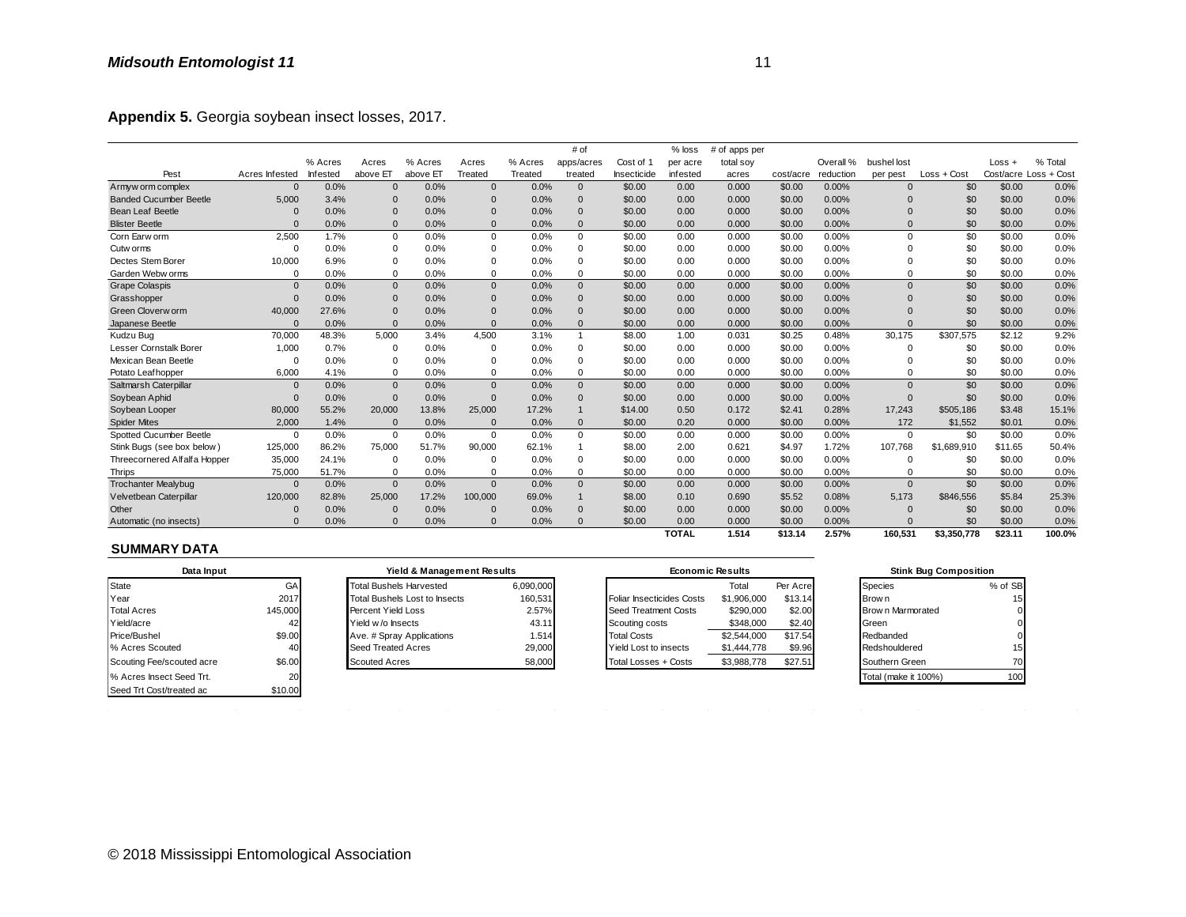**Appendix 5.** Georgia soybean insect losses, 2017.

| Pest | Acres Infested | % Acres Infested | Acres above ET | % Acres above ET | Acres Treated | % Acres Treated | # of apps/acres treated | Cost of 1 Insecticide | % loss per acre infested | # of apps per total soy acres | cost/acre | Overall % reduction | bushel lost per pest | Loss + Cost | Loss + Cost/acre | % Total Loss + Cost |
|---|---|---|---|---|---|---|---|---|---|---|---|---|---|---|---|---|
| Armyworm complex | 0 | 0.0% | 0 | 0.0% | 0 | 0.0% | 0 | $0.00 | 0.00 | 0.000 | $0.00 | 0.00% | 0 | $0 | $0.00 | 0.0% |
| Banded Cucumber Beetle | 5,000 | 3.4% | 0 | 0.0% | 0 | 0.0% | 0 | $0.00 | 0.00 | 0.000 | $0.00 | 0.00% | 0 | $0 | $0.00 | 0.0% |
| Bean Leaf Beetle | 0 | 0.0% | 0 | 0.0% | 0 | 0.0% | 0 | $0.00 | 0.00 | 0.000 | $0.00 | 0.00% | 0 | $0 | $0.00 | 0.0% |
| Blister Beetle | 0 | 0.0% | 0 | 0.0% | 0 | 0.0% | 0 | $0.00 | 0.00 | 0.000 | $0.00 | 0.00% | 0 | $0 | $0.00 | 0.0% |
| Corn Earworm | 2,500 | 1.7% | 0 | 0.0% | 0 | 0.0% | 0 | $0.00 | 0.00 | 0.000 | $0.00 | 0.00% | 0 | $0 | $0.00 | 0.0% |
| Cutworms | 0 | 0.0% | 0 | 0.0% | 0 | 0.0% | 0 | $0.00 | 0.00 | 0.000 | $0.00 | 0.00% | 0 | $0 | $0.00 | 0.0% |
| Dectes Stem Borer | 10,000 | 6.9% | 0 | 0.0% | 0 | 0.0% | 0 | $0.00 | 0.00 | 0.000 | $0.00 | 0.00% | 0 | $0 | $0.00 | 0.0% |
| Garden Webworms | 0 | 0.0% | 0 | 0.0% | 0 | 0.0% | 0 | $0.00 | 0.00 | 0.000 | $0.00 | 0.00% | 0 | $0 | $0.00 | 0.0% |
| Grape Colaspis | 0 | 0.0% | 0 | 0.0% | 0 | 0.0% | 0 | $0.00 | 0.00 | 0.000 | $0.00 | 0.00% | 0 | $0 | $0.00 | 0.0% |
| Grasshopper | 0 | 0.0% | 0 | 0.0% | 0 | 0.0% | 0 | $0.00 | 0.00 | 0.000 | $0.00 | 0.00% | 0 | $0 | $0.00 | 0.0% |
| Green Cloverworm | 40,000 | 27.6% | 0 | 0.0% | 0 | 0.0% | 0 | $0.00 | 0.00 | 0.000 | $0.00 | 0.00% | 0 | $0 | $0.00 | 0.0% |
| Japanese Beetle | 0 | 0.0% | 0 | 0.0% | 0 | 0.0% | 0 | $0.00 | 0.00 | 0.000 | $0.00 | 0.00% | 0 | $0 | $0.00 | 0.0% |
| Kudzu Bug | 70,000 | 48.3% | 5,000 | 3.4% | 4,500 | 3.1% | 1 | $8.00 | 1.00 | 0.031 | $0.25 | 0.48% | 30,175 | $307,575 | $2.12 | 9.2% |
| Lesser Cornstalk Borer | 1,000 | 0.7% | 0 | 0.0% | 0 | 0.0% | 0 | $0.00 | 0.00 | 0.000 | $0.00 | 0.00% | 0 | $0 | $0.00 | 0.0% |
| Mexican Bean Beetle | 0 | 0.0% | 0 | 0.0% | 0 | 0.0% | 0 | $0.00 | 0.00 | 0.000 | $0.00 | 0.00% | 0 | $0 | $0.00 | 0.0% |
| Potato Leafhopper | 6,000 | 4.1% | 0 | 0.0% | 0 | 0.0% | 0 | $0.00 | 0.00 | 0.000 | $0.00 | 0.00% | 0 | $0 | $0.00 | 0.0% |
| Saltmarsh Caterpillar | 0 | 0.0% | 0 | 0.0% | 0 | 0.0% | 0 | $0.00 | 0.00 | 0.000 | $0.00 | 0.00% | 0 | $0 | $0.00 | 0.0% |
| Soybean Aphid | 0 | 0.0% | 0 | 0.0% | 0 | 0.0% | 0 | $0.00 | 0.00 | 0.000 | $0.00 | 0.00% | 0 | $0 | $0.00 | 0.0% |
| Soybean Looper | 80,000 | 55.2% | 20,000 | 13.8% | 25,000 | 17.2% | 1 | $14.00 | 0.50 | 0.172 | $2.41 | 0.28% | 17,243 | $505,186 | $3.48 | 15.1% |
| Spider Mites | 2,000 | 1.4% | 0 | 0.0% | 0 | 0.0% | 0 | $0.00 | 0.20 | 0.000 | $0.00 | 0.00% | 172 | $1,552 | $0.01 | 0.0% |
| Spotted Cucumber Beetle | 0 | 0.0% | 0 | 0.0% | 0 | 0.0% | 0 | $0.00 | 0.00 | 0.000 | $0.00 | 0.00% | 0 | $0 | $0.00 | 0.0% |
| Stink Bugs (see box below) | 125,000 | 86.2% | 75,000 | 51.7% | 90,000 | 62.1% | 1 | $8.00 | 2.00 | 0.621 | $4.97 | 1.72% | 107,768 | $1,689,910 | $11.65 | 50.4% |
| Threecornered Alfalfa Hopper | 35,000 | 24.1% | 0 | 0.0% | 0 | 0.0% | 0 | $0.00 | 0.00 | 0.000 | $0.00 | 0.00% | 0 | $0 | $0.00 | 0.0% |
| Thrips | 75,000 | 51.7% | 0 | 0.0% | 0 | 0.0% | 0 | $0.00 | 0.00 | 0.000 | $0.00 | 0.00% | 0 | $0 | $0.00 | 0.0% |
| Trochanter Mealybug | 0 | 0.0% | 0 | 0.0% | 0 | 0.0% | 0 | $0.00 | 0.00 | 0.000 | $0.00 | 0.00% | 0 | $0 | $0.00 | 0.0% |
| Velvetbean Caterpillar | 120,000 | 82.8% | 25,000 | 17.2% | 100,000 | 69.0% | 1 | $8.00 | 0.10 | 0.690 | $5.52 | 0.08% | 5,173 | $846,556 | $5.84 | 25.3% |
| Other | 0 | 0.0% | 0 | 0.0% | 0 | 0.0% | 0 | $0.00 | 0.00 | 0.000 | $0.00 | 0.00% | 0 | $0 | $0.00 | 0.0% |
| Automatic (no insects) | 0 | 0.0% | 0 | 0.0% | 0 | 0.0% | 0 | $0.00 | 0.00 | 0.000 | $0.00 | 0.00% | 0 | $0 | $0.00 | 0.0% |
| | | | | | | | | | **TOTAL** | **1.514** | **$13.14** | **2.57%** | **160,531** | **$3,350,778** | **$23.11** | **100.0%** |

## SUMMARY DATA

| Data Input | |
|---|---|
| State | GA |
| Year | 2017 |
| Total Acres | 145,000 |
| Yield/acre | 42 |
| Price/Bushel | $9.00 |
| % Acres Scouted | 40 |
| Scouting Fee/scouted acre | $6.00 |
| % Acres Insect Seed Trt. | 20 |
| Seed Trt Cost/treated ac | $10.00 |

| Yield & Management Results | |
|---|---|
| Total Bushels Harvested | 6,090,000 |
| Total Bushels Lost to Insects | 160,531 |
| Percent Yield Loss | 2.57% |
| Yield w/o Insects | 43.11 |
| Ave. # Spray Applications | 1.514 |
| Seed Treated Acres | 29,000 |
| Scouted Acres | 58,000 |

| Economic Results | Total | Per Acre |
|---|---|---|
| Foliar Insecticides Costs | $1,906,000 | $13.14 |
| Seed Treatment Costs | $290,000 | $2.00 |
| Scouting costs | $348,000 | $2.40 |
| Total Costs | $2,544,000 | $17.54 |
| Yield Lost to insects | $1,444,778 | $9.96 |
| Total Losses + Costs | $3,988,778 | $27.51 |

| Stink Bug Composition | |
|---|---|
| Species | % of SB |
| Brown | 15 |
| Brown Marmorated | 0 |
| Green | 0 |
| Redbanded | 0 |
| Redshouldered | 15 |
| Southern Green | 70 |
| Total (make it 100%) | 100 |

© 2018 Mississippi Entomological Association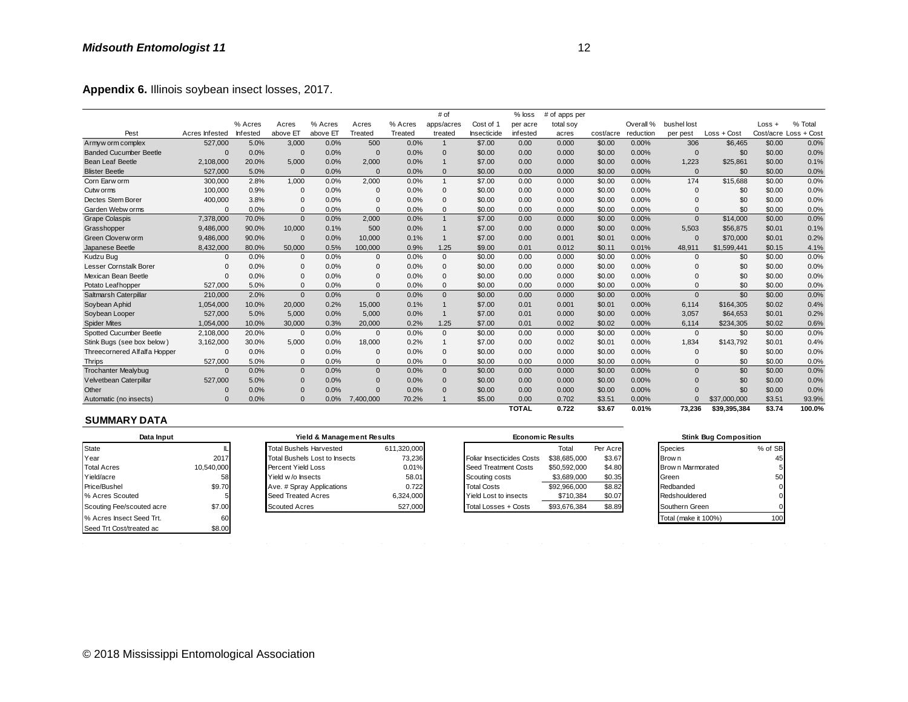**Appendix 6.** Illinois soybean insect losses, 2017.

| Pest | Acres Infested | % Acres Infested | Acres above ET | % Acres above ET | Acres Treated | % Acres Treated | # of apps/acres treated | Cost of 1 Insecticide | % loss per acre infested | # of apps per total soy acres | cost/acre | Overall % reduction | bushel lost per pest | Loss + Cost | Loss + Cost/acre | % Total Loss + Cost |
|---|---|---|---|---|---|---|---|---|---|---|---|---|---|---|---|---|
| Armyworm complex | 527,000 | 5.0% | 3,000 | 0.0% | 500 | 0.0% | 1 | $7.00 | 0.00 | 0.000 | $0.00 | 0.00% | 306 | $6,465 | $0.00 | 0.0% |
| Banded Cucumber Beetle | 0 | 0.0% | 0 | 0.0% | 0 | 0.0% | 0 | $0.00 | 0.00 | 0.000 | $0.00 | 0.00% | 0 | $0 | $0.00 | 0.0% |
| Bean Leaf Beetle | 2,108,000 | 20.0% | 5,000 | 0.0% | 2,000 | 0.0% | 1 | $7.00 | 0.00 | 0.000 | $0.00 | 0.00% | 1,223 | $25,861 | $0.00 | 0.1% |
| Blister Beetle | 527,000 | 5.0% | 0 | 0.0% | 0 | 0.0% | 0 | $0.00 | 0.00 | 0.000 | $0.00 | 0.00% | 0 | $0 | $0.00 | 0.0% |
| Corn Earworm | 300,000 | 2.8% | 1,000 | 0.0% | 2,000 | 0.0% | 1 | $7.00 | 0.00 | 0.000 | $0.00 | 0.00% | 174 | $15,688 | $0.00 | 0.0% |
| Cutworms | 100,000 | 0.9% | 0 | 0.0% | 0 | 0.0% | 0 | $0.00 | 0.00 | 0.000 | $0.00 | 0.00% | 0 | $0 | $0.00 | 0.0% |
| Dectes Stem Borer | 400,000 | 3.8% | 0 | 0.0% | 0 | 0.0% | 0 | $0.00 | 0.00 | 0.000 | $0.00 | 0.00% | 0 | $0 | $0.00 | 0.0% |
| Garden Webworms | 0 | 0.0% | 0 | 0.0% | 0 | 0.0% | 0 | $0.00 | 0.00 | 0.000 | $0.00 | 0.00% | 0 | $0 | $0.00 | 0.0% |
| Grape Colaspis | 7,378,000 | 70.0% | 0 | 0.0% | 2,000 | 0.0% | 1 | $7.00 | 0.00 | 0.000 | $0.00 | 0.00% | 0 | $14,000 | $0.00 | 0.0% |
| Grasshopper | 9,486,000 | 90.0% | 10,000 | 0.1% | 500 | 0.0% | 1 | $7.00 | 0.00 | 0.000 | $0.00 | 0.00% | 5,503 | $56,875 | $0.01 | 0.1% |
| Green Cloverworm | 9,486,000 | 90.0% | 0 | 0.0% | 10,000 | 0.1% | 1 | $7.00 | 0.00 | 0.001 | $0.01 | 0.00% | 0 | $70,000 | $0.01 | 0.2% |
| Japanese Beetle | 8,432,000 | 80.0% | 50,000 | 0.5% | 100,000 | 0.9% | 1.25 | $9.00 | 0.01 | 0.012 | $0.11 | 0.01% | 48,911 | $1,599,441 | $0.15 | 4.1% |
| Kudzu Bug | 0 | 0.0% | 0 | 0.0% | 0 | 0.0% | 0 | $0.00 | 0.00 | 0.000 | $0.00 | 0.00% | 0 | $0 | $0.00 | 0.0% |
| Lesser Cornstalk Borer | 0 | 0.0% | 0 | 0.0% | 0 | 0.0% | 0 | $0.00 | 0.00 | 0.000 | $0.00 | 0.00% | 0 | $0 | $0.00 | 0.0% |
| Mexican Bean Beetle | 0 | 0.0% | 0 | 0.0% | 0 | 0.0% | 0 | $0.00 | 0.00 | 0.000 | $0.00 | 0.00% | 0 | $0 | $0.00 | 0.0% |
| Potato Leafhopper | 527,000 | 5.0% | 0 | 0.0% | 0 | 0.0% | 0 | $0.00 | 0.00 | 0.000 | $0.00 | 0.00% | 0 | $0 | $0.00 | 0.0% |
| Saltmarsh Caterpillar | 210,000 | 2.0% | 0 | 0.0% | 0 | 0.0% | 0 | $0.00 | 0.00 | 0.000 | $0.00 | 0.00% | 0 | $0 | $0.00 | 0.0% |
| Soybean Aphid | 1,054,000 | 10.0% | 20,000 | 0.2% | 15,000 | 0.1% | 1 | $7.00 | 0.01 | 0.001 | $0.01 | 0.00% | 6,114 | $164,305 | $0.02 | 0.4% |
| Soybean Looper | 527,000 | 5.0% | 5,000 | 0.0% | 5,000 | 0.0% | 1 | $7.00 | 0.01 | 0.000 | $0.00 | 0.00% | 3,057 | $64,653 | $0.01 | 0.2% |
| Spider Mites | 1,054,000 | 10.0% | 30,000 | 0.3% | 20,000 | 0.2% | 1.25 | $7.00 | 0.01 | 0.002 | $0.02 | 0.00% | 6,114 | $234,305 | $0.02 | 0.6% |
| Spotted Cucumber Beetle | 2,108,000 | 20.0% | 0 | 0.0% | 0 | 0.0% | 0 | $0.00 | 0.00 | 0.000 | $0.00 | 0.00% | 0 | $0 | $0.00 | 0.0% |
| Stink Bugs (see box below) | 3,162,000 | 30.0% | 5,000 | 0.0% | 18,000 | 0.2% | 1 | $7.00 | 0.00 | 0.002 | $0.01 | 0.00% | 1,834 | $143,792 | $0.01 | 0.4% |
| Threecornered Alfalfa Hopper | 0 | 0.0% | 0 | 0.0% | 0 | 0.0% | 0 | $0.00 | 0.00 | 0.000 | $0.00 | 0.00% | 0 | $0 | $0.00 | 0.0% |
| Thrips | 527,000 | 5.0% | 0 | 0.0% | 0 | 0.0% | 0 | $0.00 | 0.00 | 0.000 | $0.00 | 0.00% | 0 | $0 | $0.00 | 0.0% |
| Trochanter Mealybug | 0 | 0.0% | 0 | 0.0% | 0 | 0.0% | 0 | $0.00 | 0.00 | 0.000 | $0.00 | 0.00% | 0 | $0 | $0.00 | 0.0% |
| Velvetbean Caterpillar | 527,000 | 5.0% | 0 | 0.0% | 0 | 0.0% | 0 | $0.00 | 0.00 | 0.000 | $0.00 | 0.00% | 0 | $0 | $0.00 | 0.0% |
| Other | 0 | 0.0% | 0 | 0.0% | 0 | 0.0% | 0 | $0.00 | 0.00 | 0.000 | $0.00 | 0.00% | 0 | $0 | $0.00 | 0.0% |
| Automatic (no insects) | 0 | 0.0% | 0 | 0.0% | 7,400,000 | 70.2% | 1 | $5.00 | 0.00 | 0.702 | $3.51 | 0.00% | 0 | $37,000,000 | $3.51 | 93.9% |
| | | | | | | | | | **TOTAL** | **0.722** | **$3.67** | **0.01%** | **73,236** | **$39,395,384** | **$3.74** | **100.0%** |

**SUMMARY DATA**

| Data Input | |
|---|---|
| State | IL |
| Year | 2017 |
| Total Acres | 10,540,000 |
| Yield/acre | 58 |
| Price/Bushel | $9.70 |
| % Acres Scouted | 5 |
| Scouting Fee/scouted acre | $7.00 |
| % Acres Insect Seed Trt. | 60 |
| Seed Trt Cost/treated ac | $8.00 |

| Yield & Management Results | |
|---|---|
| Total Bushels Harvested | 611,320,000 |
| Total Bushels Lost to Insects | 73,236 |
| Percent Yield Loss | 0.01% |
| Yield w/o Insects | 58.01 |
| Ave. # Spray Applications | 0.722 |
| Seed Treated Acres | 6,324,000 |
| Scouted Acres | 527,000 |

| Economic Results | Total | Per Acre |
|---|---|---|
| Foliar Insecticides Costs | $38,685,000 | $3.67 |
| Seed Treatment Costs | $50,592,000 | $4.80 |
| Scouting costs | $3,689,000 | $0.35 |
| Total Costs | $92,966,000 | $8.82 |
| Yield Lost to insects | $710,384 | $0.07 |
| Total Losses + Costs | $93,676,384 | $8.89 |

| Stink Bug Composition | |
|---|---|
| Species | % of SB |
| Brown | 45 |
| Brown Marmorated | 5 |
| Green | 50 |
| Redbanded | 0 |
| Redshouldered | 0 |
| Southern Green | 0 |
| Total (make it 100%) | 100 |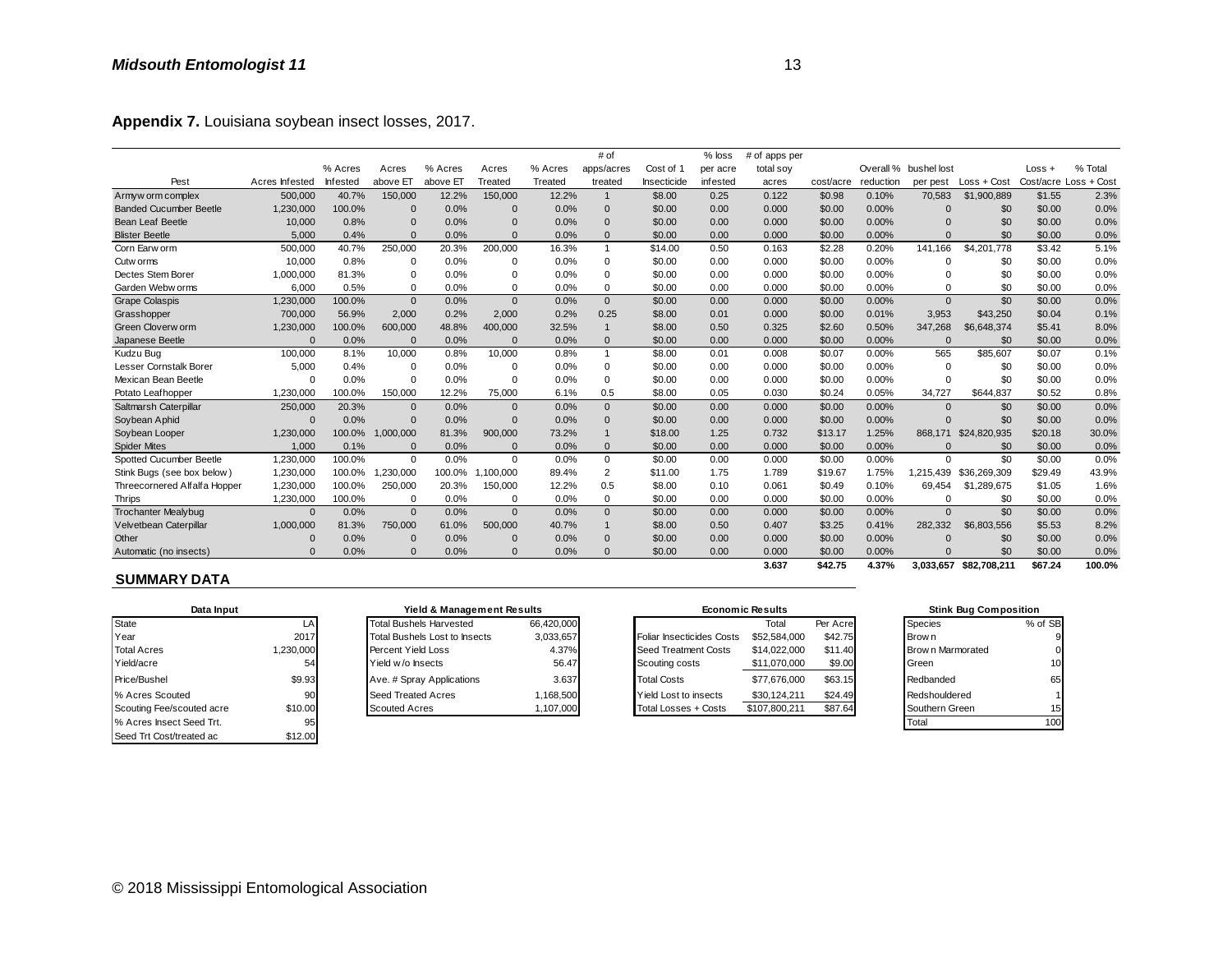**Appendix 7.** Louisiana soybean insect losses, 2017.

| Pest | Acres Infested | % Acres Infested | Acres above ET | % Acres above ET | Acres Treated | % Acres Treated | # of apps/acres treated | Cost of 1 Insecticide | % loss per acre infested | # of apps per total soy acres | cost/acre | Overall % reduction | bushel lost per pest | Loss + Cost | Loss + Cost/acre | % Total Loss + Cost |
|---|---|---|---|---|---|---|---|---|---|---|---|---|---|---|---|---|
| Armyworm complex | 500,000 | 40.7% | 150,000 | 12.2% | 150,000 | 12.2% | 1 | $8.00 | 0.25 | 0.122 | $0.98 | 0.10% | 70,583 | $1,900,889 | $1.55 | 2.3% |
| Banded Cucumber Beetle | 1,230,000 | 100.0% | 0 | 0.0% | 0 | 0.0% | 0 | $0.00 | 0.00 | 0.000 | $0.00 | 0.00% | 0 | $0 | $0.00 | 0.0% |
| Bean Leaf Beetle | 10,000 | 0.8% | 0 | 0.0% | 0 | 0.0% | 0 | $0.00 | 0.00 | 0.000 | $0.00 | 0.00% | 0 | $0 | $0.00 | 0.0% |
| Blister Beetle | 5,000 | 0.4% | 0 | 0.0% | 0 | 0.0% | 0 | $0.00 | 0.00 | 0.000 | $0.00 | 0.00% | 0 | $0 | $0.00 | 0.0% |
| Corn Earworm | 500,000 | 40.7% | 250,000 | 20.3% | 200,000 | 16.3% | 1 | $14.00 | 0.50 | 0.163 | $2.28 | 0.20% | 141,166 | $4,201,778 | $3.42 | 5.1% |
| Cutworms | 10,000 | 0.8% | 0 | 0.0% | 0 | 0.0% | 0 | $0.00 | 0.00 | 0.000 | $0.00 | 0.00% | 0 | $0 | $0.00 | 0.0% |
| Dectes Stem Borer | 1,000,000 | 81.3% | 0 | 0.0% | 0 | 0.0% | 0 | $0.00 | 0.00 | 0.000 | $0.00 | 0.00% | 0 | $0 | $0.00 | 0.0% |
| Garden Webworms | 6,000 | 0.5% | 0 | 0.0% | 0 | 0.0% | 0 | $0.00 | 0.00 | 0.000 | $0.00 | 0.00% | 0 | $0 | $0.00 | 0.0% |
| Grape Colaspis | 1,230,000 | 100.0% | 0 | 0.0% | 0 | 0.0% | 0 | $0.00 | 0.00 | 0.000 | $0.00 | 0.00% | 0 | $0 | $0.00 | 0.0% |
| Grasshopper | 700,000 | 56.9% | 2,000 | 0.2% | 2,000 | 0.2% | 0.25 | $8.00 | 0.01 | 0.000 | $0.00 | 0.01% | 3,953 | $43,250 | $0.04 | 0.1% |
| Green Cloverworm | 1,230,000 | 100.0% | 600,000 | 48.8% | 400,000 | 32.5% | 1 | $8.00 | 0.50 | 0.325 | $2.60 | 0.50% | 347,268 | $6,648,374 | $5.41 | 8.0% |
| Japanese Beetle | 0 | 0.0% | 0 | 0.0% | 0 | 0.0% | 0 | $0.00 | 0.00 | 0.000 | $0.00 | 0.00% | 0 | $0 | $0.00 | 0.0% |
| Kudzu Bug | 100,000 | 8.1% | 10,000 | 0.8% | 10,000 | 0.8% | 1 | $8.00 | 0.01 | 0.008 | $0.07 | 0.00% | 565 | $85,607 | $0.07 | 0.1% |
| Lesser Cornstalk Borer | 5,000 | 0.4% | 0 | 0.0% | 0 | 0.0% | 0 | $0.00 | 0.00 | 0.000 | $0.00 | 0.00% | 0 | $0 | $0.00 | 0.0% |
| Mexican Bean Beetle | 0 | 0.0% | 0 | 0.0% | 0 | 0.0% | 0 | $0.00 | 0.00 | 0.000 | $0.00 | 0.00% | 0 | $0 | $0.00 | 0.0% |
| Potato Leafhopper | 1,230,000 | 100.0% | 150,000 | 12.2% | 75,000 | 6.1% | 0.5 | $8.00 | 0.05 | 0.030 | $0.24 | 0.05% | 34,727 | $644,837 | $0.52 | 0.8% |
| Saltmarsh Caterpillar | 250,000 | 20.3% | 0 | 0.0% | 0 | 0.0% | 0 | $0.00 | 0.00 | 0.000 | $0.00 | 0.00% | 0 | $0 | $0.00 | 0.0% |
| Soybean Aphid | 0 | 0.0% | 0 | 0.0% | 0 | 0.0% | 0 | $0.00 | 0.00 | 0.000 | $0.00 | 0.00% | 0 | $0 | $0.00 | 0.0% |
| Soybean Looper | 1,230,000 | 100.0% | 1,000,000 | 81.3% | 900,000 | 73.2% | 1 | $18.00 | 1.25 | 0.732 | $13.17 | 1.25% | 868,171 | $24,820,935 | $20.18 | 30.0% |
| Spider Mites | 1,000 | 0.1% | 0 | 0.0% | 0 | 0.0% | 0 | $0.00 | 0.00 | 0.000 | $0.00 | 0.00% | 0 | $0 | $0.00 | 0.0% |
| Spotted Cucumber Beetle | 1,230,000 | 100.0% | 0 | 0.0% | 0 | 0.0% | 0 | $0.00 | 0.00 | 0.000 | $0.00 | 0.00% | 0 | $0 | $0.00 | 0.0% |
| Stink Bugs (see box below) | 1,230,000 | 100.0% | 1,230,000 | 100.0% | 1,100,000 | 89.4% | 2 | $11.00 | 1.75 | 1.789 | $19.67 | 1.75% | 1,215,439 | $36,269,309 | $29.49 | 43.9% |
| Threecornered Alfalfa Hopper | 1,230,000 | 100.0% | 250,000 | 20.3% | 150,000 | 12.2% | 0.5 | $8.00 | 0.10 | 0.061 | $0.49 | 0.10% | 69,454 | $1,289,675 | $1.05 | 1.6% |
| Thrips | 1,230,000 | 100.0% | 0 | 0.0% | 0 | 0.0% | 0 | $0.00 | 0.00 | 0.000 | $0.00 | 0.00% | 0 | $0 | $0.00 | 0.0% |
| Trochanter Mealybug | 0 | 0.0% | 0 | 0.0% | 0 | 0.0% | 0 | $0.00 | 0.00 | 0.000 | $0.00 | 0.00% | 0 | $0 | $0.00 | 0.0% |
| Velvetbean Caterpillar | 1,000,000 | 81.3% | 750,000 | 61.0% | 500,000 | 40.7% | 1 | $8.00 | 0.50 | 0.407 | $3.25 | 0.41% | 282,332 | $6,803,556 | $5.53 | 8.2% |
| Other | 0 | 0.0% | 0 | 0.0% | 0 | 0.0% | 0 | $0.00 | 0.00 | 0.000 | $0.00 | 0.00% | 0 | $0 | $0.00 | 0.0% |
| Automatic (no insects) | 0 | 0.0% | 0 | 0.0% | 0 | 0.0% | 0 | $0.00 | 0.00 | 0.000 | $0.00 | 0.00% | 0 | $0 | $0.00 | 0.0% |
| | | | | | | | | | | **3.637** | **$42.75** | **4.37%** | **3,033,657** | **$82,708,211** | **$67.24** | **100.0%** |

**SUMMARY DATA**

| Data Input | |
|---|---|
| State | LA |
| Year | 2017 |
| Total Acres | 1,230,000 |
| Yield/acre | 54 |
| Price/Bushel | $9.93 |
| % Acres Scouted | 90 |
| Scouting Fee/scouted acre | $10.00 |
| % Acres Insect Seed Trt. | 95 |
| Seed Trt Cost/treated ac | $12.00 |

| Yield & Management Results | |
|---|---|
| Total Bushels Harvested | 66,420,000 |
| Total Bushels Lost to Insects | 3,033,657 |
| Percent Yield Loss | 4.37% |
| Yield w/o Insects | 56.47 |
| Ave. # Spray Applications | 3.637 |
| Seed Treated Acres | 1,168,500 |
| Scouted Acres | 1,107,000 |

| Economic Results | Total | Per Acre |
|---|---|---|
| Foliar Insecticides Costs | $52,584,000 | $42.75 |
| Seed Treatment Costs | $14,022,000 | $11.40 |
| Scouting costs | $11,070,000 | $9.00 |
| Total Costs | $77,676,000 | $63.15 |
| Yield Lost to insects | $30,124,211 | $24.49 |
| Total Losses + Costs | $107,800,211 | $87.64 |

| Stink Bug Composition | |
|---|---|
| Species | % of SB |
| Brown | 9 |
| Brown Marmorated | 0 |
| Green | 10 |
| Redbanded | 65 |
| Redshouldered | 1 |
| Southern Green | 15 |
| Total | 100 |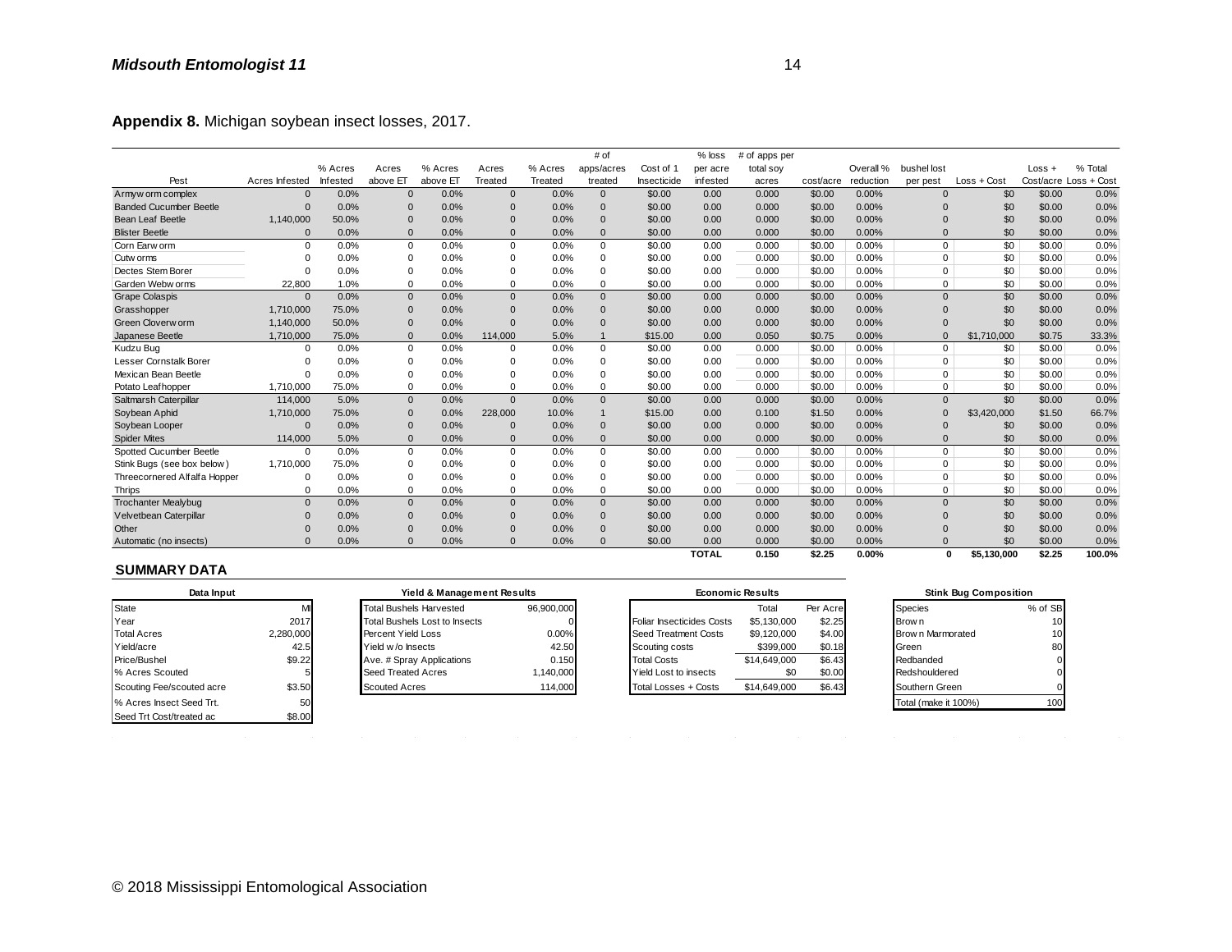**Appendix 8.** Michigan soybean insect losses, 2017.

| Pest | Acres Infested | % Acres Infested | Acres above ET | % Acres above ET | Acres Treated | % Acres Treated | # of apps/acres treated | Cost of 1 Insecticide | % loss per acre infested | # of apps per total soy acres | cost/acre | Overall % reduction | bushel lost per pest | Loss + Cost | Loss + Cost/acre | % Total Loss + Cost |
|---|---|---|---|---|---|---|---|---|---|---|---|---|---|---|---|---|
| Armyworm complex | 0 | 0.0% | 0 | 0.0% | 0 | 0.0% | 0 | $0.00 | 0.00 | 0.000 | $0.00 | 0.00% | 0 | $0 | $0.00 | 0.0% |
| Banded Cucumber Beetle | 0 | 0.0% | 0 | 0.0% | 0 | 0.0% | 0 | $0.00 | 0.00 | 0.000 | $0.00 | 0.00% | 0 | $0 | $0.00 | 0.0% |
| Bean Leaf Beetle | 1,140,000 | 50.0% | 0 | 0.0% | 0 | 0.0% | 0 | $0.00 | 0.00 | 0.000 | $0.00 | 0.00% | 0 | $0 | $0.00 | 0.0% |
| Blister Beetle | 0 | 0.0% | 0 | 0.0% | 0 | 0.0% | 0 | $0.00 | 0.00 | 0.000 | $0.00 | 0.00% | 0 | $0 | $0.00 | 0.0% |
| Corn Earworm | 0 | 0.0% | 0 | 0.0% | 0 | 0.0% | 0 | $0.00 | 0.00 | 0.000 | $0.00 | 0.00% | 0 | $0 | $0.00 | 0.0% |
| Cutworms | 0 | 0.0% | 0 | 0.0% | 0 | 0.0% | 0 | $0.00 | 0.00 | 0.000 | $0.00 | 0.00% | 0 | $0 | $0.00 | 0.0% |
| Dectes Stem Borer | 0 | 0.0% | 0 | 0.0% | 0 | 0.0% | 0 | $0.00 | 0.00 | 0.000 | $0.00 | 0.00% | 0 | $0 | $0.00 | 0.0% |
| Garden Webworms | 22,800 | 1.0% | 0 | 0.0% | 0 | 0.0% | 0 | $0.00 | 0.00 | 0.000 | $0.00 | 0.00% | 0 | $0 | $0.00 | 0.0% |
| Grape Colaspis | 0 | 0.0% | 0 | 0.0% | 0 | 0.0% | 0 | $0.00 | 0.00 | 0.000 | $0.00 | 0.00% | 0 | $0 | $0.00 | 0.0% |
| Grasshopper | 1,710,000 | 75.0% | 0 | 0.0% | 0 | 0.0% | 0 | $0.00 | 0.00 | 0.000 | $0.00 | 0.00% | 0 | $0 | $0.00 | 0.0% |
| Green Cloverworm | 1,140,000 | 50.0% | 0 | 0.0% | 0 | 0.0% | 0 | $0.00 | 0.00 | 0.000 | $0.00 | 0.00% | 0 | $0 | $0.00 | 0.0% |
| Japanese Beetle | 1,710,000 | 75.0% | 0 | 0.0% | 114,000 | 5.0% | 1 | $15.00 | 0.00 | 0.050 | $0.75 | 0.00% | 0 | $1,710,000 | $0.75 | 33.3% |
| Kudzu Bug | 0 | 0.0% | 0 | 0.0% | 0 | 0.0% | 0 | $0.00 | 0.00 | 0.000 | $0.00 | 0.00% | 0 | $0 | $0.00 | 0.0% |
| Lesser Cornstalk Borer | 0 | 0.0% | 0 | 0.0% | 0 | 0.0% | 0 | $0.00 | 0.00 | 0.000 | $0.00 | 0.00% | 0 | $0 | $0.00 | 0.0% |
| Mexican Bean Beetle | 0 | 0.0% | 0 | 0.0% | 0 | 0.0% | 0 | $0.00 | 0.00 | 0.000 | $0.00 | 0.00% | 0 | $0 | $0.00 | 0.0% |
| Potato Leafhopper | 1,710,000 | 75.0% | 0 | 0.0% | 0 | 0.0% | 0 | $0.00 | 0.00 | 0.000 | $0.00 | 0.00% | 0 | $0 | $0.00 | 0.0% |
| Saltmarsh Caterpillar | 114,000 | 5.0% | 0 | 0.0% | 0 | 0.0% | 0 | $0.00 | 0.00 | 0.000 | $0.00 | 0.00% | 0 | $0 | $0.00 | 0.0% |
| Soybean Aphid | 1,710,000 | 75.0% | 0 | 0.0% | 228,000 | 10.0% | 1 | $15.00 | 0.00 | 0.100 | $1.50 | 0.00% | 0 | $3,420,000 | $1.50 | 66.7% |
| Soybean Looper | 0 | 0.0% | 0 | 0.0% | 0 | 0.0% | 0 | $0.00 | 0.00 | 0.000 | $0.00 | 0.00% | 0 | $0 | $0.00 | 0.0% |
| Spider Mites | 114,000 | 5.0% | 0 | 0.0% | 0 | 0.0% | 0 | $0.00 | 0.00 | 0.000 | $0.00 | 0.00% | 0 | $0 | $0.00 | 0.0% |
| Spotted Cucumber Beetle | 0 | 0.0% | 0 | 0.0% | 0 | 0.0% | 0 | $0.00 | 0.00 | 0.000 | $0.00 | 0.00% | 0 | $0 | $0.00 | 0.0% |
| Stink Bugs (see box below) | 1,710,000 | 75.0% | 0 | 0.0% | 0 | 0.0% | 0 | $0.00 | 0.00 | 0.000 | $0.00 | 0.00% | 0 | $0 | $0.00 | 0.0% |
| Threecornered Alfalfa Hopper | 0 | 0.0% | 0 | 0.0% | 0 | 0.0% | 0 | $0.00 | 0.00 | 0.000 | $0.00 | 0.00% | 0 | $0 | $0.00 | 0.0% |
| Thrips | 0 | 0.0% | 0 | 0.0% | 0 | 0.0% | 0 | $0.00 | 0.00 | 0.000 | $0.00 | 0.00% | 0 | $0 | $0.00 | 0.0% |
| Trochanter Mealybug | 0 | 0.0% | 0 | 0.0% | 0 | 0.0% | 0 | $0.00 | 0.00 | 0.000 | $0.00 | 0.00% | 0 | $0 | $0.00 | 0.0% |
| Velvetbean Caterpillar | 0 | 0.0% | 0 | 0.0% | 0 | 0.0% | 0 | $0.00 | 0.00 | 0.000 | $0.00 | 0.00% | 0 | $0 | $0.00 | 0.0% |
| Other | 0 | 0.0% | 0 | 0.0% | 0 | 0.0% | 0 | $0.00 | 0.00 | 0.000 | $0.00 | 0.00% | 0 | $0 | $0.00 | 0.0% |
| Automatic (no insects) | 0 | 0.0% | 0 | 0.0% | 0 | 0.0% | 0 | $0.00 | 0.00 | 0.000 | $0.00 | 0.00% | 0 | $0 | $0.00 | 0.0% |
| | | | | | | | | | **TOTAL** | **0.150** | **$2.25** | **0.00%** | **0** | **$5,130,000** | **$2.25** | **100.0%** |

## SUMMARY DATA

| Data Input | |
|---|---|
| State | MI |
| Year | 2017 |
| Total Acres | 2,280,000 |
| Yield/acre | 42.5 |
| Price/Bushel | $9.22 |
| % Acres Scouted | 5 |
| Scouting Fee/scouted acre | $3.50 |
| % Acres Insect Seed Trt. | 50 |
| Seed Trt Cost/treated ac | $8.00 |

| Yield & Management Results | |
|---|---|
| Total Bushels Harvested | 96,900,000 |
| Total Bushels Lost to Insects | 0 |
| Percent Yield Loss | 0.00% |
| Yield w/o Insects | 42.50 |
| Ave. # Spray Applications | 0.150 |
| Seed Treated Acres | 1,140,000 |
| Scouted Acres | 114,000 |

| Economic Results | Total | Per Acre |
|---|---|---|
| Foliar Insecticides Costs | $5,130,000 | $2.25 |
| Seed Treatment Costs | $9,120,000 | $4.00 |
| Scouting costs | $399,000 | $0.18 |
| Total Costs | $14,649,000 | $6.43 |
| Yield Lost to insects | $0 | $0.00 |
| Total Losses + Costs | $14,649,000 | $6.43 |

| Stink Bug Composition | |
|---|---|
| Species | % of SB |
| Brown | 10 |
| Brown Marmorated | 10 |
| Green | 80 |
| Redbanded | 0 |
| Redshouldered | 0 |
| Southern Green | 0 |
| Total (make it 100%) | 100 |

© 2018 Mississippi Entomological Association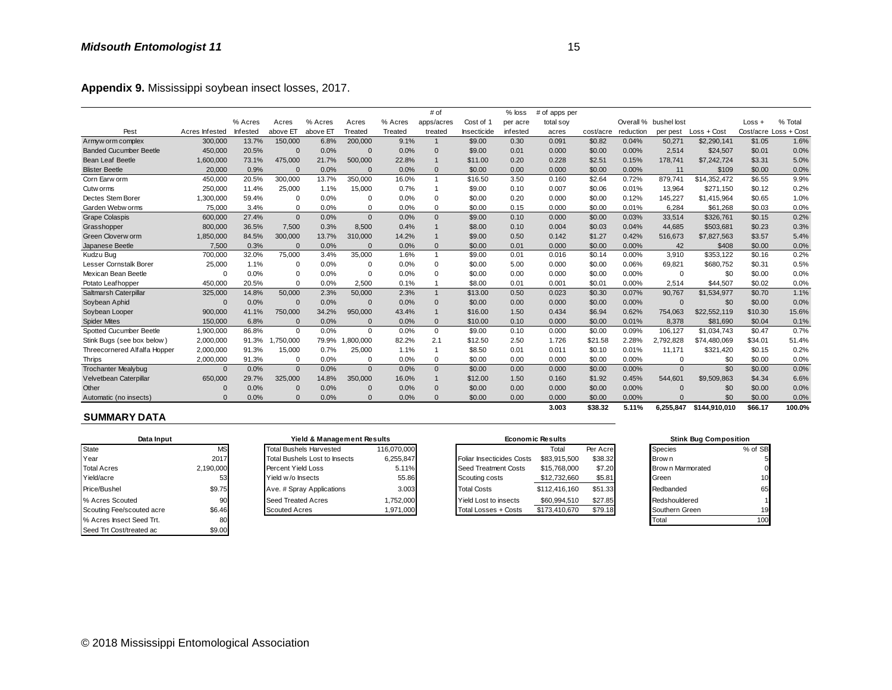**Appendix 9.** Mississippi soybean insect losses, 2017.

| Pest | Acres Infested | % Acres Infested | Acres above ET | % Acres above ET | Acres Treated | % Acres Treated | # of apps/acres treated | Cost of 1 Insecticide | % loss per acre infested | # of apps per total soy acres | cost/acre | Overall % reduction | bushel lost per pest | Loss + Cost | Loss + Cost/acre | % Total Loss + Cost |
|---|---|---|---|---|---|---|---|---|---|---|---|---|---|---|---|---|
| Armyworm complex | 300,000 | 13.7% | 150,000 | 6.8% | 200,000 | 9.1% | 1 | $9.00 | 0.30 | 0.091 | $0.82 | 0.04% | 50,271 | $2,290,141 | $1.05 | 1.6% |
| Banded Cucumber Beetle | 450,000 | 20.5% | 0 | 0.0% | 0 | 0.0% | 0 | $9.00 | 0.01 | 0.000 | $0.00 | 0.00% | 2,514 | $24,507 | $0.01 | 0.0% |
| Bean Leaf Beetle | 1,600,000 | 73.1% | 475,000 | 21.7% | 500,000 | 22.8% | 1 | $11.00 | 0.20 | 0.228 | $2.51 | 0.15% | 178,741 | $7,242,724 | $3.31 | 5.0% |
| Blister Beetle | 20,000 | 0.9% | 0 | 0.0% | 0 | 0.0% | 0 | $0.00 | 0.00 | 0.000 | $0.00 | 0.00% | 11 | $109 | $0.00 | 0.0% |
| Corn Earworm | 450,000 | 20.5% | 300,000 | 13.7% | 350,000 | 16.0% | 1 | $16.50 | 3.50 | 0.160 | $2.64 | 0.72% | 879,741 | $14,352,472 | $6.55 | 9.9% |
| Cutworms | 250,000 | 11.4% | 25,000 | 1.1% | 15,000 | 0.7% | 1 | $9.00 | 0.10 | 0.007 | $0.06 | 0.01% | 13,964 | $271,150 | $0.12 | 0.2% |
| Dectes Stem Borer | 1,300,000 | 59.4% | 0 | 0.0% | 0 | 0.0% | 0 | $0.00 | 0.20 | 0.000 | $0.00 | 0.12% | 145,227 | $1,415,964 | $0.65 | 1.0% |
| Garden Webworms | 75,000 | 3.4% | 0 | 0.0% | 0 | 0.0% | 0 | $0.00 | 0.15 | 0.000 | $0.00 | 0.01% | 6,284 | $61,268 | $0.03 | 0.0% |
| Grape Colaspis | 600,000 | 27.4% | 0 | 0.0% | 0 | 0.0% | 0 | $9.00 | 0.10 | 0.000 | $0.00 | 0.03% | 33,514 | $326,761 | $0.15 | 0.2% |
| Grasshopper | 800,000 | 36.5% | 7,500 | 0.3% | 8,500 | 0.4% | 1 | $8.00 | 0.10 | 0.004 | $0.03 | 0.04% | 44,685 | $503,681 | $0.23 | 0.3% |
| Green Cloverworm | 1,850,000 | 84.5% | 300,000 | 13.7% | 310,000 | 14.2% | 1 | $9.00 | 0.50 | 0.142 | $1.27 | 0.42% | 516,673 | $7,827,563 | $3.57 | 5.4% |
| Japanese Beetle | 7,500 | 0.3% | 0 | 0.0% | 0 | 0.0% | 0 | $0.00 | 0.01 | 0.000 | $0.00 | 0.00% | 42 | $408 | $0.00 | 0.0% |
| Kudzu Bug | 700,000 | 32.0% | 75,000 | 3.4% | 35,000 | 1.6% | 1 | $9.00 | 0.01 | 0.016 | $0.14 | 0.00% | 3,910 | $353,122 | $0.16 | 0.2% |
| Lesser Cornstalk Borer | 25,000 | 1.1% | 0 | 0.0% | 0 | 0.0% | 0 | $0.00 | 5.00 | 0.000 | $0.00 | 0.06% | 69,821 | $680,752 | $0.31 | 0.5% |
| Mexican Bean Beetle | 0 | 0.0% | 0 | 0.0% | 0 | 0.0% | 0 | $0.00 | 0.00 | 0.000 | $0.00 | 0.00% | 0 | $0 | $0.00 | 0.0% |
| Potato Leafhopper | 450,000 | 20.5% | 0 | 0.0% | 2,500 | 0.1% | 1 | $8.00 | 0.01 | 0.001 | $0.01 | 0.00% | 2,514 | $44,507 | $0.02 | 0.0% |
| Saltmarsh Caterpillar | 325,000 | 14.8% | 50,000 | 2.3% | 50,000 | 2.3% | 1 | $13.00 | 0.50 | 0.023 | $0.30 | 0.07% | 90,767 | $1,534,977 | $0.70 | 1.1% |
| Soybean Aphid | 0 | 0.0% | 0 | 0.0% | 0 | 0.0% | 0 | $0.00 | 0.00 | 0.000 | $0.00 | 0.00% | 0 | $0 | $0.00 | 0.0% |
| Soybean Looper | 900,000 | 41.1% | 750,000 | 34.2% | 950,000 | 43.4% | 1 | $16.00 | 1.50 | 0.434 | $6.94 | 0.62% | 754,063 | $22,552,119 | $10.30 | 15.6% |
| Spider Mites | 150,000 | 6.8% | 0 | 0.0% | 0 | 0.0% | 0 | $10.00 | 0.10 | 0.000 | $0.00 | 0.01% | 8,378 | $81,690 | $0.04 | 0.1% |
| Spotted Cucumber Beetle | 1,900,000 | 86.8% | 0 | 0.0% | 0 | 0.0% | 0 | $9.00 | 0.10 | 0.000 | $0.00 | 0.09% | 106,127 | $1,034,743 | $0.47 | 0.7% |
| Stink Bugs (see box below) | 2,000,000 | 91.3% | 1,750,000 | 79.9% | 1,800,000 | 82.2% | 2.1 | $12.50 | 2.50 | 1.726 | $21.58 | 2.28% | 2,792,828 | $74,480,069 | $34.01 | 51.4% |
| Threecornered Alfalfa Hopper | 2,000,000 | 91.3% | 15,000 | 0.7% | 25,000 | 1.1% | 1 | $8.50 | 0.01 | 0.011 | $0.10 | 0.01% | 11,171 | $321,420 | $0.15 | 0.2% |
| Thrips | 2,000,000 | 91.3% | 0 | 0.0% | 0 | 0.0% | 0 | $0.00 | 0.00 | 0.000 | $0.00 | 0.00% | 0 | $0 | $0.00 | 0.0% |
| Trochanter Mealybug | 0 | 0.0% | 0 | 0.0% | 0 | 0.0% | 0 | $0.00 | 0.00 | 0.000 | $0.00 | 0.00% | 0 | $0 | $0.00 | 0.0% |
| Velvetbean Caterpillar | 650,000 | 29.7% | 325,000 | 14.8% | 350,000 | 16.0% | 1 | $12.00 | 1.50 | 0.160 | $1.92 | 0.45% | 544,601 | $9,509,863 | $4.34 | 6.6% |
| Other | 0 | 0.0% | 0 | 0.0% | 0 | 0.0% | 0 | $0.00 | 0.00 | 0.000 | $0.00 | 0.00% | 0 | $0 | $0.00 | 0.0% |
| Automatic (no insects) | 0 | 0.0% | 0 | 0.0% | 0 | 0.0% | 0 | $0.00 | 0.00 | 0.000 | $0.00 | 0.00% | 0 | $0 | $0.00 | 0.0% |
| | | | | | | | | | | **3.003** | **$38.32** | **5.11%** | **6,255,847** | **$144,910,010** | **$66.17** | **100.0%** |

**SUMMARY DATA**

| Data Input | |
|---|---|
| State | MS |
| Year | 2017 |
| Total Acres | 2,190,000 |
| Yield/acre | 53 |
| Price/Bushel | $9.75 |
| % Acres Scouted | 90 |
| Scouting Fee/scouted acre | $6.46 |
| % Acres Insect Seed Trt. | 80 |
| Seed Trt Cost/treated ac | $9.00 |

| Yield & Management Results | |
|---|---|
| Total Bushels Harvested | 116,070,000 |
| Total Bushels Lost to Insects | 6,255,847 |
| Percent Yield Loss | 5.11% |
| Yield w/o Insects | 55.86 |
| Ave. # Spray Applications | 3.003 |
| Seed Treated Acres | 1,752,000 |
| Scouted Acres | 1,971,000 |

| Economic Results | Total | Per Acre |
|---|---|---|
| Foliar Insecticides Costs | $83,915,500 | $38.32 |
| Seed Treatment Costs | $15,768,000 | $7.20 |
| Scouting costs | $12,732,660 | $5.81 |
| Total Costs | $112,416,160 | $51.33 |
| Yield Lost to insects | $60,994,510 | $27.85 |
| Total Losses + Costs | $173,410,670 | $79.18 |

| Stink Bug Composition | |
|---|---|
| Species | % of SB |
| Brown | 5 |
| Brown Marmorated | 0 |
| Green | 10 |
| Redbanded | 65 |
| Redshouldered | 1 |
| Southern Green | 19 |
| Total | 100 |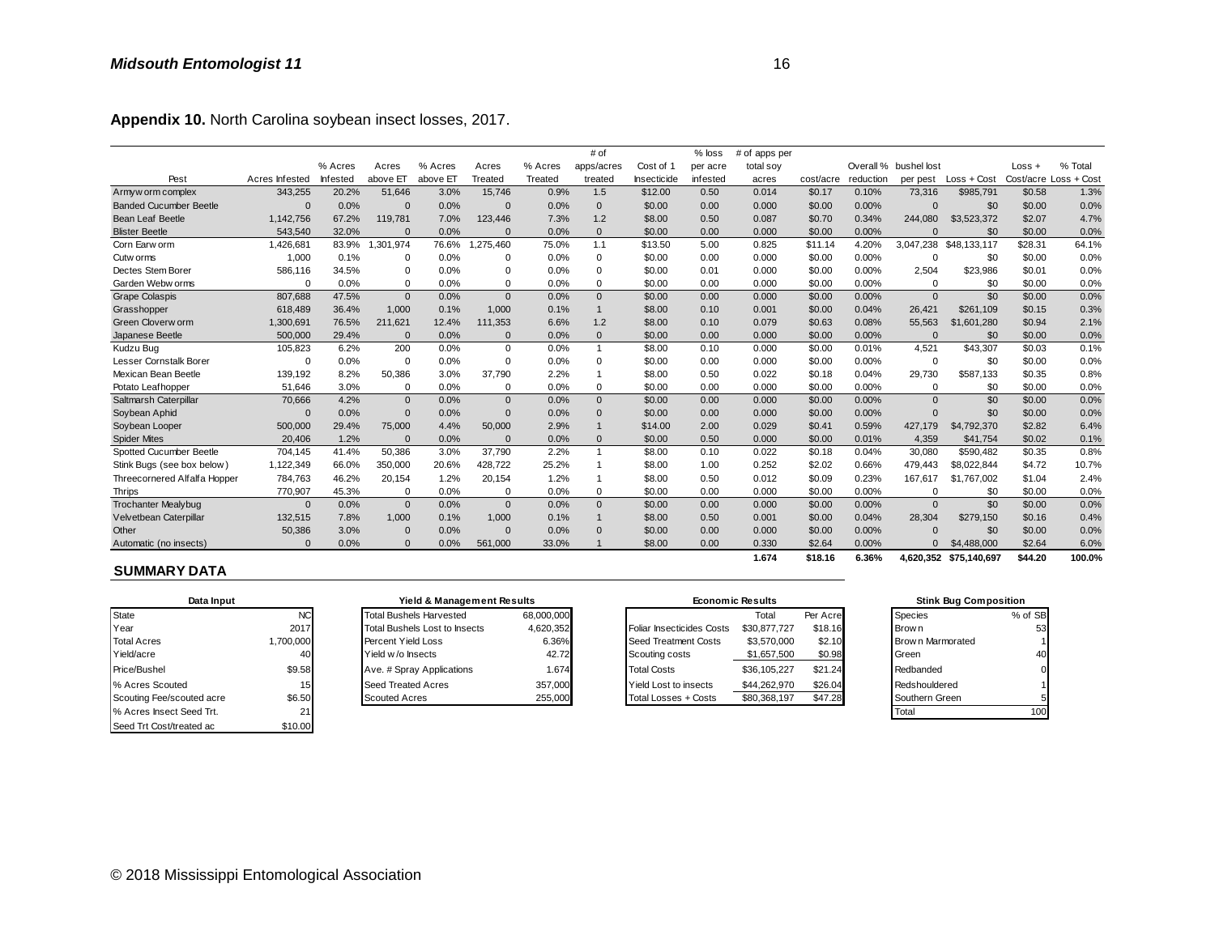**Appendix 10.** North Carolina soybean insect losses, 2017.

| Pest | Acres Infested | % Acres Infested | Acres above ET | % Acres above ET | Acres Treated | % Acres Treated | # of apps/acres treated | Cost of 1 Insecticide | % loss per acre infested | # of apps per total soy acres | cost/acre | Overall % reduction | bushel lost per pest | Loss + Cost | Loss + Cost/acre | % Total Loss + Cost |
|---|---|---|---|---|---|---|---|---|---|---|---|---|---|---|---|---|
| Armyworm complex | 343,255 | 20.2% | 51,646 | 3.0% | 15,746 | 0.9% | 1.5 | $12.00 | 0.50 | 0.014 | $0.17 | 0.10% | 73,316 | $985,791 | $0.58 | 1.3% |
| Banded Cucumber Beetle | 0 | 0.0% | 0 | 0.0% | 0 | 0.0% | 0 | $0.00 | 0.00 | 0.000 | $0.00 | 0.00% | 0 | $0 | $0.00 | 0.0% |
| Bean Leaf Beetle | 1,142,756 | 67.2% | 119,781 | 7.0% | 123,446 | 7.3% | 1.2 | $8.00 | 0.50 | 0.087 | $0.70 | 0.34% | 244,080 | $3,523,372 | $2.07 | 4.7% |
| Blister Beetle | 543,540 | 32.0% | 0 | 0.0% | 0 | 0.0% | 0 | $0.00 | 0.00 | 0.000 | $0.00 | 0.00% | 0 | $0 | $0.00 | 0.0% |
| Corn Earworm | 1,426,681 | 83.9% | 1,301,974 | 76.6% | 1,275,460 | 75.0% | 1.1 | $13.50 | 5.00 | 0.825 | $11.14 | 4.20% | 3,047,238 | $48,133,117 | $28.31 | 64.1% |
| Cutworms | 1,000 | 0.1% | 0 | 0.0% | 0 | 0.0% | 0 | $0.00 | 0.00 | 0.000 | $0.00 | 0.00% | 0 | $0 | $0.00 | 0.0% |
| Dectes Stem Borer | 586,116 | 34.5% | 0 | 0.0% | 0 | 0.0% | 0 | $0.00 | 0.01 | 0.000 | $0.00 | 0.00% | 2,504 | $23,986 | $0.01 | 0.0% |
| Garden Webworms | 0 | 0.0% | 0 | 0.0% | 0 | 0.0% | 0 | $0.00 | 0.00 | 0.000 | $0.00 | 0.00% | 0 | $0 | $0.00 | 0.0% |
| Grape Colaspis | 807,688 | 47.5% | 0 | 0.0% | 0 | 0.0% | 0 | $0.00 | 0.00 | 0.000 | $0.00 | 0.00% | 0 | $0 | $0.00 | 0.0% |
| Grasshopper | 618,489 | 36.4% | 1,000 | 0.1% | 1,000 | 0.1% | 1 | $8.00 | 0.10 | 0.001 | $0.00 | 0.04% | 26,421 | $261,109 | $0.15 | 0.3% |
| Green Cloverworm | 1,300,691 | 76.5% | 211,621 | 12.4% | 111,353 | 6.6% | 1.2 | $8.00 | 0.10 | 0.079 | $0.63 | 0.08% | 55,563 | $1,601,280 | $0.94 | 2.1% |
| Japanese Beetle | 500,000 | 29.4% | 0 | 0.0% | 0 | 0.0% | 0 | $0.00 | 0.00 | 0.000 | $0.00 | 0.00% | 0 | $0 | $0.00 | 0.0% |
| Kudzu Bug | 105,823 | 6.2% | 200 | 0.0% | 0 | 0.0% | 1 | $8.00 | 0.10 | 0.000 | $0.00 | 0.01% | 4,521 | $43,307 | $0.03 | 0.1% |
| Lesser Cornstalk Borer | 0 | 0.0% | 0 | 0.0% | 0 | 0.0% | 0 | $0.00 | 0.00 | 0.000 | $0.00 | 0.00% | 0 | $0 | $0.00 | 0.0% |
| Mexican Bean Beetle | 139,192 | 8.2% | 50,386 | 3.0% | 37,790 | 2.2% | 1 | $8.00 | 0.50 | 0.022 | $0.18 | 0.04% | 29,730 | $587,133 | $0.35 | 0.8% |
| Potato Leafhopper | 51,646 | 3.0% | 0 | 0.0% | 0 | 0.0% | 0 | $0.00 | 0.00 | 0.000 | $0.00 | 0.00% | 0 | $0 | $0.00 | 0.0% |
| Saltmarsh Caterpillar | 70,666 | 4.2% | 0 | 0.0% | 0 | 0.0% | 0 | $0.00 | 0.00 | 0.000 | $0.00 | 0.00% | 0 | $0 | $0.00 | 0.0% |
| Soybean Aphid | 0 | 0.0% | 0 | 0.0% | 0 | 0.0% | 0 | $0.00 | 0.00 | 0.000 | $0.00 | 0.00% | 0 | $0 | $0.00 | 0.0% |
| Soybean Looper | 500,000 | 29.4% | 75,000 | 4.4% | 50,000 | 2.9% | 1 | $14.00 | 2.00 | 0.029 | $0.41 | 0.59% | 427,179 | $4,792,370 | $2.82 | 6.4% |
| Spider Mites | 20,406 | 1.2% | 0 | 0.0% | 0 | 0.0% | 0 | $0.00 | 0.50 | 0.000 | $0.00 | 0.01% | 4,359 | $41,754 | $0.02 | 0.1% |
| Spotted Cucumber Beetle | 704,145 | 41.4% | 50,386 | 3.0% | 37,790 | 2.2% | 1 | $8.00 | 0.10 | 0.022 | $0.18 | 0.04% | 30,080 | $590,482 | $0.35 | 0.8% |
| Stink Bugs (see box below) | 1,122,349 | 66.0% | 350,000 | 20.6% | 428,722 | 25.2% | 1 | $8.00 | 1.00 | 0.252 | $2.02 | 0.66% | 479,443 | $8,022,844 | $4.72 | 10.7% |
| Threecornered Alfalfa Hopper | 784,763 | 46.2% | 20,154 | 1.2% | 20,154 | 1.2% | 1 | $8.00 | 0.50 | 0.012 | $0.09 | 0.23% | 167,617 | $1,767,002 | $1.04 | 2.4% |
| Thrips | 770,907 | 45.3% | 0 | 0.0% | 0 | 0.0% | 0 | $0.00 | 0.00 | 0.000 | $0.00 | 0.00% | 0 | $0 | $0.00 | 0.0% |
| Trochanter Mealybug | 0 | 0.0% | 0 | 0.0% | 0 | 0.0% | 0 | $0.00 | 0.00 | 0.000 | $0.00 | 0.00% | 0 | $0 | $0.00 | 0.0% |
| Velvetbean Caterpillar | 132,515 | 7.8% | 1,000 | 0.1% | 1,000 | 0.1% | 1 | $8.00 | 0.50 | 0.001 | $0.00 | 0.04% | 28,304 | $279,150 | $0.16 | 0.4% |
| Other | 50,386 | 3.0% | 0 | 0.0% | 0 | 0.0% | 0 | $0.00 | 0.00 | 0.000 | $0.00 | 0.00% | 0 | $0 | $0.00 | 0.0% |
| Automatic (no insects) | 0 | 0.0% | 0 | 0.0% | 561,000 | 33.0% | 1 | $8.00 | 0.00 | 0.330 | $2.64 | 0.00% | 0 | $4,488,000 | $2.64 | 6.0% |
| | | | | | | | | | | **1.674** | **$18.16** | **6.36%** | **4,620,352** | **$75,140,697** | **$44.20** | **100.0%** |

## SUMMARY DATA

| Data Input | |
|---|---|
| State | NC |
| Year | 2017 |
| Total Acres | 1,700,000 |
| Yield/acre | 40 |
| Price/Bushel | $9.58 |
| % Acres Scouted | 15 |
| Scouting Fee/scouted acre | $6.50 |
| % Acres Insect Seed Trt. | 21 |
| Seed Trt Cost/treated ac | $10.00 |

| Yield & Management Results | |
|---|---|
| Total Bushels Harvested | 68,000,000 |
| Total Bushels Lost to Insects | 4,620,352 |
| Percent Yield Loss | 6.36% |
| Yield w/o Insects | 42.72 |
| Ave. # Spray Applications | 1.674 |
| Seed Treated Acres | 357,000 |
| Scouted Acres | 255,000 |

| Economic Results | Total | Per Acre |
|---|---|---|
| Foliar Insecticides Costs | $30,877,727 | $18.16 |
| Seed Treatment Costs | $3,570,000 | $2.10 |
| Scouting costs | $1,657,500 | $0.98 |
| Total Costs | $36,105,227 | $21.24 |
| Yield Lost to insects | $44,262,970 | $26.04 |
| Total Losses + Costs | $80,368,197 | $47.28 |

| Stink Bug Composition | |
|---|---|
| Species | % of SB |
| Brown | 53 |
| Brown Marmorated | 1 |
| Green | 40 |
| Redbanded | 0 |
| Redshouldered | 1 |
| Southern Green | 5 |
| Total | 100 |

© 2018 Mississippi Entomological Association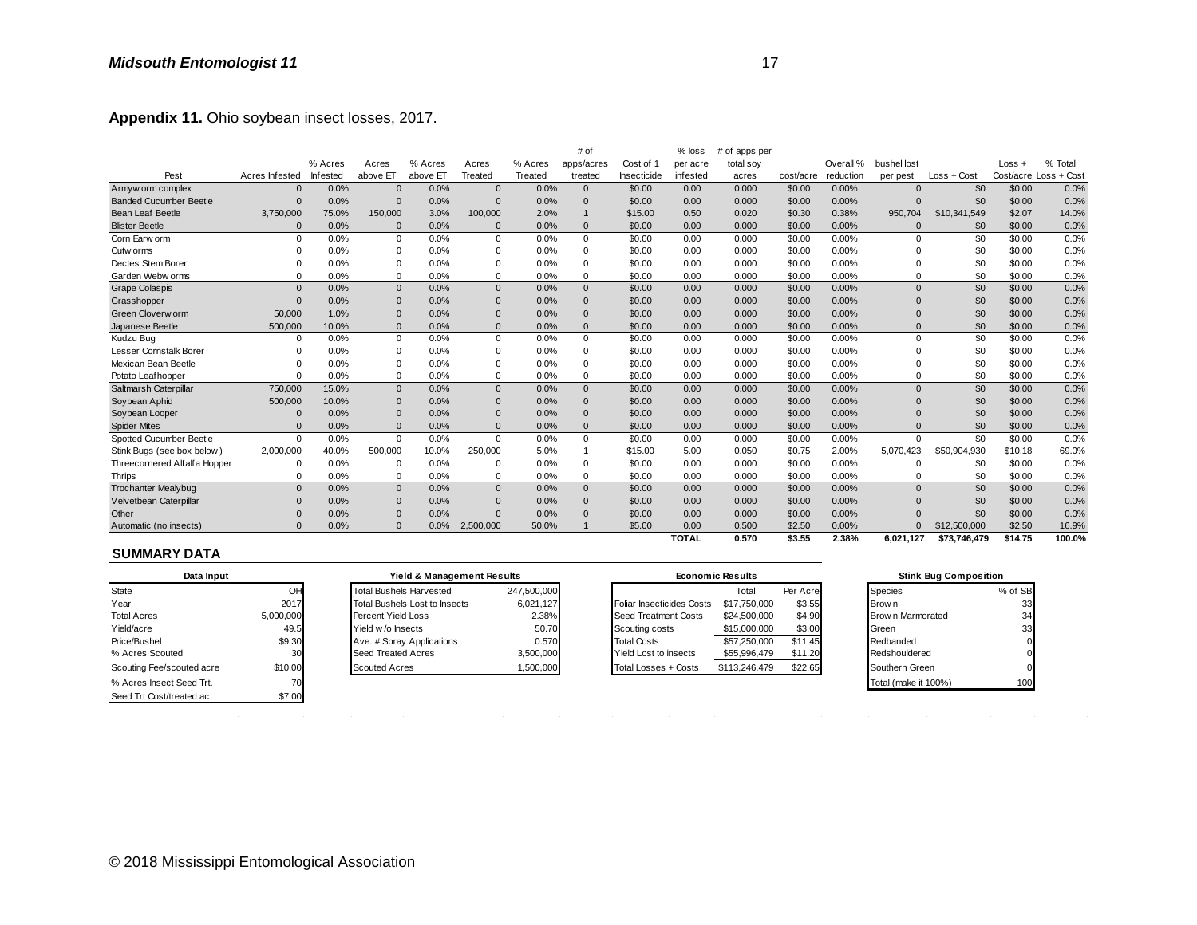**Appendix 11.** Ohio soybean insect losses, 2017.

| Pest | Acres Infested | % Acres Infested | Acres above ET | % Acres above ET | Acres Treated | % Acres Treated | # of apps/acres treated | Cost of 1 Insecticide | % loss per acre infested | # of apps per total soy acres | cost/acre | Overall % reduction | bushel lost per pest | Loss + Cost | Loss + Cost/acre | % Total Loss + Cost |
|---|---|---|---|---|---|---|---|---|---|---|---|---|---|---|---|---|
| Armyworm complex | 0 | 0.0% | 0 | 0.0% | 0 | 0.0% | 0 | $0.00 | 0.00 | 0.000 | $0.00 | 0.00% | 0 | $0 | $0.00 | 0.0% |
| Banded Cucumber Beetle | 0 | 0.0% | 0 | 0.0% | 0 | 0.0% | 0 | $0.00 | 0.00 | 0.000 | $0.00 | 0.00% | 0 | $0 | $0.00 | 0.0% |
| Bean Leaf Beetle | 3,750,000 | 75.0% | 150,000 | 3.0% | 100,000 | 2.0% | 1 | $15.00 | 0.50 | 0.020 | $0.30 | 0.38% | 950,704 | $10,341,549 | $2.07 | 14.0% |
| Blister Beetle | 0 | 0.0% | 0 | 0.0% | 0 | 0.0% | 0 | $0.00 | 0.00 | 0.000 | $0.00 | 0.00% | 0 | $0 | $0.00 | 0.0% |
| Corn Earworm | 0 | 0.0% | 0 | 0.0% | 0 | 0.0% | 0 | $0.00 | 0.00 | 0.000 | $0.00 | 0.00% | 0 | $0 | $0.00 | 0.0% |
| Cutworms | 0 | 0.0% | 0 | 0.0% | 0 | 0.0% | 0 | $0.00 | 0.00 | 0.000 | $0.00 | 0.00% | 0 | $0 | $0.00 | 0.0% |
| Dectes Stem Borer | 0 | 0.0% | 0 | 0.0% | 0 | 0.0% | 0 | $0.00 | 0.00 | 0.000 | $0.00 | 0.00% | 0 | $0 | $0.00 | 0.0% |
| Garden Webworms | 0 | 0.0% | 0 | 0.0% | 0 | 0.0% | 0 | $0.00 | 0.00 | 0.000 | $0.00 | 0.00% | 0 | $0 | $0.00 | 0.0% |
| Grape Colaspis | 0 | 0.0% | 0 | 0.0% | 0 | 0.0% | 0 | $0.00 | 0.00 | 0.000 | $0.00 | 0.00% | 0 | $0 | $0.00 | 0.0% |
| Grasshopper | 0 | 0.0% | 0 | 0.0% | 0 | 0.0% | 0 | $0.00 | 0.00 | 0.000 | $0.00 | 0.00% | 0 | $0 | $0.00 | 0.0% |
| Green Cloverworm | 50,000 | 1.0% | 0 | 0.0% | 0 | 0.0% | 0 | $0.00 | 0.00 | 0.000 | $0.00 | 0.00% | 0 | $0 | $0.00 | 0.0% |
| Japanese Beetle | 500,000 | 10.0% | 0 | 0.0% | 0 | 0.0% | 0 | $0.00 | 0.00 | 0.000 | $0.00 | 0.00% | 0 | $0 | $0.00 | 0.0% |
| Kudzu Bug | 0 | 0.0% | 0 | 0.0% | 0 | 0.0% | 0 | $0.00 | 0.00 | 0.000 | $0.00 | 0.00% | 0 | $0 | $0.00 | 0.0% |
| Lesser Cornstalk Borer | 0 | 0.0% | 0 | 0.0% | 0 | 0.0% | 0 | $0.00 | 0.00 | 0.000 | $0.00 | 0.00% | 0 | $0 | $0.00 | 0.0% |
| Mexican Bean Beetle | 0 | 0.0% | 0 | 0.0% | 0 | 0.0% | 0 | $0.00 | 0.00 | 0.000 | $0.00 | 0.00% | 0 | $0 | $0.00 | 0.0% |
| Potato Leafhopper | 0 | 0.0% | 0 | 0.0% | 0 | 0.0% | 0 | $0.00 | 0.00 | 0.000 | $0.00 | 0.00% | 0 | $0 | $0.00 | 0.0% |
| Saltmarsh Caterpillar | 750,000 | 15.0% | 0 | 0.0% | 0 | 0.0% | 0 | $0.00 | 0.00 | 0.000 | $0.00 | 0.00% | 0 | $0 | $0.00 | 0.0% |
| Soybean Aphid | 500,000 | 10.0% | 0 | 0.0% | 0 | 0.0% | 0 | $0.00 | 0.00 | 0.000 | $0.00 | 0.00% | 0 | $0 | $0.00 | 0.0% |
| Soybean Looper | 0 | 0.0% | 0 | 0.0% | 0 | 0.0% | 0 | $0.00 | 0.00 | 0.000 | $0.00 | 0.00% | 0 | $0 | $0.00 | 0.0% |
| Spider Mites | 0 | 0.0% | 0 | 0.0% | 0 | 0.0% | 0 | $0.00 | 0.00 | 0.000 | $0.00 | 0.00% | 0 | $0 | $0.00 | 0.0% |
| Spotted Cucumber Beetle | 0 | 0.0% | 0 | 0.0% | 0 | 0.0% | 0 | $0.00 | 0.00 | 0.000 | $0.00 | 0.00% | 0 | $0 | $0.00 | 0.0% |
| Stink Bugs (see box below) | 2,000,000 | 40.0% | 500,000 | 10.0% | 250,000 | 5.0% | 1 | $15.00 | 5.00 | 0.050 | $0.75 | 2.00% | 5,070,423 | $50,904,930 | $10.18 | 69.0% |
| Threecornered Alfalfa Hopper | 0 | 0.0% | 0 | 0.0% | 0 | 0.0% | 0 | $0.00 | 0.00 | 0.000 | $0.00 | 0.00% | 0 | $0 | $0.00 | 0.0% |
| Thrips | 0 | 0.0% | 0 | 0.0% | 0 | 0.0% | 0 | $0.00 | 0.00 | 0.000 | $0.00 | 0.00% | 0 | $0 | $0.00 | 0.0% |
| Trochanter Mealybug | 0 | 0.0% | 0 | 0.0% | 0 | 0.0% | 0 | $0.00 | 0.00 | 0.000 | $0.00 | 0.00% | 0 | $0 | $0.00 | 0.0% |
| Velvetbean Caterpillar | 0 | 0.0% | 0 | 0.0% | 0 | 0.0% | 0 | $0.00 | 0.00 | 0.000 | $0.00 | 0.00% | 0 | $0 | $0.00 | 0.0% |
| Other | 0 | 0.0% | 0 | 0.0% | 0 | 0.0% | 0 | $0.00 | 0.00 | 0.000 | $0.00 | 0.00% | 0 | $0 | $0.00 | 0.0% |
| Automatic (no insects) | 0 | 0.0% | 0 | 0.0% | 2,500,000 | 50.0% | 1 | $5.00 | 0.00 | 0.500 | $2.50 | 0.00% | 0 | $12,500,000 | $2.50 | 16.9% |
| | | | | | | | | | **TOTAL** | **0.570** | **$3.55** | **2.38%** | **6,021,127** | **$73,746,479** | **$14.75** | **100.0%** |

## SUMMARY DATA

| Data Input | |
|---|---|
| State | OH |
| Year | 2017 |
| Total Acres | 5,000,000 |
| Yield/acre | 49.5 |
| Price/Bushel | $9.30 |
| % Acres Scouted | 30 |
| Scouting Fee/scouted acre | $10.00 |
| % Acres Insect Seed Trt. | 70 |
| Seed Trt Cost/treated ac | $7.00 |

| Yield & Management Results | |
|---|---|
| Total Bushels Harvested | 247,500,000 |
| Total Bushels Lost to Insects | 6,021,127 |
| Percent Yield Loss | 2.38% |
| Yield w/o Insects | 50.70 |
| Ave. # Spray Applications | 0.570 |
| Seed Treated Acres | 3,500,000 |
| Scouted Acres | 1,500,000 |

| Economic Results | Total | Per Acre |
|---|---|---|
| Foliar Insecticides Costs | $17,750,000 | $3.55 |
| Seed Treatment Costs | $24,500,000 | $4.90 |
| Scouting costs | $15,000,000 | $3.00 |
| Total Costs | $57,250,000 | $11.45 |
| Yield Lost to insects | $55,996,479 | $11.20 |
| Total Losses + Costs | $113,246,479 | $22.65 |

| Stink Bug Composition | |
|---|---|
| Species | % of SB |
| Brown | 33 |
| Brown Marmorated | 34 |
| Green | 33 |
| Redbanded | 0 |
| Redshouldered | 0 |
| Southern Green | 0 |
| Total (make it 100%) | 100 |

© 2018 Mississippi Entomological Association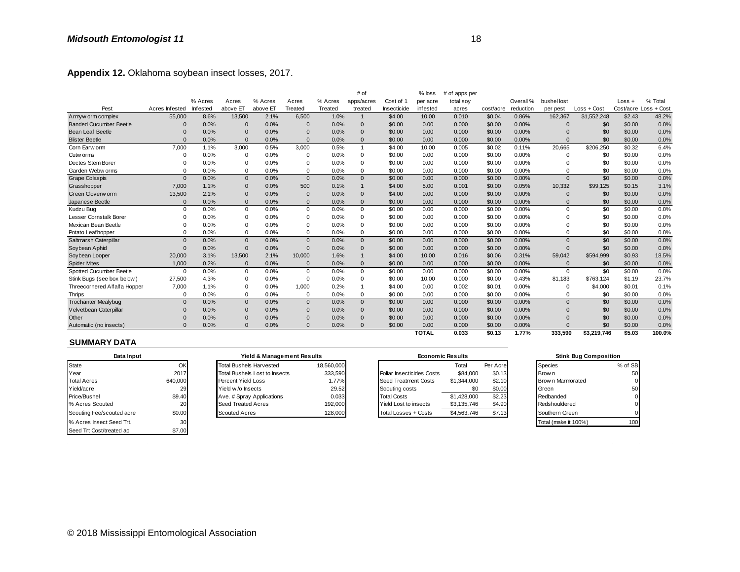**Appendix 12.** Oklahoma soybean insect losses, 2017.

| Pest | Acres Infested | % Acres Infested | Acres above ET | % Acres above ET | Acres Treated | % Acres Treated | # of apps/acres treated | Cost of 1 Insecticide | % loss per acre infested | # of apps per total soy acres | cost/acre | Overall % reduction | bushel lost per pest | Loss + Cost | Loss + Cost/acre | % Total Loss + Cost |
|---|---|---|---|---|---|---|---|---|---|---|---|---|---|---|---|---|
| Armyworm complex | 55,000 | 8.6% | 13,500 | 2.1% | 6,500 | 1.0% | 1 | $4.00 | 10.00 | 0.010 | $0.04 | 0.86% | 162,367 | $1,552,248 | $2.43 | 48.2% |
| Banded Cucumber Beetle | 0 | 0.0% | 0 | 0.0% | 0 | 0.0% | 0 | $0.00 | 0.00 | 0.000 | $0.00 | 0.00% | 0 | $0 | $0.00 | 0.0% |
| Bean Leaf Beetle | 0 | 0.0% | 0 | 0.0% | 0 | 0.0% | 0 | $0.00 | 0.00 | 0.000 | $0.00 | 0.00% | 0 | $0 | $0.00 | 0.0% |
| Blister Beetle | 0 | 0.0% | 0 | 0.0% | 0 | 0.0% | 0 | $0.00 | 0.00 | 0.000 | $0.00 | 0.00% | 0 | $0 | $0.00 | 0.0% |
| Corn Earworm | 7,000 | 1.1% | 3,000 | 0.5% | 3,000 | 0.5% | 1 | $4.00 | 10.00 | 0.005 | $0.02 | 0.11% | 20,665 | $206,250 | $0.32 | 6.4% |
| Cutworms | 0 | 0.0% | 0 | 0.0% | 0 | 0.0% | 0 | $0.00 | 0.00 | 0.000 | $0.00 | 0.00% | 0 | $0 | $0.00 | 0.0% |
| Dectes Stem Borer | 0 | 0.0% | 0 | 0.0% | 0 | 0.0% | 0 | $0.00 | 0.00 | 0.000 | $0.00 | 0.00% | 0 | $0 | $0.00 | 0.0% |
| Garden Webworms | 0 | 0.0% | 0 | 0.0% | 0 | 0.0% | 0 | $0.00 | 0.00 | 0.000 | $0.00 | 0.00% | 0 | $0 | $0.00 | 0.0% |
| Grape Colaspis | 0 | 0.0% | 0 | 0.0% | 0 | 0.0% | 0 | $0.00 | 0.00 | 0.000 | $0.00 | 0.00% | 0 | $0 | $0.00 | 0.0% |
| Grasshopper | 7,000 | 1.1% | 0 | 0.0% | 500 | 0.1% | 1 | $4.00 | 5.00 | 0.001 | $0.00 | 0.05% | 10,332 | $99,125 | $0.15 | 3.1% |
| Green Cloverworm | 13,500 | 2.1% | 0 | 0.0% | 0 | 0.0% | 0 | $4.00 | 0.00 | 0.000 | $0.00 | 0.00% | 0 | $0 | $0.00 | 0.0% |
| Japanese Beetle | 0 | 0.0% | 0 | 0.0% | 0 | 0.0% | 0 | $0.00 | 0.00 | 0.000 | $0.00 | 0.00% | 0 | $0 | $0.00 | 0.0% |
| Kudzu Bug | 0 | 0.0% | 0 | 0.0% | 0 | 0.0% | 0 | $0.00 | 0.00 | 0.000 | $0.00 | 0.00% | 0 | $0 | $0.00 | 0.0% |
| Lesser Cornstalk Borer | 0 | 0.0% | 0 | 0.0% | 0 | 0.0% | 0 | $0.00 | 0.00 | 0.000 | $0.00 | 0.00% | 0 | $0 | $0.00 | 0.0% |
| Mexican Bean Beetle | 0 | 0.0% | 0 | 0.0% | 0 | 0.0% | 0 | $0.00 | 0.00 | 0.000 | $0.00 | 0.00% | 0 | $0 | $0.00 | 0.0% |
| Potato Leafhopper | 0 | 0.0% | 0 | 0.0% | 0 | 0.0% | 0 | $0.00 | 0.00 | 0.000 | $0.00 | 0.00% | 0 | $0 | $0.00 | 0.0% |
| Saltmarsh Caterpillar | 0 | 0.0% | 0 | 0.0% | 0 | 0.0% | 0 | $0.00 | 0.00 | 0.000 | $0.00 | 0.00% | 0 | $0 | $0.00 | 0.0% |
| Soybean Aphid | 0 | 0.0% | 0 | 0.0% | 0 | 0.0% | 0 | $0.00 | 0.00 | 0.000 | $0.00 | 0.00% | 0 | $0 | $0.00 | 0.0% |
| Soybean Looper | 20,000 | 3.1% | 13,500 | 2.1% | 10,000 | 1.6% | 1 | $4.00 | 10.00 | 0.016 | $0.06 | 0.31% | 59,042 | $594,999 | $0.93 | 18.5% |
| Spider Mites | 1,000 | 0.2% | 0 | 0.0% | 0 | 0.0% | 0 | $0.00 | 0.00 | 0.000 | $0.00 | 0.00% | 0 | $0 | $0.00 | 0.0% |
| Spotted Cucumber Beetle | 0 | 0.0% | 0 | 0.0% | 0 | 0.0% | 0 | $0.00 | 0.00 | 0.000 | $0.00 | 0.00% | 0 | $0 | $0.00 | 0.0% |
| Stink Bugs (see box below) | 27,500 | 4.3% | 0 | 0.0% | 0 | 0.0% | 0 | $0.00 | 10.00 | 0.000 | $0.00 | 0.43% | 81,183 | $763,124 | $1.19 | 23.7% |
| Threecornered Alfalfa Hopper | 7,000 | 1.1% | 0 | 0.0% | 1,000 | 0.2% | 1 | $4.00 | 0.00 | 0.002 | $0.01 | 0.00% | 0 | $4,000 | $0.01 | 0.1% |
| Thrips | 0 | 0.0% | 0 | 0.0% | 0 | 0.0% | 0 | $0.00 | 0.00 | 0.000 | $0.00 | 0.00% | 0 | $0 | $0.00 | 0.0% |
| Trochanter Mealybug | 0 | 0.0% | 0 | 0.0% | 0 | 0.0% | 0 | $0.00 | 0.00 | 0.000 | $0.00 | 0.00% | 0 | $0 | $0.00 | 0.0% |
| Velvetbean Caterpillar | 0 | 0.0% | 0 | 0.0% | 0 | 0.0% | 0 | $0.00 | 0.00 | 0.000 | $0.00 | 0.00% | 0 | $0 | $0.00 | 0.0% |
| Other | 0 | 0.0% | 0 | 0.0% | 0 | 0.0% | 0 | $0.00 | 0.00 | 0.000 | $0.00 | 0.00% | 0 | $0 | $0.00 | 0.0% |
| Automatic (no insects) | 0 | 0.0% | 0 | 0.0% | 0 | 0.0% | 0 | $0.00 | 0.00 | 0.000 | $0.00 | 0.00% | 0 | $0 | $0.00 | 0.0% |
| | | | | | | | | | **TOTAL** | **0.033** | **$0.13** | **1.77%** | **333,590** | **$3,219,746** | **$5.03** | **100.0%** |

**SUMMARY DATA**

| Data Input | |
|---|---|
| State | OK |
| Year | 2017 |
| Total Acres | 640,000 |
| Yield/acre | 29 |
| Price/Bushel | $9.40 |
| % Acres Scouted | 20 |
| Scouting Fee/scouted acre | $0.00 |
| % Acres Insect Seed Trt. | 30 |
| Seed Trt Cost/treated ac | $7.00 |

| Yield & Management Results | |
|---|---|
| Total Bushels Harvested | 18,560,000 |
| Total Bushels Lost to Insects | 333,590 |
| Percent Yield Loss | 1.77% |
| Yield w/o Insects | 29.52 |
| Ave. # Spray Applications | 0.033 |
| Seed Treated Acres | 192,000 |
| Scouted Acres | 128,000 |

| Economic Results | Total | Per Acre |
|---|---|---|
| Foliar Insecticides Costs | $84,000 | $0.13 |
| Seed Treatment Costs | $1,344,000 | $2.10 |
| Scouting costs | $0 | $0.00 |
| Total Costs | $1,428,000 | $2.23 |
| Yield Lost to insects | $3,135,746 | $4.90 |
| Total Losses + Costs | $4,563,746 | $7.13 |

| Stink Bug Composition | |
|---|---|
| Species | % of SB |
| Brown | 50 |
| Brown Marmorated | 0 |
| Green | 50 |
| Redbanded | 0 |
| Redshouldered | 0 |
| Southern Green | 0 |
| Total (make it 100%) | 100 |

© 2018 Mississippi Entomological Association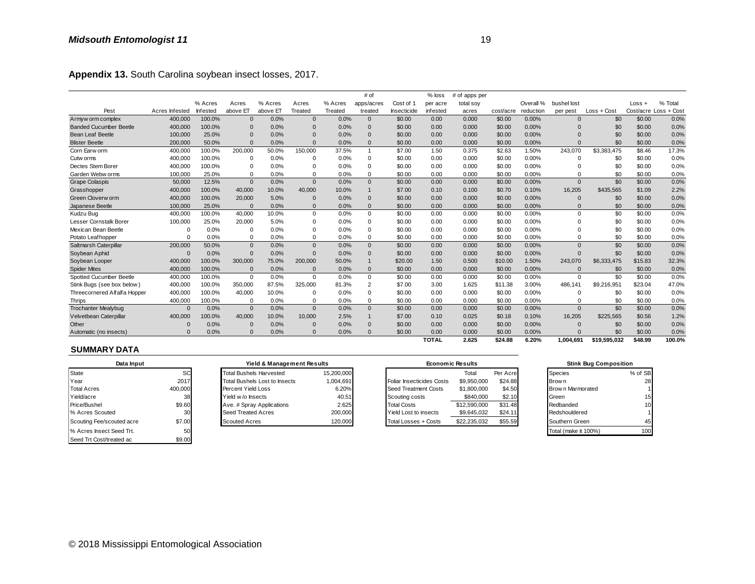**Appendix 13.** South Carolina soybean insect losses, 2017.

| Pest | Acres Infested | % Acres Infested | Acres above ET | % Acres above ET | Acres Treated | % Acres Treated | # of apps/acres treated | Cost of 1 Insecticide | % loss per acre infested | # of apps per total soy acres | cost/acre | Overall % reduction | bushel lost per pest | Loss + Cost | Loss + Cost/acre | % Total Loss + Cost |
|---|---|---|---|---|---|---|---|---|---|---|---|---|---|---|---|---|
| Armyworm complex | 400,000 | 100.0% | 0 | 0.0% | 0 | 0.0% | 0 | $0.00 | 0.00 | 0.000 | $0.00 | 0.00% | 0 | $0 | $0.00 | 0.0% |
| Banded Cucumber Beetle | 400,000 | 100.0% | 0 | 0.0% | 0 | 0.0% | 0 | $0.00 | 0.00 | 0.000 | $0.00 | 0.00% | 0 | $0 | $0.00 | 0.0% |
| Bean Leaf Beetle | 100,000 | 25.0% | 0 | 0.0% | 0 | 0.0% | 0 | $0.00 | 0.00 | 0.000 | $0.00 | 0.00% | 0 | $0 | $0.00 | 0.0% |
| Blister Beetle | 200,000 | 50.0% | 0 | 0.0% | 0 | 0.0% | 0 | $0.00 | 0.00 | 0.000 | $0.00 | 0.00% | 0 | $0 | $0.00 | 0.0% |
| Corn Earworm | 400,000 | 100.0% | 200,000 | 50.0% | 150,000 | 37.5% | 1 | $7.00 | 1.50 | 0.375 | $2.63 | 1.50% | 243,070 | $3,383,475 | $8.46 | 17.3% |
| Cutworms | 400,000 | 100.0% | 0 | 0.0% | 0 | 0.0% | 0 | $0.00 | 0.00 | 0.000 | $0.00 | 0.00% | 0 | $0 | $0.00 | 0.0% |
| Dectes Stem Borer | 400,000 | 100.0% | 0 | 0.0% | 0 | 0.0% | 0 | $0.00 | 0.00 | 0.000 | $0.00 | 0.00% | 0 | $0 | $0.00 | 0.0% |
| Garden Webworms | 100,000 | 25.0% | 0 | 0.0% | 0 | 0.0% | 0 | $0.00 | 0.00 | 0.000 | $0.00 | 0.00% | 0 | $0 | $0.00 | 0.0% |
| Grape Colaspis | 50,000 | 12.5% | 0 | 0.0% | 0 | 0.0% | 0 | $0.00 | 0.00 | 0.000 | $0.00 | 0.00% | 0 | $0 | $0.00 | 0.0% |
| Grasshopper | 400,000 | 100.0% | 40,000 | 10.0% | 40,000 | 10.0% | 1 | $7.00 | 0.10 | 0.100 | $0.70 | 0.10% | 16,205 | $435,565 | $1.09 | 2.2% |
| Green Cloverworm | 400,000 | 100.0% | 20,000 | 5.0% | 0 | 0.0% | 0 | $0.00 | 0.00 | 0.000 | $0.00 | 0.00% | 0 | $0 | $0.00 | 0.0% |
| Japanese Beetle | 100,000 | 25.0% | 0 | 0.0% | 0 | 0.0% | 0 | $0.00 | 0.00 | 0.000 | $0.00 | 0.00% | 0 | $0 | $0.00 | 0.0% |
| Kudzu Bug | 400,000 | 100.0% | 40,000 | 10.0% | 0 | 0.0% | 0 | $0.00 | 0.00 | 0.000 | $0.00 | 0.00% | 0 | $0 | $0.00 | 0.0% |
| Lesser Cornstalk Borer | 100,000 | 25.0% | 20,000 | 5.0% | 0 | 0.0% | 0 | $0.00 | 0.00 | 0.000 | $0.00 | 0.00% | 0 | $0 | $0.00 | 0.0% |
| Mexican Bean Beetle | 0 | 0.0% | 0 | 0.0% | 0 | 0.0% | 0 | $0.00 | 0.00 | 0.000 | $0.00 | 0.00% | 0 | $0 | $0.00 | 0.0% |
| Potato Leafhopper | 0 | 0.0% | 0 | 0.0% | 0 | 0.0% | 0 | $0.00 | 0.00 | 0.000 | $0.00 | 0.00% | 0 | $0 | $0.00 | 0.0% |
| Saltmarsh Caterpillar | 200,000 | 50.0% | 0 | 0.0% | 0 | 0.0% | 0 | $0.00 | 0.00 | 0.000 | $0.00 | 0.00% | 0 | $0 | $0.00 | 0.0% |
| Soybean Aphid | 0 | 0.0% | 0 | 0.0% | 0 | 0.0% | 0 | $0.00 | 0.00 | 0.000 | $0.00 | 0.00% | 0 | $0 | $0.00 | 0.0% |
| Soybean Looper | 400,000 | 100.0% | 300,000 | 75.0% | 200,000 | 50.0% | 1 | $20.00 | 1.50 | 0.500 | $10.00 | 1.50% | 243,070 | $6,333,475 | $15.83 | 32.3% |
| Spider Mites | 400,000 | 100.0% | 0 | 0.0% | 0 | 0.0% | 0 | $0.00 | 0.00 | 0.000 | $0.00 | 0.00% | 0 | $0 | $0.00 | 0.0% |
| Spotted Cucumber Beetle | 400,000 | 100.0% | 0 | 0.0% | 0 | 0.0% | 0 | $0.00 | 0.00 | 0.000 | $0.00 | 0.00% | 0 | $0 | $0.00 | 0.0% |
| Stink Bugs (see box below) | 400,000 | 100.0% | 350,000 | 87.5% | 325,000 | 81.3% | 2 | $7.00 | 3.00 | 1.625 | $11.38 | 3.00% | 486,141 | $9,216,951 | $23.04 | 47.0% |
| Threecornered Alfalfa Hopper | 400,000 | 100.0% | 40,000 | 10.0% | 0 | 0.0% | 0 | $0.00 | 0.00 | 0.000 | $0.00 | 0.00% | 0 | $0 | $0.00 | 0.0% |
| Thrips | 400,000 | 100.0% | 0 | 0.0% | 0 | 0.0% | 0 | $0.00 | 0.00 | 0.000 | $0.00 | 0.00% | 0 | $0 | $0.00 | 0.0% |
| Trochanter Mealybug | 0 | 0.0% | 0 | 0.0% | 0 | 0.0% | 0 | $0.00 | 0.00 | 0.000 | $0.00 | 0.00% | 0 | $0 | $0.00 | 0.0% |
| Velvetbean Caterpillar | 400,000 | 100.0% | 40,000 | 10.0% | 10,000 | 2.5% | 1 | $7.00 | 0.10 | 0.025 | $0.18 | 0.10% | 16,205 | $225,565 | $0.56 | 1.2% |
| Other | 0 | 0.0% | 0 | 0.0% | 0 | 0.0% | 0 | $0.00 | 0.00 | 0.000 | $0.00 | 0.00% | 0 | $0 | $0.00 | 0.0% |
| Automatic (no insects) | 0 | 0.0% | 0 | 0.0% | 0 | 0.0% | 0 | $0.00 | 0.00 | 0.000 | $0.00 | 0.00% | 0 | $0 | $0.00 | 0.0% |
| | | | | | | | | | **TOTAL** | **2.625** | **$24.88** | **6.20%** | **1,004,691** | **$19,595,032** | **$48.99** | **100.0%** |

**SUMMARY DATA**

| Data Input | |
|---|---|
| State | SC |
| Year | 2017 |
| Total Acres | 400,000 |
| Yield/acre | 38 |
| Price/Bushel | $9.60 |
| % Acres Scouted | 30 |
| Scouting Fee/scouted acre | $7.00 |
| % Acres Insect Seed Trt. | 50 |
| Seed Trt Cost/treated ac | $9.00 |

| Yield & Management Results | |
|---|---|
| Total Bushels Harvested | 15,200,000 |
| Total Bushels Lost to Insects | 1,004,691 |
| Percent Yield Loss | 6.20% |
| Yield w/o Insects | 40.51 |
| Ave. # Spray Applications | 2.625 |
| Seed Treated Acres | 200,000 |
| Scouted Acres | 120,000 |

| Economic Results | Total | Per Acre |
|---|---|---|
| Foliar Insecticides Costs | $9,950,000 | $24.88 |
| Seed Treatment Costs | $1,800,000 | $4.50 |
| Scouting costs | $840,000 | $2.10 |
| Total Costs | $12,590,000 | $31.48 |
| Yield Lost to insects | $9,645,032 | $24.11 |
| Total Losses + Costs | $22,235,032 | $55.59 |

| Stink Bug Composition | |
|---|---|
| Species | % of SB |
| Brown | 28 |
| Brown Marmorated | 1 |
| Green | 15 |
| Redbanded | 10 |
| Redshouldered | 1 |
| Southern Green | 45 |
| Total (make it 100%) | 100 |

© 2018 Mississippi Entomological Association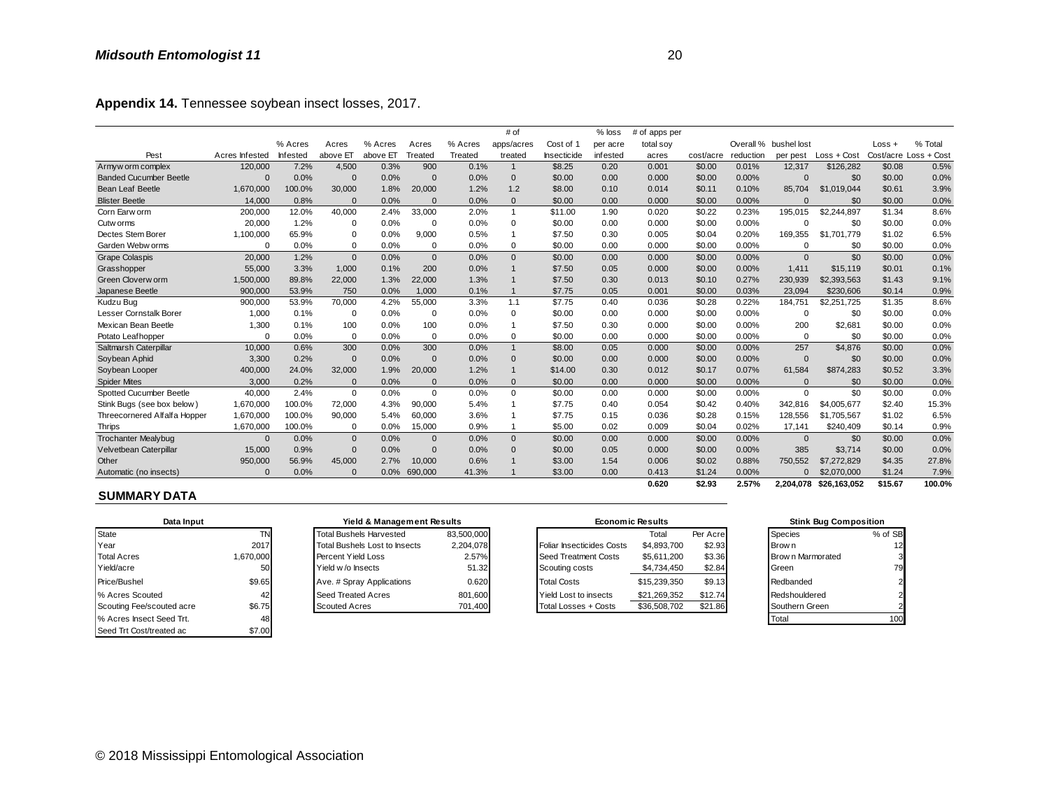**Appendix 14.** Tennessee soybean insect losses, 2017.

| Pest | Acres Infested | % Acres Infested | Acres above ET | % Acres above ET | Acres Treated | % Acres Treated | # of apps/acres treated | Cost of 1 Insecticide | % loss per acre infested | # of apps per total soy acres | cost/acre | Overall % reduction | bushel lost per pest | Loss + Cost | Loss + Cost/acre | % Total Loss + Cost |
|---|---|---|---|---|---|---|---|---|---|---|---|---|---|---|---|---|
| Armyworm complex | 120,000 | 7.2% | 4,500 | 0.3% | 900 | 0.1% | 1 | $8.25 | 0.20 | 0.001 | $0.00 | 0.01% | 12,317 | $126,282 | $0.08 | 0.5% |
| Banded Cucumber Beetle | 0 | 0.0% | 0 | 0.0% | 0 | 0.0% | 0 | $0.00 | 0.00 | 0.000 | $0.00 | 0.00% | 0 | $0 | $0.00 | 0.0% |
| Bean Leaf Beetle | 1,670,000 | 100.0% | 30,000 | 1.8% | 20,000 | 1.2% | 1.2 | $8.00 | 0.10 | 0.014 | $0.11 | 0.10% | 85,704 | $1,019,044 | $0.61 | 3.9% |
| Blister Beetle | 14,000 | 0.8% | 0 | 0.0% | 0 | 0.0% | 0 | $0.00 | 0.00 | 0.000 | $0.00 | 0.00% | 0 | $0 | $0.00 | 0.0% |
| Corn Earworm | 200,000 | 12.0% | 40,000 | 2.4% | 33,000 | 2.0% | 1 | $11.00 | 1.90 | 0.020 | $0.22 | 0.23% | 195,015 | $2,244,897 | $1.34 | 8.6% |
| Cutworms | 20,000 | 1.2% | 0 | 0.0% | 0 | 0.0% | 0 | $0.00 | 0.00 | 0.000 | $0.00 | 0.00% | 0 | $0 | $0.00 | 0.0% |
| Dectes Stem Borer | 1,100,000 | 65.9% | 0 | 0.0% | 9,000 | 0.5% | 1 | $7.50 | 0.30 | 0.005 | $0.04 | 0.20% | 169,355 | $1,701,779 | $1.02 | 6.5% |
| Garden Webworms | 0 | 0.0% | 0 | 0.0% | 0 | 0.0% | 0 | $0.00 | 0.00 | 0.000 | $0.00 | 0.00% | 0 | $0 | $0.00 | 0.0% |
| Grape Colaspis | 20,000 | 1.2% | 0 | 0.0% | 0 | 0.0% | 0 | $0.00 | 0.00 | 0.000 | $0.00 | 0.00% | 0 | $0 | $0.00 | 0.0% |
| Grasshopper | 55,000 | 3.3% | 1,000 | 0.1% | 200 | 0.0% | 1 | $7.50 | 0.05 | 0.000 | $0.00 | 0.00% | 1,411 | $15,119 | $0.01 | 0.1% |
| Green Cloverworm | 1,500,000 | 89.8% | 22,000 | 1.3% | 22,000 | 1.3% | 1 | $7.50 | 0.30 | 0.013 | $0.10 | 0.27% | 230,939 | $2,393,563 | $1.43 | 9.1% |
| Japanese Beetle | 900,000 | 53.9% | 750 | 0.0% | 1,000 | 0.1% | 1 | $7.75 | 0.05 | 0.001 | $0.00 | 0.03% | 23,094 | $230,606 | $0.14 | 0.9% |
| Kudzu Bug | 900,000 | 53.9% | 70,000 | 4.2% | 55,000 | 3.3% | 1.1 | $7.75 | 0.40 | 0.036 | $0.28 | 0.22% | 184,751 | $2,251,725 | $1.35 | 8.6% |
| Lesser Cornstalk Borer | 1,000 | 0.1% | 0 | 0.0% | 0 | 0.0% | 0 | $0.00 | 0.00 | 0.000 | $0.00 | 0.00% | 0 | $0 | $0.00 | 0.0% |
| Mexican Bean Beetle | 1,300 | 0.1% | 100 | 0.0% | 100 | 0.0% | 1 | $7.50 | 0.30 | 0.000 | $0.00 | 0.00% | 200 | $2,681 | $0.00 | 0.0% |
| Potato Leafhopper | 0 | 0.0% | 0 | 0.0% | 0 | 0.0% | 0 | $0.00 | 0.00 | 0.000 | $0.00 | 0.00% | 0 | $0 | $0.00 | 0.0% |
| Saltmarsh Caterpillar | 10,000 | 0.6% | 300 | 0.0% | 300 | 0.0% | 1 | $8.00 | 0.05 | 0.000 | $0.00 | 0.00% | 257 | $4,876 | $0.00 | 0.0% |
| Soybean Aphid | 3,300 | 0.2% | 0 | 0.0% | 0 | 0.0% | 0 | $0.00 | 0.00 | 0.000 | $0.00 | 0.00% | 0 | $0 | $0.00 | 0.0% |
| Soybean Looper | 400,000 | 24.0% | 32,000 | 1.9% | 20,000 | 1.2% | 1 | $14.00 | 0.30 | 0.012 | $0.17 | 0.07% | 61,584 | $874,283 | $0.52 | 3.3% |
| Spider Mites | 3,000 | 0.2% | 0 | 0.0% | 0 | 0.0% | 0 | $0.00 | 0.00 | 0.000 | $0.00 | 0.00% | 0 | $0 | $0.00 | 0.0% |
| Spotted Cucumber Beetle | 40,000 | 2.4% | 0 | 0.0% | 0 | 0.0% | 0 | $0.00 | 0.00 | 0.000 | $0.00 | 0.00% | 0 | $0 | $0.00 | 0.0% |
| Stink Bugs (see box below) | 1,670,000 | 100.0% | 72,000 | 4.3% | 90,000 | 5.4% | 1 | $7.75 | 0.40 | 0.054 | $0.42 | 0.40% | 342,816 | $4,005,677 | $2.40 | 15.3% |
| Threecornered Alfalfa Hopper | 1,670,000 | 100.0% | 90,000 | 5.4% | 60,000 | 3.6% | 1 | $7.75 | 0.15 | 0.036 | $0.28 | 0.15% | 128,556 | $1,705,567 | $1.02 | 6.5% |
| Thrips | 1,670,000 | 100.0% | 0 | 0.0% | 15,000 | 0.9% | 1 | $5.00 | 0.02 | 0.009 | $0.04 | 0.02% | 17,141 | $240,409 | $0.14 | 0.9% |
| Trochanter Mealybug | 0 | 0.0% | 0 | 0.0% | 0 | 0.0% | 0 | $0.00 | 0.00 | 0.000 | $0.00 | 0.00% | 0 | $0 | $0.00 | 0.0% |
| Velvetbean Caterpillar | 15,000 | 0.9% | 0 | 0.0% | 0 | 0.0% | 0 | $0.00 | 0.05 | 0.000 | $0.00 | 0.00% | 385 | $3,714 | $0.00 | 0.0% |
| Other | 950,000 | 56.9% | 45,000 | 2.7% | 10,000 | 0.6% | 1 | $3.00 | 1.54 | 0.006 | $0.02 | 0.88% | 750,552 | $7,272,829 | $4.35 | 27.8% |
| Automatic (no insects) | 0 | 0.0% | 0 | 0.0% | 690,000 | 41.3% | 1 | $3.00 | 0.00 | 0.413 | $1.24 | 0.00% | 0 | $2,070,000 | $1.24 | 7.9% |
| | | | | | | | | | | **0.620** | **$2.93** | **2.57%** | **2,204,078** | **$26,163,052** | **$15.67** | **100.0%** |

### SUMMARY DATA

**Data Input**

| | |
|---|---|
| State | TN |
| Year | 2017 |
| Total Acres | 1,670,000 |
| Yield/acre | 50 |
| Price/Bushel | $9.65 |
| % Acres Scouted | 42 |
| Scouting Fee/scouted acre | $6.75 |
| % Acres Insect Seed Trt. | 48 |
| Seed Trt Cost/treated ac | $7.00 |

**Yield & Management Results**

| | |
|---|---|
| Total Bushels Harvested | 83,500,000 |
| Total Bushels Lost to Insects | 2,204,078 |
| Percent Yield Loss | 2.57% |
| Yield w/o Insects | 51.32 |
| Ave. # Spray Applications | 0.620 |
| Seed Treated Acres | 801,600 |
| Scouted Acres | 701,400 |

**Economic Results**

| | Total | Per Acre |
|---|---|---|
| Foliar Insecticides Costs | $4,893,700 | $2.93 |
| Seed Treatment Costs | $5,611,200 | $3.36 |
| Scouting costs | $4,734,450 | $2.84 |
| Total Costs | $15,239,350 | $9.13 |
| Yield Lost to insects | $21,269,352 | $12.74 |
| Total Losses + Costs | $36,508,702 | $21.86 |

**Stink Bug Composition**

| Species | % of SB |
|---|---|
| Brown | 12 |
| Brown Marmorated | 3 |
| Green | 79 |
| Redbanded | 2 |
| Redshouldered | 2 |
| Southern Green | 2 |
| Total | 100 |

© 2018 Mississippi Entomological Association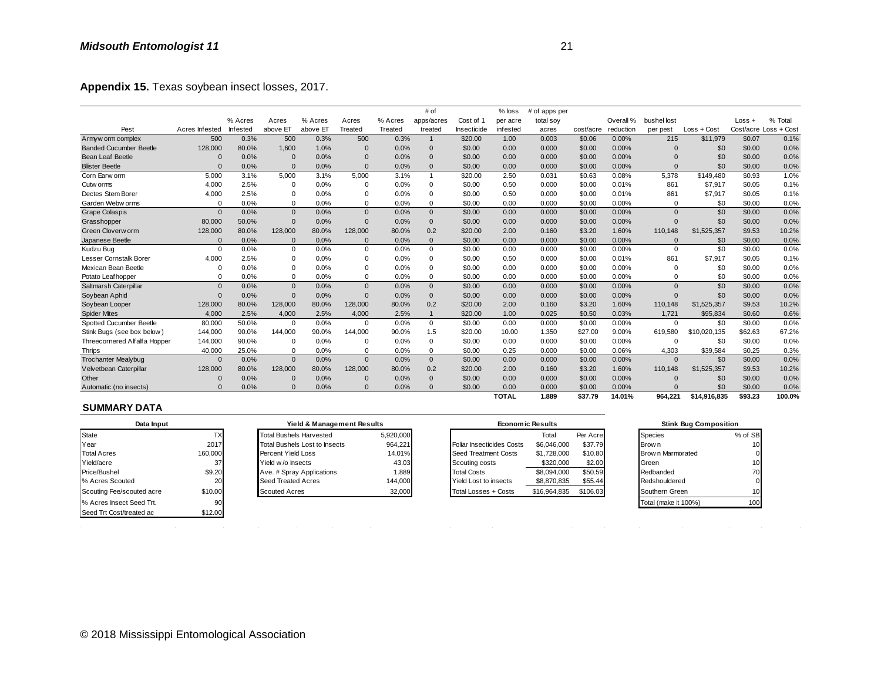**Appendix 15.** Texas soybean insect losses, 2017.

| Pest | Acres Infested | % Acres Infested | Acres above ET | % Acres above ET | Acres Treated | % Acres Treated | # of apps/acres treated | Cost of 1 Insecticide | % loss per acre infested | # of apps per total soy acres | cost/acre | Overall % reduction | bushel lost per pest | Loss + Cost | Loss + Cost/acre | % Total Loss + Cost |
|---|---|---|---|---|---|---|---|---|---|---|---|---|---|---|---|---|
| Armyworm complex | 500 | 0.3% | 500 | 0.3% | 500 | 0.3% | 1 | $20.00 | 1.00 | 0.003 | $0.06 | 0.00% | 215 | $11,979 | $0.07 | 0.1% |
| Banded Cucumber Beetle | 128,000 | 80.0% | 1,600 | 1.0% | 0 | 0.0% | 0 | $0.00 | 0.00 | 0.000 | $0.00 | 0.00% | 0 | $0 | $0.00 | 0.0% |
| Bean Leaf Beetle | 0 | 0.0% | 0 | 0.0% | 0 | 0.0% | 0 | $0.00 | 0.00 | 0.000 | $0.00 | 0.00% | 0 | $0 | $0.00 | 0.0% |
| Blister Beetle | 0 | 0.0% | 0 | 0.0% | 0 | 0.0% | 0 | $0.00 | 0.00 | 0.000 | $0.00 | 0.00% | 0 | $0 | $0.00 | 0.0% |
| Corn Earworm | 5,000 | 3.1% | 5,000 | 3.1% | 5,000 | 3.1% | 1 | $20.00 | 2.50 | 0.031 | $0.63 | 0.08% | 5,378 | $149,480 | $0.93 | 1.0% |
| Cutworms | 4,000 | 2.5% | 0 | 0.0% | 0 | 0.0% | 0 | $0.00 | 0.50 | 0.000 | $0.00 | 0.01% | 861 | $7,917 | $0.05 | 0.1% |
| Dectes Stem Borer | 4,000 | 2.5% | 0 | 0.0% | 0 | 0.0% | 0 | $0.00 | 0.50 | 0.000 | $0.00 | 0.01% | 861 | $7,917 | $0.05 | 0.1% |
| Garden Webworms | 0 | 0.0% | 0 | 0.0% | 0 | 0.0% | 0 | $0.00 | 0.00 | 0.000 | $0.00 | 0.00% | 0 | $0 | $0.00 | 0.0% |
| Grape Colaspis | 0 | 0.0% | 0 | 0.0% | 0 | 0.0% | 0 | $0.00 | 0.00 | 0.000 | $0.00 | 0.00% | 0 | $0 | $0.00 | 0.0% |
| Grasshopper | 80,000 | 50.0% | 0 | 0.0% | 0 | 0.0% | 0 | $0.00 | 0.00 | 0.000 | $0.00 | 0.00% | 0 | $0 | $0.00 | 0.0% |
| Green Cloverworm | 128,000 | 80.0% | 128,000 | 80.0% | 128,000 | 80.0% | 0.2 | $20.00 | 2.00 | 0.160 | $3.20 | 1.60% | 110,148 | $1,525,357 | $9.53 | 10.2% |
| Japanese Beetle | 0 | 0.0% | 0 | 0.0% | 0 | 0.0% | 0 | $0.00 | 0.00 | 0.000 | $0.00 | 0.00% | 0 | $0 | $0.00 | 0.0% |
| Kudzu Bug | 0 | 0.0% | 0 | 0.0% | 0 | 0.0% | 0 | $0.00 | 0.00 | 0.000 | $0.00 | 0.00% | 0 | $0 | $0.00 | 0.0% |
| Lesser Cornstalk Borer | 4,000 | 2.5% | 0 | 0.0% | 0 | 0.0% | 0 | $0.00 | 0.50 | 0.000 | $0.00 | 0.01% | 861 | $7,917 | $0.05 | 0.1% |
| Mexican Bean Beetle | 0 | 0.0% | 0 | 0.0% | 0 | 0.0% | 0 | $0.00 | 0.00 | 0.000 | $0.00 | 0.00% | 0 | $0 | $0.00 | 0.0% |
| Potato Leafhopper | 0 | 0.0% | 0 | 0.0% | 0 | 0.0% | 0 | $0.00 | 0.00 | 0.000 | $0.00 | 0.00% | 0 | $0 | $0.00 | 0.0% |
| Saltmarsh Caterpillar | 0 | 0.0% | 0 | 0.0% | 0 | 0.0% | 0 | $0.00 | 0.00 | 0.000 | $0.00 | 0.00% | 0 | $0 | $0.00 | 0.0% |
| Soybean Aphid | 0 | 0.0% | 0 | 0.0% | 0 | 0.0% | 0 | $0.00 | 0.00 | 0.000 | $0.00 | 0.00% | 0 | $0 | $0.00 | 0.0% |
| Soybean Looper | 128,000 | 80.0% | 128,000 | 80.0% | 128,000 | 80.0% | 0.2 | $20.00 | 2.00 | 0.160 | $3.20 | 1.60% | 110,148 | $1,525,357 | $9.53 | 10.2% |
| Spider Mites | 4,000 | 2.5% | 4,000 | 2.5% | 4,000 | 2.5% | 1 | $20.00 | 1.00 | 0.025 | $0.50 | 0.03% | 1,721 | $95,834 | $0.60 | 0.6% |
| Spotted Cucumber Beetle | 80,000 | 50.0% | 0 | 0.0% | 0 | 0.0% | 0 | $0.00 | 0.00 | 0.000 | $0.00 | 0.00% | 0 | $0 | $0.00 | 0.0% |
| Stink Bugs (see box below) | 144,000 | 90.0% | 144,000 | 90.0% | 144,000 | 90.0% | 1.5 | $20.00 | 10.00 | 1.350 | $27.00 | 9.00% | 619,580 | $10,020,135 | $62.63 | 67.2% |
| Threecornered Alfalfa Hopper | 144,000 | 90.0% | 0 | 0.0% | 0 | 0.0% | 0 | $0.00 | 0.00 | 0.000 | $0.00 | 0.00% | 0 | $0 | $0.00 | 0.0% |
| Thrips | 40,000 | 25.0% | 0 | 0.0% | 0 | 0.0% | 0 | $0.00 | 0.25 | 0.000 | $0.00 | 0.06% | 4,303 | $39,584 | $0.25 | 0.3% |
| Trochanter Mealybug | 0 | 0.0% | 0 | 0.0% | 0 | 0.0% | 0 | $0.00 | 0.00 | 0.000 | $0.00 | 0.00% | 0 | $0 | $0.00 | 0.0% |
| Velvetbean Caterpillar | 128,000 | 80.0% | 128,000 | 80.0% | 128,000 | 80.0% | 0.2 | $20.00 | 2.00 | 0.160 | $3.20 | 1.60% | 110,148 | $1,525,357 | $9.53 | 10.2% |
| Other | 0 | 0.0% | 0 | 0.0% | 0 | 0.0% | 0 | $0.00 | 0.00 | 0.000 | $0.00 | 0.00% | 0 | $0 | $0.00 | 0.0% |
| Automatic (no insects) | 0 | 0.0% | 0 | 0.0% | 0 | 0.0% | 0 | $0.00 | 0.00 | 0.000 | $0.00 | 0.00% | 0 | $0 | $0.00 | 0.0% |
| | | | | | | | | | **TOTAL** | **1.889** | **$37.79** | **14.01%** | **964,221** | **$14,916,835** | **$93.23** | **100.0%** |

## SUMMARY DATA

| Data Input | |
|---|---|
| State | TX |
| Year | 2017 |
| Total Acres | 160,000 |
| Yield/acre | 37 |
| Price/Bushel | $9.20 |
| % Acres Scouted | 20 |
| Scouting Fee/scouted acre | $10.00 |
| % Acres Insect Seed Trt. | 90 |
| Seed Trt Cost/treated ac | $12.00 |

| Yield & Management Results | |
|---|---|
| Total Bushels Harvested | 5,920,000 |
| Total Bushels Lost to Insects | 964,221 |
| Percent Yield Loss | 14.01% |
| Yield w/o Insects | 43.03 |
| Ave. # Spray Applications | 1.889 |
| Seed Treated Acres | 144,000 |
| Scouted Acres | 32,000 |

| Economic Results | Total | Per Acre |
|---|---|---|
| Foliar Insecticides Costs | $6,046,000 | $37.79 |
| Seed Treatment Costs | $1,728,000 | $10.80 |
| Scouting costs | $320,000 | $2.00 |
| Total Costs | $8,094,000 | $50.59 |
| Yield Lost to insects | $8,870,835 | $55.44 |
| Total Losses + Costs | $16,964,835 | $106.03 |

| Stink Bug Composition | |
|---|---|
| Species | % of SB |
| Brown | 10 |
| Brown Marmorated | 0 |
| Green | 10 |
| Redbanded | 70 |
| Redshouldered | 0 |
| Southern Green | 10 |
| Total (make it 100%) | 100 |

© 2018 Mississippi Entomological Association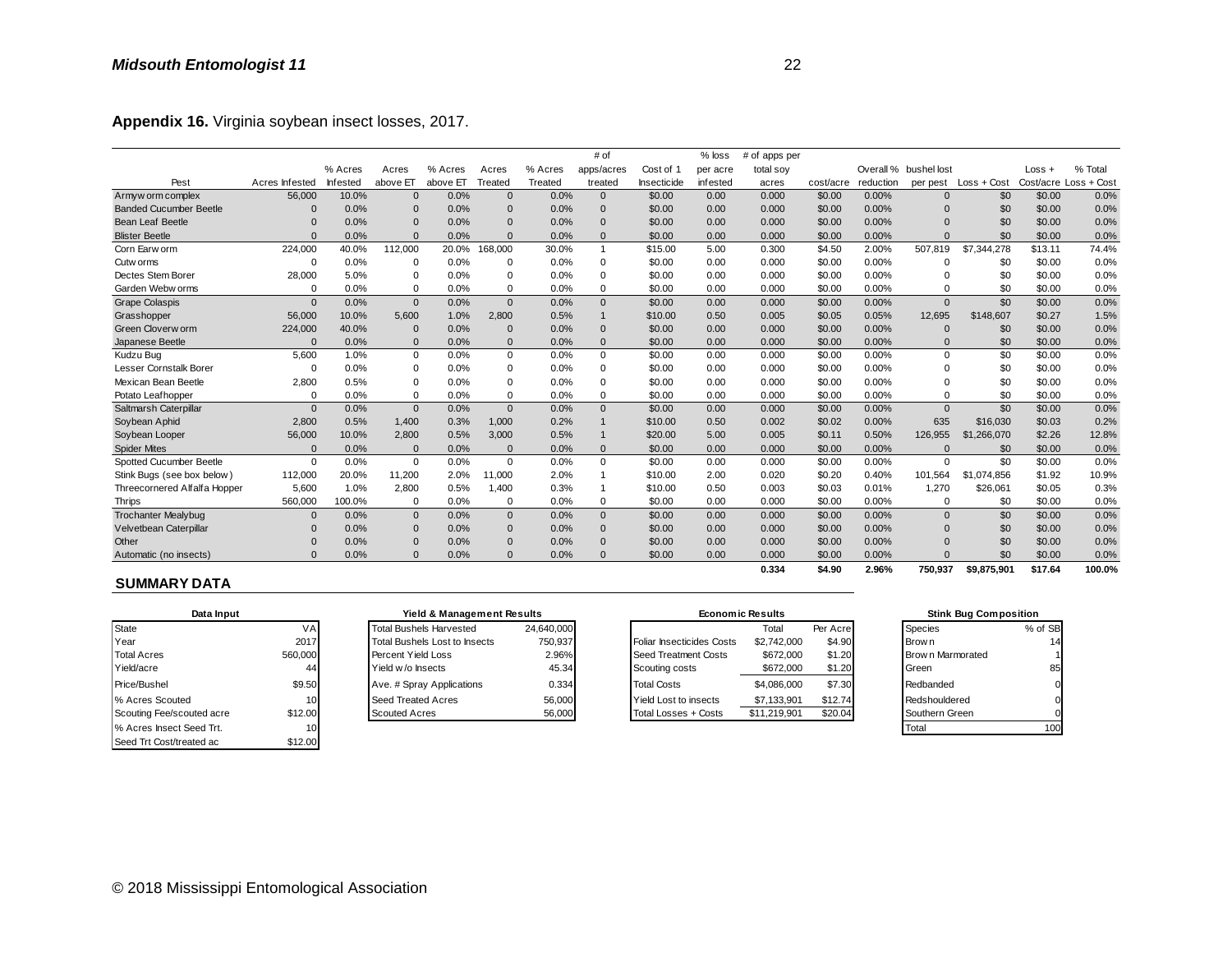**Appendix 16.** Virginia soybean insect losses, 2017.

| Pest | Acres Infested | % Acres Infested | Acres above ET | % Acres above ET | Acres Treated | % Acres Treated | # of apps/acres treated | Cost of 1 Insecticide | % loss per acre infested | # of apps per total soy acres | cost/acre | Overall % reduction | bushel lost per pest | Loss + Cost | Loss + Cost/acre | % Total Loss + Cost |
|---|---|---|---|---|---|---|---|---|---|---|---|---|---|---|---|---|
| Armyworm complex | 56,000 | 10.0% | 0 | 0.0% | 0 | 0.0% | 0 | $0.00 | 0.00 | 0.000 | $0.00 | 0.00% | 0 | $0 | $0.00 | 0.0% |
| Banded Cucumber Beetle | 0 | 0.0% | 0 | 0.0% | 0 | 0.0% | 0 | $0.00 | 0.00 | 0.000 | $0.00 | 0.00% | 0 | $0 | $0.00 | 0.0% |
| Bean Leaf Beetle | 0 | 0.0% | 0 | 0.0% | 0 | 0.0% | 0 | $0.00 | 0.00 | 0.000 | $0.00 | 0.00% | 0 | $0 | $0.00 | 0.0% |
| Blister Beetle | 0 | 0.0% | 0 | 0.0% | 0 | 0.0% | 0 | $0.00 | 0.00 | 0.000 | $0.00 | 0.00% | 0 | $0 | $0.00 | 0.0% |
| Corn Earworm | 224,000 | 40.0% | 112,000 | 20.0% | 168,000 | 30.0% | 1 | $15.00 | 5.00 | 0.300 | $4.50 | 2.00% | 507,819 | $7,344,278 | $13.11 | 74.4% |
| Cutworms | 0 | 0.0% | 0 | 0.0% | 0 | 0.0% | 0 | $0.00 | 0.00 | 0.000 | $0.00 | 0.00% | 0 | $0 | $0.00 | 0.0% |
| Dectes Stem Borer | 28,000 | 5.0% | 0 | 0.0% | 0 | 0.0% | 0 | $0.00 | 0.00 | 0.000 | $0.00 | 0.00% | 0 | $0 | $0.00 | 0.0% |
| Garden Webworms | 0 | 0.0% | 0 | 0.0% | 0 | 0.0% | 0 | $0.00 | 0.00 | 0.000 | $0.00 | 0.00% | 0 | $0 | $0.00 | 0.0% |
| Grape Colaspis | 0 | 0.0% | 0 | 0.0% | 0 | 0.0% | 0 | $0.00 | 0.00 | 0.000 | $0.00 | 0.00% | 0 | $0 | $0.00 | 0.0% |
| Grasshopper | 56,000 | 10.0% | 5,600 | 1.0% | 2,800 | 0.5% | 1 | $10.00 | 0.50 | 0.005 | $0.05 | 0.05% | 12,695 | $148,607 | $0.27 | 1.5% |
| Green Cloverworm | 224,000 | 40.0% | 0 | 0.0% | 0 | 0.0% | 0 | $0.00 | 0.00 | 0.000 | $0.00 | 0.00% | 0 | $0 | $0.00 | 0.0% |
| Japanese Beetle | 0 | 0.0% | 0 | 0.0% | 0 | 0.0% | 0 | $0.00 | 0.00 | 0.000 | $0.00 | 0.00% | 0 | $0 | $0.00 | 0.0% |
| Kudzu Bug | 5,600 | 1.0% | 0 | 0.0% | 0 | 0.0% | 0 | $0.00 | 0.00 | 0.000 | $0.00 | 0.00% | 0 | $0 | $0.00 | 0.0% |
| Lesser Cornstalk Borer | 0 | 0.0% | 0 | 0.0% | 0 | 0.0% | 0 | $0.00 | 0.00 | 0.000 | $0.00 | 0.00% | 0 | $0 | $0.00 | 0.0% |
| Mexican Bean Beetle | 2,800 | 0.5% | 0 | 0.0% | 0 | 0.0% | 0 | $0.00 | 0.00 | 0.000 | $0.00 | 0.00% | 0 | $0 | $0.00 | 0.0% |
| Potato Leafhopper | 0 | 0.0% | 0 | 0.0% | 0 | 0.0% | 0 | $0.00 | 0.00 | 0.000 | $0.00 | 0.00% | 0 | $0 | $0.00 | 0.0% |
| Saltmarsh Caterpillar | 0 | 0.0% | 0 | 0.0% | 0 | 0.0% | 0 | $0.00 | 0.00 | 0.000 | $0.00 | 0.00% | 0 | $0 | $0.00 | 0.0% |
| Soybean Aphid | 2,800 | 0.5% | 1,400 | 0.3% | 1,000 | 0.2% | 1 | $10.00 | 0.50 | 0.002 | $0.02 | 0.00% | 635 | $16,030 | $0.03 | 0.2% |
| Soybean Looper | 56,000 | 10.0% | 2,800 | 0.5% | 3,000 | 0.5% | 1 | $20.00 | 5.00 | 0.005 | $0.11 | 0.50% | 126,955 | $1,266,070 | $2.26 | 12.8% |
| Spider Mites | 0 | 0.0% | 0 | 0.0% | 0 | 0.0% | 0 | $0.00 | 0.00 | 0.000 | $0.00 | 0.00% | 0 | $0 | $0.00 | 0.0% |
| Spotted Cucumber Beetle | 0 | 0.0% | 0 | 0.0% | 0 | 0.0% | 0 | $0.00 | 0.00 | 0.000 | $0.00 | 0.00% | 0 | $0 | $0.00 | 0.0% |
| Stink Bugs (see box below) | 112,000 | 20.0% | 11,200 | 2.0% | 11,000 | 2.0% | 1 | $10.00 | 2.00 | 0.020 | $0.20 | 0.40% | 101,564 | $1,074,856 | $1.92 | 10.9% |
| Threecornered Alfalfa Hopper | 5,600 | 1.0% | 2,800 | 0.5% | 1,400 | 0.3% | 1 | $10.00 | 0.50 | 0.003 | $0.03 | 0.01% | 1,270 | $26,061 | $0.05 | 0.3% |
| Thrips | 560,000 | 100.0% | 0 | 0.0% | 0 | 0.0% | 0 | $0.00 | 0.00 | 0.000 | $0.00 | 0.00% | 0 | $0 | $0.00 | 0.0% |
| Trochanter Mealybug | 0 | 0.0% | 0 | 0.0% | 0 | 0.0% | 0 | $0.00 | 0.00 | 0.000 | $0.00 | 0.00% | 0 | $0 | $0.00 | 0.0% |
| Velvetbean Caterpillar | 0 | 0.0% | 0 | 0.0% | 0 | 0.0% | 0 | $0.00 | 0.00 | 0.000 | $0.00 | 0.00% | 0 | $0 | $0.00 | 0.0% |
| Other | 0 | 0.0% | 0 | 0.0% | 0 | 0.0% | 0 | $0.00 | 0.00 | 0.000 | $0.00 | 0.00% | 0 | $0 | $0.00 | 0.0% |
| Automatic (no insects) | 0 | 0.0% | 0 | 0.0% | 0 | 0.0% | 0 | $0.00 | 0.00 | 0.000 | $0.00 | 0.00% | 0 | $0 | $0.00 | 0.0% |
| | | | | | | | | | | **0.334** | **$4.90** | **2.96%** | **750,937** | **$9,875,901** | **$17.64** | **100.0%** |

**SUMMARY DATA**

| Data Input | |
|---|---|
| State | VA |
| Year | 2017 |
| Total Acres | 560,000 |
| Yield/acre | 44 |
| Price/Bushel | $9.50 |
| % Acres Scouted | 10 |
| Scouting Fee/scouted acre | $12.00 |
| % Acres Insect Seed Trt. | 10 |
| Seed Trt Cost/treated ac | $12.00 |

| Yield & Management Results | |
|---|---|
| Total Bushels Harvested | 24,640,000 |
| Total Bushels Lost to Insects | 750,937 |
| Percent Yield Loss | 2.96% |
| Yield w/o Insects | 45.34 |
| Ave. # Spray Applications | 0.334 |
| Seed Treated Acres | 56,000 |
| Scouted Acres | 56,000 |

| Economic Results | Total | Per Acre |
|---|---|---|
| Foliar Insecticides Costs | $2,742,000 | $4.90 |
| Seed Treatment Costs | $672,000 | $1.20 |
| Scouting costs | $672,000 | $1.20 |
| Total Costs | $4,086,000 | $7.30 |
| Yield Lost to insects | $7,133,901 | $12.74 |
| Total Losses + Costs | $11,219,901 | $20.04 |

| Stink Bug Composition | |
|---|---|
| Species | % of SB |
| Brown | 14 |
| Brown Marmorated | 1 |
| Green | 85 |
| Redbanded | 0 |
| Redshouldered | 0 |
| Southern Green | 0 |
| Total | 100 |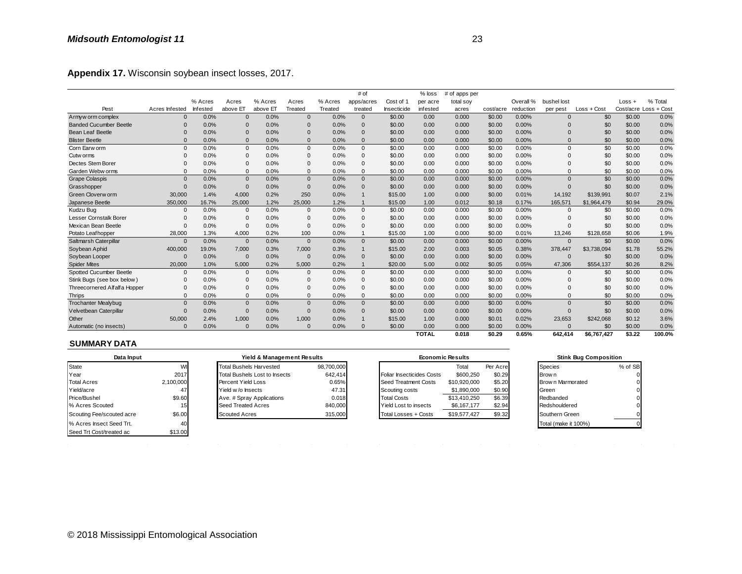**Appendix 17.** Wisconsin soybean insect losses, 2017.

| Pest | Acres Infested | % Acres Infested | Acres above ET | % Acres above ET | Acres Treated | % Acres Treated | # of apps/acres treated | Cost of 1 Insecticide | % loss per acre infested | # of apps per total soy acres | cost/acre | Overall % reduction | bushel lost per pest | Loss + Cost | Loss + Cost/acre | % Total Loss + Cost |
|---|---|---|---|---|---|---|---|---|---|---|---|---|---|---|---|---|
| Armyworm complex | 0 | 0.0% | 0 | 0.0% | 0 | 0.0% | 0 | $0.00 | 0.00 | 0.000 | $0.00 | 0.00% | 0 | $0 | $0.00 | 0.0% |
| Banded Cucumber Beetle | 0 | 0.0% | 0 | 0.0% | 0 | 0.0% | 0 | $0.00 | 0.00 | 0.000 | $0.00 | 0.00% | 0 | $0 | $0.00 | 0.0% |
| Bean Leaf Beetle | 0 | 0.0% | 0 | 0.0% | 0 | 0.0% | 0 | $0.00 | 0.00 | 0.000 | $0.00 | 0.00% | 0 | $0 | $0.00 | 0.0% |
| Blister Beetle | 0 | 0.0% | 0 | 0.0% | 0 | 0.0% | 0 | $0.00 | 0.00 | 0.000 | $0.00 | 0.00% | 0 | $0 | $0.00 | 0.0% |
| Corn Earworm | 0 | 0.0% | 0 | 0.0% | 0 | 0.0% | 0 | $0.00 | 0.00 | 0.000 | $0.00 | 0.00% | 0 | $0 | $0.00 | 0.0% |
| Cutworms | 0 | 0.0% | 0 | 0.0% | 0 | 0.0% | 0 | $0.00 | 0.00 | 0.000 | $0.00 | 0.00% | 0 | $0 | $0.00 | 0.0% |
| Dectes Stem Borer | 0 | 0.0% | 0 | 0.0% | 0 | 0.0% | 0 | $0.00 | 0.00 | 0.000 | $0.00 | 0.00% | 0 | $0 | $0.00 | 0.0% |
| Garden Webworms | 0 | 0.0% | 0 | 0.0% | 0 | 0.0% | 0 | $0.00 | 0.00 | 0.000 | $0.00 | 0.00% | 0 | $0 | $0.00 | 0.0% |
| Grape Colaspis | 0 | 0.0% | 0 | 0.0% | 0 | 0.0% | 0 | $0.00 | 0.00 | 0.000 | $0.00 | 0.00% | 0 | $0 | $0.00 | 0.0% |
| Grasshopper | 0 | 0.0% | 0 | 0.0% | 0 | 0.0% | 0 | $0.00 | 0.00 | 0.000 | $0.00 | 0.00% | 0 | $0 | $0.00 | 0.0% |
| Green Cloverworm | 30,000 | 1.4% | 4,000 | 0.2% | 250 | 0.0% | 1 | $15.00 | 1.00 | 0.000 | $0.00 | 0.01% | 14,192 | $139,991 | $0.07 | 2.1% |
| Japanese Beetle | 350,000 | 16.7% | 25,000 | 1.2% | 25,000 | 1.2% | 1 | $15.00 | 1.00 | 0.012 | $0.18 | 0.17% | 165,571 | $1,964,479 | $0.94 | 29.0% |
| Kudzu Bug | 0 | 0.0% | 0 | 0.0% | 0 | 0.0% | 0 | $0.00 | 0.00 | 0.000 | $0.00 | 0.00% | 0 | $0 | $0.00 | 0.0% |
| Lesser Cornstalk Borer | 0 | 0.0% | 0 | 0.0% | 0 | 0.0% | 0 | $0.00 | 0.00 | 0.000 | $0.00 | 0.00% | 0 | $0 | $0.00 | 0.0% |
| Mexican Bean Beetle | 0 | 0.0% | 0 | 0.0% | 0 | 0.0% | 0 | $0.00 | 0.00 | 0.000 | $0.00 | 0.00% | 0 | $0 | $0.00 | 0.0% |
| Potato Leafhopper | 28,000 | 1.3% | 4,000 | 0.2% | 100 | 0.0% | 1 | $15.00 | 1.00 | 0.000 | $0.00 | 0.01% | 13,246 | $128,658 | $0.06 | 1.9% |
| Saltmarsh Caterpillar | 0 | 0.0% | 0 | 0.0% | 0 | 0.0% | 0 | $0.00 | 0.00 | 0.000 | $0.00 | 0.00% | 0 | $0 | $0.00 | 0.0% |
| Soybean Aphid | 400,000 | 19.0% | 7,000 | 0.3% | 7,000 | 0.3% | 1 | $15.00 | 2.00 | 0.003 | $0.05 | 0.38% | 378,447 | $3,738,094 | $1.78 | 55.2% |
| Soybean Looper | 0 | 0.0% | 0 | 0.0% | 0 | 0.0% | 0 | $0.00 | 0.00 | 0.000 | $0.00 | 0.00% | 0 | $0 | $0.00 | 0.0% |
| Spider Mites | 20,000 | 1.0% | 5,000 | 0.2% | 5,000 | 0.2% | 1 | $20.00 | 5.00 | 0.002 | $0.05 | 0.05% | 47,306 | $554,137 | $0.26 | 8.2% |
| Spotted Cucumber Beetle | 0 | 0.0% | 0 | 0.0% | 0 | 0.0% | 0 | $0.00 | 0.00 | 0.000 | $0.00 | 0.00% | 0 | $0 | $0.00 | 0.0% |
| Stink Bugs (see box below) | 0 | 0.0% | 0 | 0.0% | 0 | 0.0% | 0 | $0.00 | 0.00 | 0.000 | $0.00 | 0.00% | 0 | $0 | $0.00 | 0.0% |
| Threecornered Alfalfa Hopper | 0 | 0.0% | 0 | 0.0% | 0 | 0.0% | 0 | $0.00 | 0.00 | 0.000 | $0.00 | 0.00% | 0 | $0 | $0.00 | 0.0% |
| Thrips | 0 | 0.0% | 0 | 0.0% | 0 | 0.0% | 0 | $0.00 | 0.00 | 0.000 | $0.00 | 0.00% | 0 | $0 | $0.00 | 0.0% |
| Trochanter Mealybug | 0 | 0.0% | 0 | 0.0% | 0 | 0.0% | 0 | $0.00 | 0.00 | 0.000 | $0.00 | 0.00% | 0 | $0 | $0.00 | 0.0% |
| Velvetbean Caterpillar | 0 | 0.0% | 0 | 0.0% | 0 | 0.0% | 0 | $0.00 | 0.00 | 0.000 | $0.00 | 0.00% | 0 | $0 | $0.00 | 0.0% |
| Other | 50,000 | 2.4% | 1,000 | 0.0% | 1,000 | 0.0% | 1 | $15.00 | 1.00 | 0.000 | $0.01 | 0.02% | 23,653 | $242,068 | $0.12 | 3.6% |
| Automatic (no insects) | 0 | 0.0% | 0 | 0.0% | 0 | 0.0% | 0 | $0.00 | 0.00 | 0.000 | $0.00 | 0.00% | 0 | $0 | $0.00 | 0.0% |
| | | | | | | | | | **TOTAL** | **0.018** | **$0.29** | **0.65%** | **642,414** | **$6,767,427** | **$3.22** | **100.0%** |

## SUMMARY DATA

| Data Input | |
|---|---|
| State | WI |
| Year | 2017 |
| Total Acres | 2,100,000 |
| Yield/acre | 47 |
| Price/Bushel | $9.60 |
| % Acres Scouted | 15 |
| Scouting Fee/scouted acre | $6.00 |
| % Acres Insect Seed Trt. | 40 |
| Seed Trt Cost/treated ac | $13.00 |

| Yield & Management Results | |
|---|---|
| Total Bushels Harvested | 98,700,000 |
| Total Bushels Lost to Insects | 642,414 |
| Percent Yield Loss | 0.65% |
| Yield w/o Insects | 47.31 |
| Ave. # Spray Applications | 0.018 |
| Seed Treated Acres | 840,000 |
| Scouted Acres | 315,000 |

| Economic Results | Total | Per Acre |
|---|---|---|
| Foliar Insecticides Costs | $600,250 | $0.29 |
| Seed Treatment Costs | $10,920,000 | $5.20 |
| Scouting costs | $1,890,000 | $0.90 |
| Total Costs | $13,410,250 | $6.39 |
| Yield Lost to insects | $6,167,177 | $2.94 |
| Total Losses + Costs | $19,577,427 | $9.32 |

| Stink Bug Composition | |
|---|---|
| Species | % of SB |
| Brown | 0 |
| Brown Marmorated | 0 |
| Green | 0 |
| Redbanded | 0 |
| Redshouldered | 0 |
| Southern Green | 0 |
| Total (make it 100%) | 0 |

© 2018 Mississippi Entomological Association